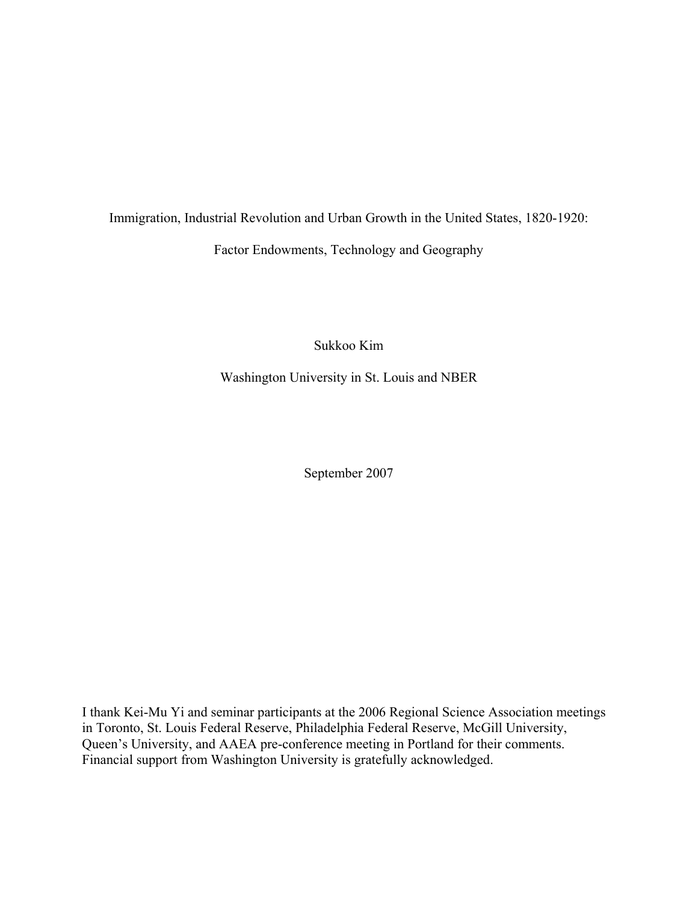# Immigration, Industrial Revolution and Urban Growth in the United States, 1820-1920:

## Factor Endowments, Technology and Geography

Sukkoo Kim

Washington University in St. Louis and NBER

September 2007

I thank Kei-Mu Yi and seminar participants at the 2006 Regional Science Association meetings in Toronto, St. Louis Federal Reserve, Philadelphia Federal Reserve, McGill University, Queen's University, and AAEA pre-conference meeting in Portland for their comments. Financial support from Washington University is gratefully acknowledged.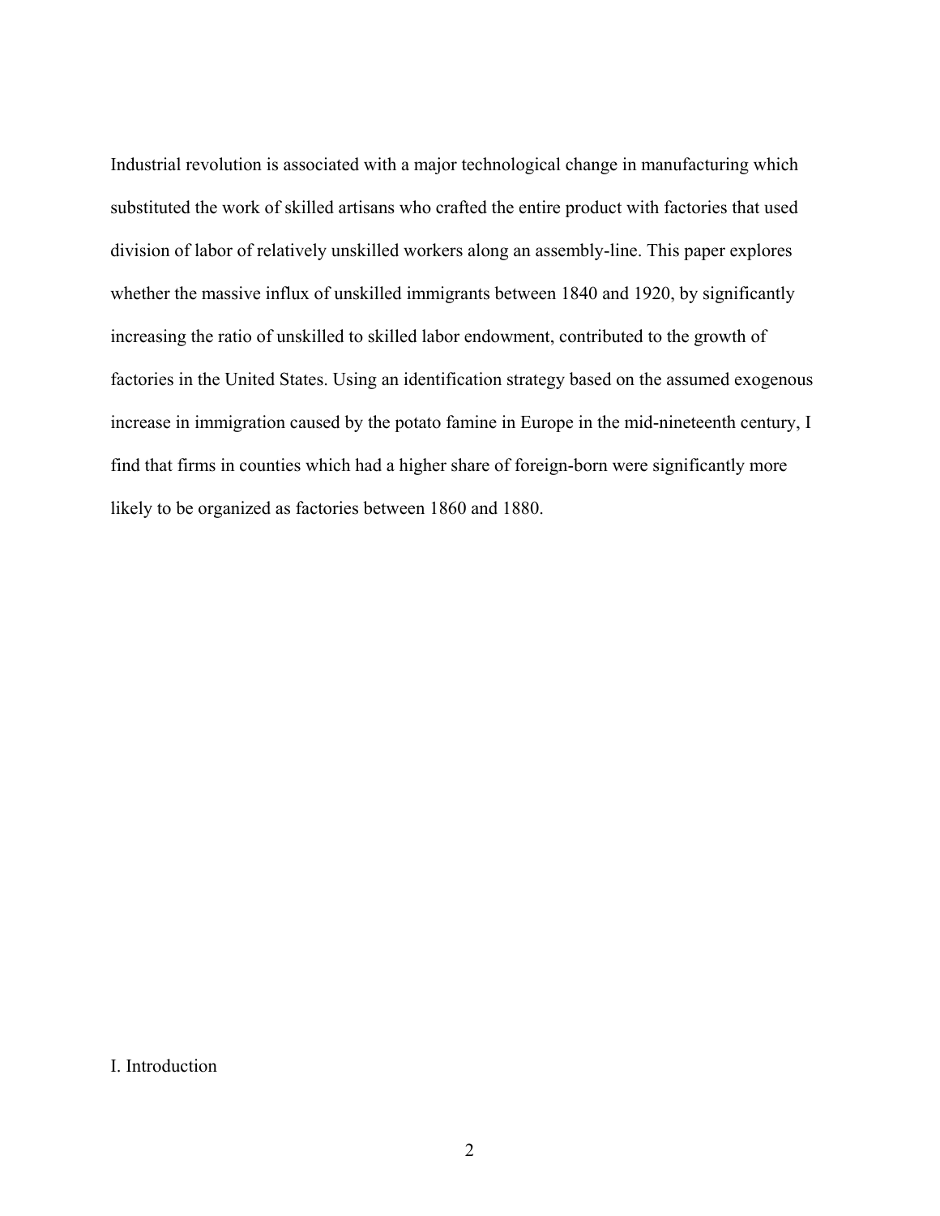Industrial revolution is associated with a major technological change in manufacturing which substituted the work of skilled artisans who crafted the entire product with factories that used division of labor of relatively unskilled workers along an assembly-line. This paper explores whether the massive influx of unskilled immigrants between 1840 and 1920, by significantly increasing the ratio of unskilled to skilled labor endowment, contributed to the growth of factories in the United States. Using an identification strategy based on the assumed exogenous increase in immigration caused by the potato famine in Europe in the mid-nineteenth century, I find that firms in counties which had a higher share of foreign-born were significantly more likely to be organized as factories between 1860 and 1880.

## I. Introduction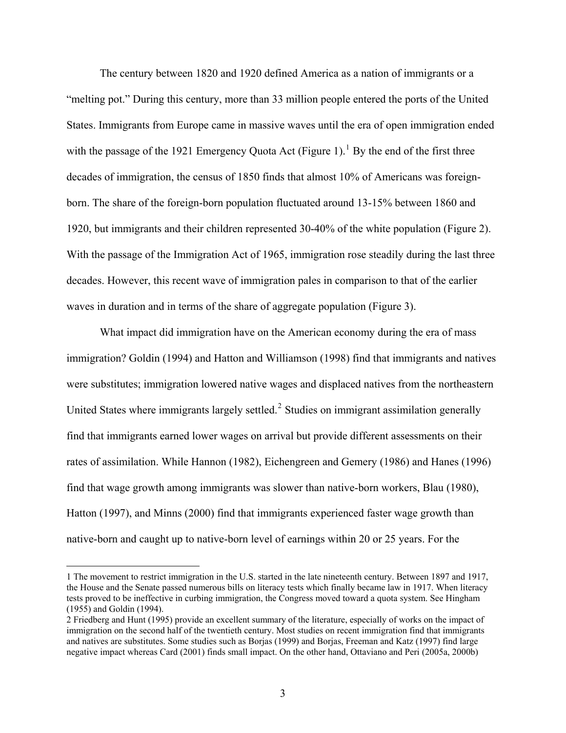The century between 1820 and 1920 defined America as a nation of immigrants or a "melting pot." During this century, more than 33 million people entered the ports of the United States. Immigrants from Europe came in massive waves until the era of open immigration ended with the passage of the 1921 Emergency Quota Act (Figure 1).[1] By the end of the first three decades of immigration, the census of 1850 finds that almost 10% of Americans was foreign-born. The share of the foreign-born population fluctuated around 13-15% between 1860 and 1920, but immigrants and their children represented 30-40% of the white population (Figure 2). With the passage of the Immigration Act of 1965, immigration rose steadily during the last three decades. However, this recent wave of immigration pales in comparison to that of the earlier waves in duration and in terms of the share of aggregate population (Figure 3).

What impact did immigration have on the American economy during the era of mass immigration? Goldin (1994) and Hatton and Williamson (1998) find that immigrants and natives were substitutes; immigration lowered native wages and displaced natives from the northeastern United States where immigrants largely settled.[2] Studies on immigrant assimilation generally find that immigrants earned lower wages on arrival but provide different assessments on their rates of assimilation. While Hannon (1982), Eichengreen and Gemery (1986) and Hanes (1996) find that wage growth among immigrants was slower than native-born workers, Blau (1980), Hatton (1997), and Minns (2000) find that immigrants experienced faster wage growth than native-born and caught up to native-born level of earnings within 20 or 25 years. For the

---

1 The movement to restrict immigration in the U.S. started in the late nineteenth century. Between 1897 and 1917, the House and the Senate passed numerous bills on literacy tests which finally became law in 1917. When literacy tests proved to be ineffective in curbing immigration, the Congress moved toward a quota system. See Hingham (1955) and Goldin (1994).

2 Friedberg and Hunt (1995) provide an excellent summary of the literature, especially of works on the impact of immigration on the second half of the twentieth century. Most studies on recent immigration find that immigrants and natives are substitutes. Some studies such as Borjas (1999) and Borjas, Freeman and Katz (1997) find large negative impact whereas Card (2001) finds small impact. On the other hand, Ottaviano and Peri (2005a, 2000b)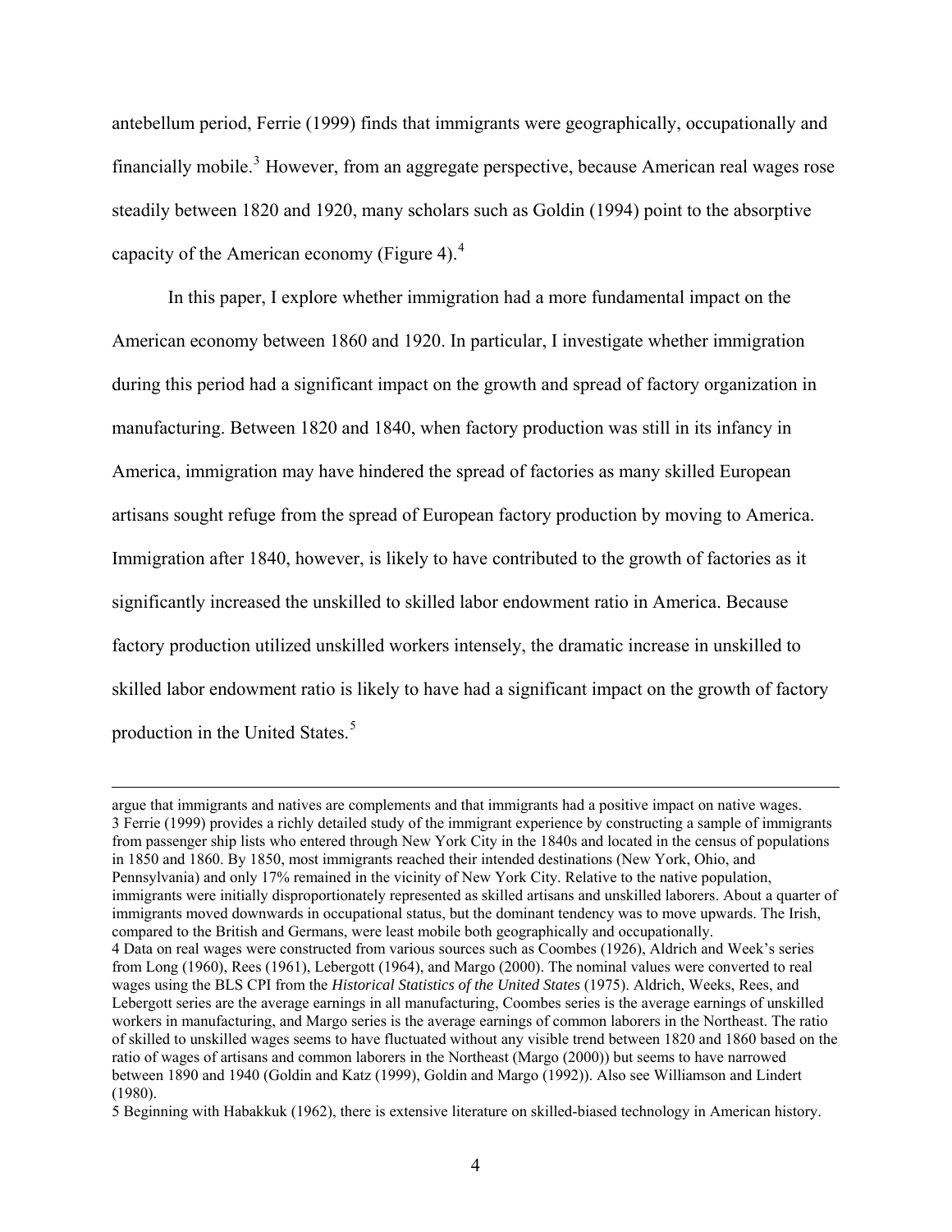antebellum period, Ferrie (1999) finds that immigrants were geographically, occupationally and financially mobile.[3] However, from an aggregate perspective, because American real wages rose steadily between 1820 and 1920, many scholars such as Goldin (1994) point to the absorptive capacity of the American economy (Figure 4).[4]

In this paper, I explore whether immigration had a more fundamental impact on the American economy between 1860 and 1920. In particular, I investigate whether immigration during this period had a significant impact on the growth and spread of factory organization in manufacturing. Between 1820 and 1840, when factory production was still in its infancy in America, immigration may have hindered the spread of factories as many skilled European artisans sought refuge from the spread of European factory production by moving to America. Immigration after 1840, however, is likely to have contributed to the growth of factories as it significantly increased the unskilled to skilled labor endowment ratio in America. Because factory production utilized unskilled workers intensely, the dramatic increase in unskilled to skilled labor endowment ratio is likely to have had a significant impact on the growth of factory production in the United States.[5]

---

argue that immigrants and natives are complements and that immigrants had a positive impact on native wages.

3 Ferrie (1999) provides a richly detailed study of the immigrant experience by constructing a sample of immigrants from passenger ship lists who entered through New York City in the 1840s and located in the census of populations in 1850 and 1860. By 1850, most immigrants reached their intended destinations (New York, Ohio, and Pennsylvania) and only 17% remained in the vicinity of New York City. Relative to the native population, immigrants were initially disproportionately represented as skilled artisans and unskilled laborers. About a quarter of immigrants moved downwards in occupational status, but the dominant tendency was to move upwards. The Irish, compared to the British and Germans, were least mobile both geographically and occupationally.

4 Data on real wages were constructed from various sources such as Coombes (1926), Aldrich and Week's series from Long (1960), Rees (1961), Lebergott (1964), and Margo (2000). The nominal values were converted to real wages using the BLS CPI from the *Historical Statistics of the United States* (1975). Aldrich, Weeks, Rees, and Lebergott series are the average earnings in all manufacturing, Coombes series is the average earnings of unskilled workers in manufacturing, and Margo series is the average earnings of common laborers in the Northeast. The ratio of skilled to unskilled wages seems to have fluctuated without any visible trend between 1820 and 1860 based on the ratio of wages of artisans and common laborers in the Northeast (Margo (2000)) but seems to have narrowed between 1890 and 1940 (Goldin and Katz (1999), Goldin and Margo (1992)). Also see Williamson and Lindert (1980).

5 Beginning with Habakkuk (1962), there is extensive literature on skilled-biased technology in American history.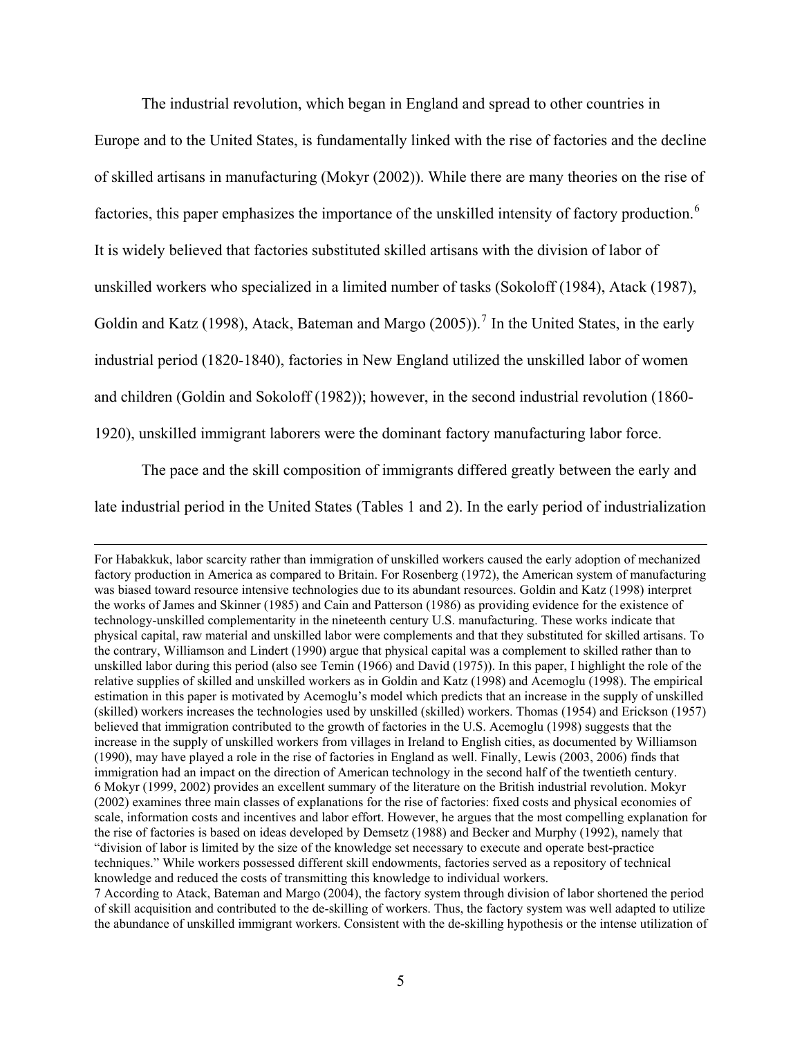The industrial revolution, which began in England and spread to other countries in Europe and to the United States, is fundamentally linked with the rise of factories and the decline of skilled artisans in manufacturing (Mokyr (2002)). While there are many theories on the rise of factories, this paper emphasizes the importance of the unskilled intensity of factory production.[6] It is widely believed that factories substituted skilled artisans with the division of labor of unskilled workers who specialized in a limited number of tasks (Sokoloff (1984), Atack (1987), Goldin and Katz (1998), Atack, Bateman and Margo (2005)).[7] In the United States, in the early industrial period (1820-1840), factories in New England utilized the unskilled labor of women and children (Goldin and Sokoloff (1982)); however, in the second industrial revolution (1860-1920), unskilled immigrant laborers were the dominant factory manufacturing labor force.

The pace and the skill composition of immigrants differed greatly between the early and late industrial period in the United States (Tables 1 and 2). In the early period of industrialization

---

For Habakkuk, labor scarcity rather than immigration of unskilled workers caused the early adoption of mechanized factory production in America as compared to Britain. For Rosenberg (1972), the American system of manufacturing was biased toward resource intensive technologies due to its abundant resources. Goldin and Katz (1998) interpret the works of James and Skinner (1985) and Cain and Patterson (1986) as providing evidence for the existence of technology-unskilled complementarity in the nineteenth century U.S. manufacturing. These works indicate that physical capital, raw material and unskilled labor were complements and that they substituted for skilled artisans. To the contrary, Williamson and Lindert (1990) argue that physical capital was a complement to skilled rather than to unskilled labor during this period (also see Temin (1966) and David (1975)). In this paper, I highlight the role of the relative supplies of skilled and unskilled workers as in Goldin and Katz (1998) and Acemoglu (1998). The empirical estimation in this paper is motivated by Acemoglu's model which predicts that an increase in the supply of unskilled (skilled) workers increases the technologies used by unskilled (skilled) workers. Thomas (1954) and Erickson (1957) believed that immigration contributed to the growth of factories in the U.S. Acemoglu (1998) suggests that the increase in the supply of unskilled workers from villages in Ireland to English cities, as documented by Williamson (1990), may have played a role in the rise of factories in England as well. Finally, Lewis (2003, 2006) finds that immigration had an impact on the direction of American technology in the second half of the twentieth century.

6 Mokyr (1999, 2002) provides an excellent summary of the literature on the British industrial revolution. Mokyr (2002) examines three main classes of explanations for the rise of factories: fixed costs and physical economies of scale, information costs and incentives and labor effort. However, he argues that the most compelling explanation for the rise of factories is based on ideas developed by Demsetz (1988) and Becker and Murphy (1992), namely that "division of labor is limited by the size of the knowledge set necessary to execute and operate best-practice techniques." While workers possessed different skill endowments, factories served as a repository of technical knowledge and reduced the costs of transmitting this knowledge to individual workers.

7 According to Atack, Bateman and Margo (2004), the factory system through division of labor shortened the period of skill acquisition and contributed to the de-skilling of workers. Thus, the factory system was well adapted to utilize the abundance of unskilled immigrant workers. Consistent with the de-skilling hypothesis or the intense utilization of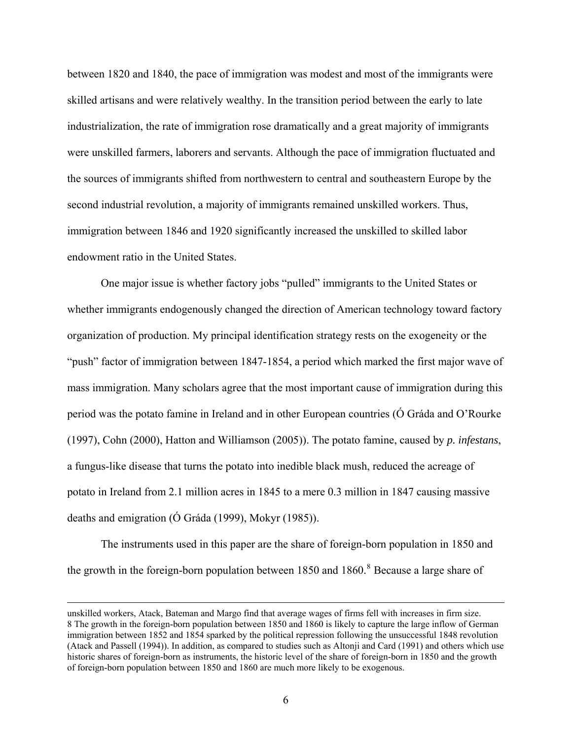between 1820 and 1840, the pace of immigration was modest and most of the immigrants were skilled artisans and were relatively wealthy. In the transition period between the early to late industrialization, the rate of immigration rose dramatically and a great majority of immigrants were unskilled farmers, laborers and servants. Although the pace of immigration fluctuated and the sources of immigrants shifted from northwestern to central and southeastern Europe by the second industrial revolution, a majority of immigrants remained unskilled workers. Thus, immigration between 1846 and 1920 significantly increased the unskilled to skilled labor endowment ratio in the United States.

One major issue is whether factory jobs "pulled" immigrants to the United States or whether immigrants endogenously changed the direction of American technology toward factory organization of production. My principal identification strategy rests on the exogeneity or the "push" factor of immigration between 1847-1854, a period which marked the first major wave of mass immigration. Many scholars agree that the most important cause of immigration during this period was the potato famine in Ireland and in other European countries (Ó Gráda and O'Rourke (1997), Cohn (2000), Hatton and Williamson (2005)). The potato famine, caused by ***p. infestans***, a fungus-like disease that turns the potato into inedible black mush, reduced the acreage of potato in Ireland from 2.1 million acres in 1845 to a mere 0.3 million in 1847 causing massive deaths and emigration (Ó Gráda (1999), Mokyr (1985)).

The instruments used in this paper are the share of foreign-born population in 1850 and the growth in the foreign-born population between 1850 and 1860.[8] Because a large share of

---

unskilled workers, Atack, Bateman and Margo find that average wages of firms fell with increases in firm size.

8 The growth in the foreign-born population between 1850 and 1860 is likely to capture the large inflow of German immigration between 1852 and 1854 sparked by the political repression following the unsuccessful 1848 revolution (Atack and Passell (1994)). In addition, as compared to studies such as Altonji and Card (1991) and others which use historic shares of foreign-born as instruments, the historic level of the share of foreign-born in 1850 and the growth of foreign-born population between 1850 and 1860 are much more likely to be exogenous.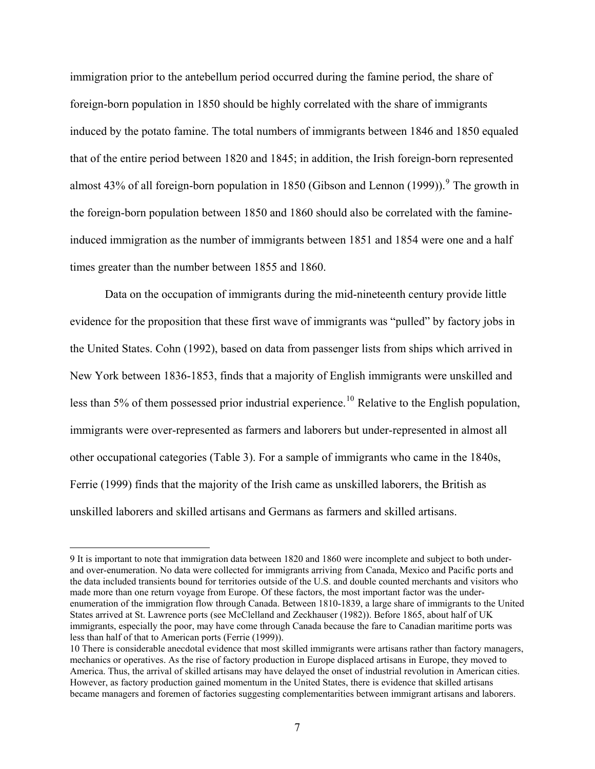immigration prior to the antebellum period occurred during the famine period, the share of foreign-born population in 1850 should be highly correlated with the share of immigrants induced by the potato famine. The total numbers of immigrants between 1846 and 1850 equaled that of the entire period between 1820 and 1845; in addition, the Irish foreign-born represented almost 43% of all foreign-born population in 1850 (Gibson and Lennon (1999)).[9] The growth in the foreign-born population between 1850 and 1860 should also be correlated with the famine-induced immigration as the number of immigrants between 1851 and 1854 were one and a half times greater than the number between 1855 and 1860.

Data on the occupation of immigrants during the mid-nineteenth century provide little evidence for the proposition that these first wave of immigrants was "pulled" by factory jobs in the United States. Cohn (1992), based on data from passenger lists from ships which arrived in New York between 1836-1853, finds that a majority of English immigrants were unskilled and less than 5% of them possessed prior industrial experience.[10] Relative to the English population, immigrants were over-represented as farmers and laborers but under-represented in almost all other occupational categories (Table 3). For a sample of immigrants who came in the 1840s, Ferrie (1999) finds that the majority of the Irish came as unskilled laborers, the British as unskilled laborers and skilled artisans and Germans as farmers and skilled artisans.

---

9 It is important to note that immigration data between 1820 and 1860 were incomplete and subject to both under- and over-enumeration. No data were collected for immigrants arriving from Canada, Mexico and Pacific ports and the data included transients bound for territories outside of the U.S. and double counted merchants and visitors who made more than one return voyage from Europe. Of these factors, the most important factor was the under-enumeration of the immigration flow through Canada. Between 1810-1839, a large share of immigrants to the United States arrived at St. Lawrence ports (see McClelland and Zeckhauser (1982)). Before 1865, about half of UK immigrants, especially the poor, may have come through Canada because the fare to Canadian maritime ports was less than half of that to American ports (Ferrie (1999)).

10 There is considerable anecdotal evidence that most skilled immigrants were artisans rather than factory managers, mechanics or operatives. As the rise of factory production in Europe displaced artisans in Europe, they moved to America. Thus, the arrival of skilled artisans may have delayed the onset of industrial revolution in American cities. However, as factory production gained momentum in the United States, there is evidence that skilled artisans became managers and foremen of factories suggesting complementarities between immigrant artisans and laborers.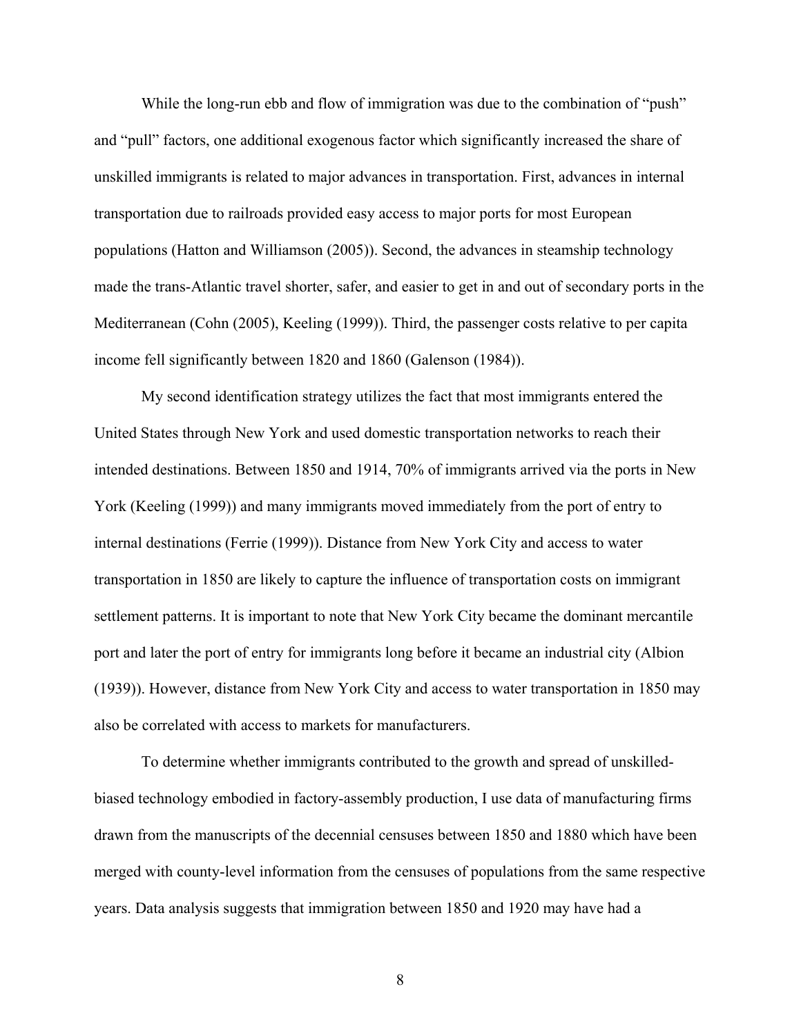While the long-run ebb and flow of immigration was due to the combination of "push" and "pull" factors, one additional exogenous factor which significantly increased the share of unskilled immigrants is related to major advances in transportation. First, advances in internal transportation due to railroads provided easy access to major ports for most European populations (Hatton and Williamson (2005)). Second, the advances in steamship technology made the trans-Atlantic travel shorter, safer, and easier to get in and out of secondary ports in the Mediterranean (Cohn (2005), Keeling (1999)). Third, the passenger costs relative to per capita income fell significantly between 1820 and 1860 (Galenson (1984)).

My second identification strategy utilizes the fact that most immigrants entered the United States through New York and used domestic transportation networks to reach their intended destinations. Between 1850 and 1914, 70% of immigrants arrived via the ports in New York (Keeling (1999)) and many immigrants moved immediately from the port of entry to internal destinations (Ferrie (1999)). Distance from New York City and access to water transportation in 1850 are likely to capture the influence of transportation costs on immigrant settlement patterns. It is important to note that New York City became the dominant mercantile port and later the port of entry for immigrants long before it became an industrial city (Albion (1939)). However, distance from New York City and access to water transportation in 1850 may also be correlated with access to markets for manufacturers.

To determine whether immigrants contributed to the growth and spread of unskilled-biased technology embodied in factory-assembly production, I use data of manufacturing firms drawn from the manuscripts of the decennial censuses between 1850 and 1880 which have been merged with county-level information from the censuses of populations from the same respective years. Data analysis suggests that immigration between 1850 and 1920 may have had a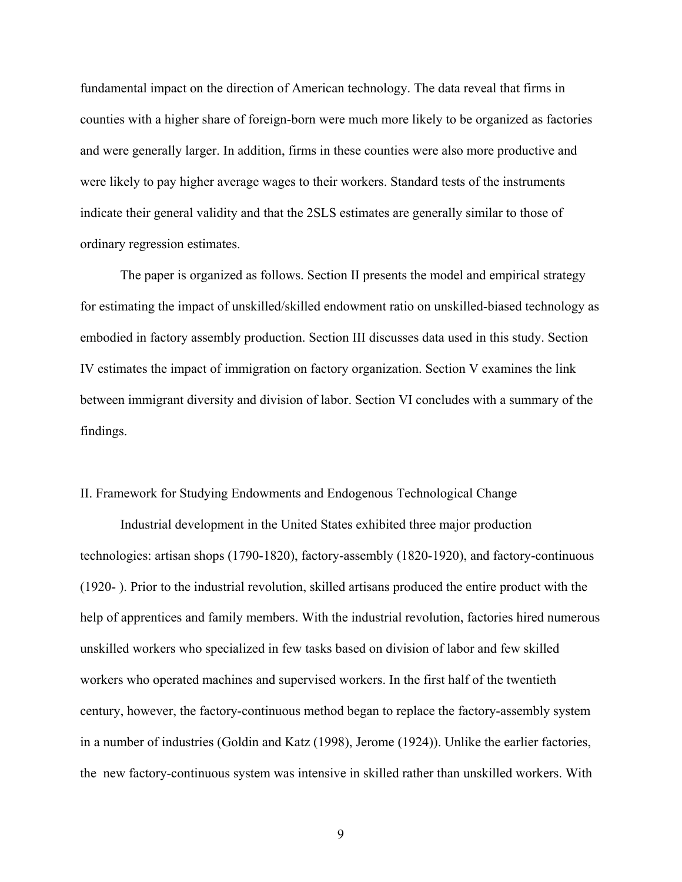fundamental impact on the direction of American technology. The data reveal that firms in counties with a higher share of foreign-born were much more likely to be organized as factories and were generally larger. In addition, firms in these counties were also more productive and were likely to pay higher average wages to their workers. Standard tests of the instruments indicate their general validity and that the 2SLS estimates are generally similar to those of ordinary regression estimates.

The paper is organized as follows. Section II presents the model and empirical strategy for estimating the impact of unskilled/skilled endowment ratio on unskilled-biased technology as embodied in factory assembly production. Section III discusses data used in this study. Section IV estimates the impact of immigration on factory organization. Section V examines the link between immigrant diversity and division of labor. Section VI concludes with a summary of the findings.

## II. Framework for Studying Endowments and Endogenous Technological Change

Industrial development in the United States exhibited three major production technologies: artisan shops (1790-1820), factory-assembly (1820-1920), and factory-continuous (1920- ). Prior to the industrial revolution, skilled artisans produced the entire product with the help of apprentices and family members. With the industrial revolution, factories hired numerous unskilled workers who specialized in few tasks based on division of labor and few skilled workers who operated machines and supervised workers. In the first half of the twentieth century, however, the factory-continuous method began to replace the factory-assembly system in a number of industries (Goldin and Katz (1998), Jerome (1924)). Unlike the earlier factories, the new factory-continuous system was intensive in skilled rather than unskilled workers. With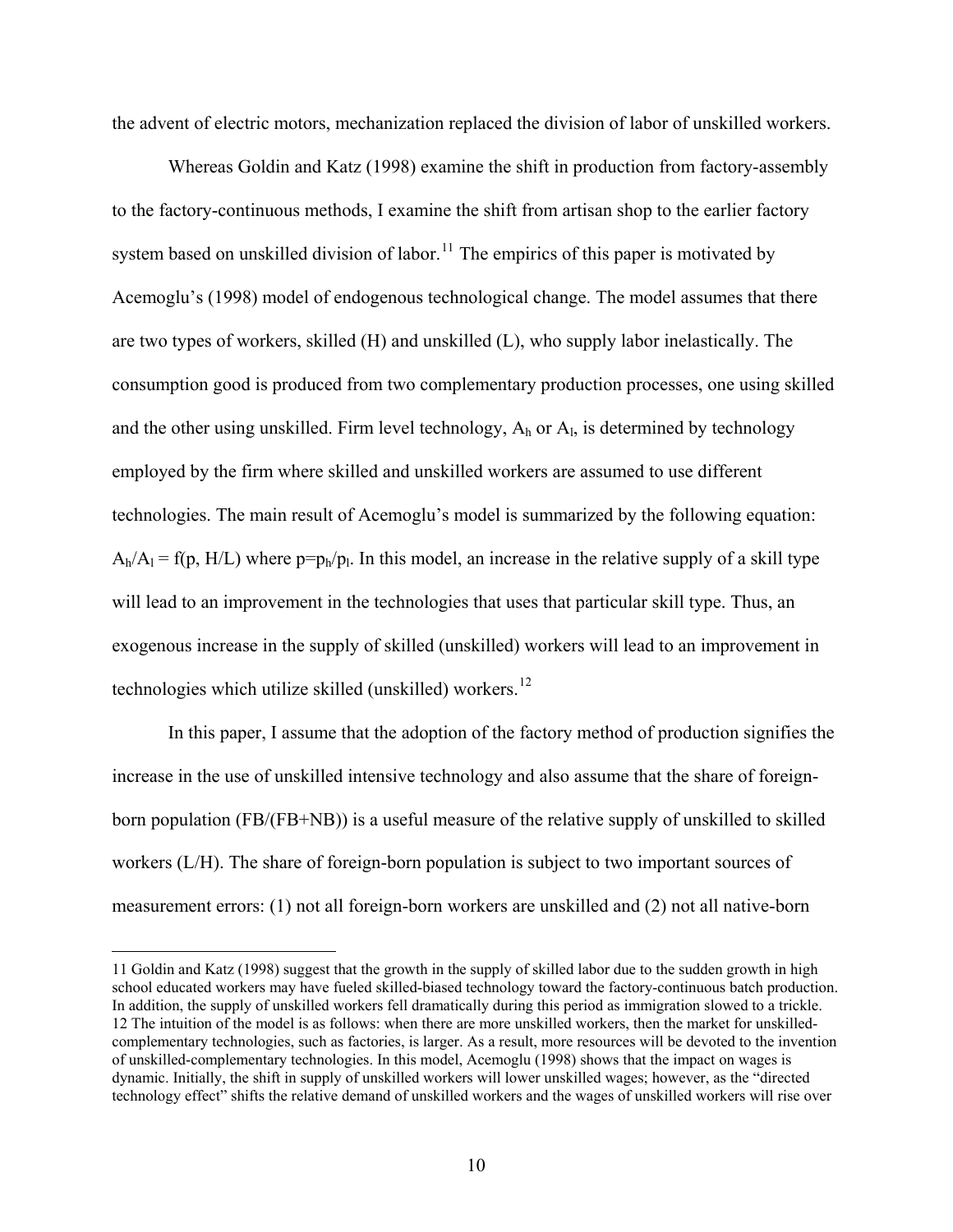the advent of electric motors, mechanization replaced the division of labor of unskilled workers.

Whereas Goldin and Katz (1998) examine the shift in production from factory-assembly to the factory-continuous methods, I examine the shift from artisan shop to the earlier factory system based on unskilled division of labor.[11] The empirics of this paper is motivated by Acemoglu's (1998) model of endogenous technological change. The model assumes that there are two types of workers, skilled (H) and unskilled (L), who supply labor inelastically. The consumption good is produced from two complementary production processes, one using skilled and the other using unskilled. Firm level technology, $A_h$ or $A_l$, is determined by technology employed by the firm where skilled and unskilled workers are assumed to use different technologies. The main result of Acemoglu's model is summarized by the following equation: $A_h/A_l = f(p, H/L)$ where $p=p_h/p_l$. In this model, an increase in the relative supply of a skill type will lead to an improvement in the technologies that uses that particular skill type. Thus, an exogenous increase in the supply of skilled (unskilled) workers will lead to an improvement in technologies which utilize skilled (unskilled) workers.[12]

In this paper, I assume that the adoption of the factory method of production signifies the increase in the use of unskilled intensive technology and also assume that the share of foreign-born population (FB/(FB+NB)) is a useful measure of the relative supply of unskilled to skilled workers (L/H). The share of foreign-born population is subject to two important sources of measurement errors: (1) not all foreign-born workers are unskilled and (2) not all native-born

---

11 Goldin and Katz (1998) suggest that the growth in the supply of skilled labor due to the sudden growth in high school educated workers may have fueled skilled-biased technology toward the factory-continuous batch production. In addition, the supply of unskilled workers fell dramatically during this period as immigration slowed to a trickle.

12 The intuition of the model is as follows: when there are more unskilled workers, then the market for unskilled-complementary technologies, such as factories, is larger. As a result, more resources will be devoted to the invention of unskilled-complementary technologies. In this model, Acemoglu (1998) shows that the impact on wages is dynamic. Initially, the shift in supply of unskilled workers will lower unskilled wages; however, as the "directed technology effect" shifts the relative demand of unskilled workers and the wages of unskilled workers will rise over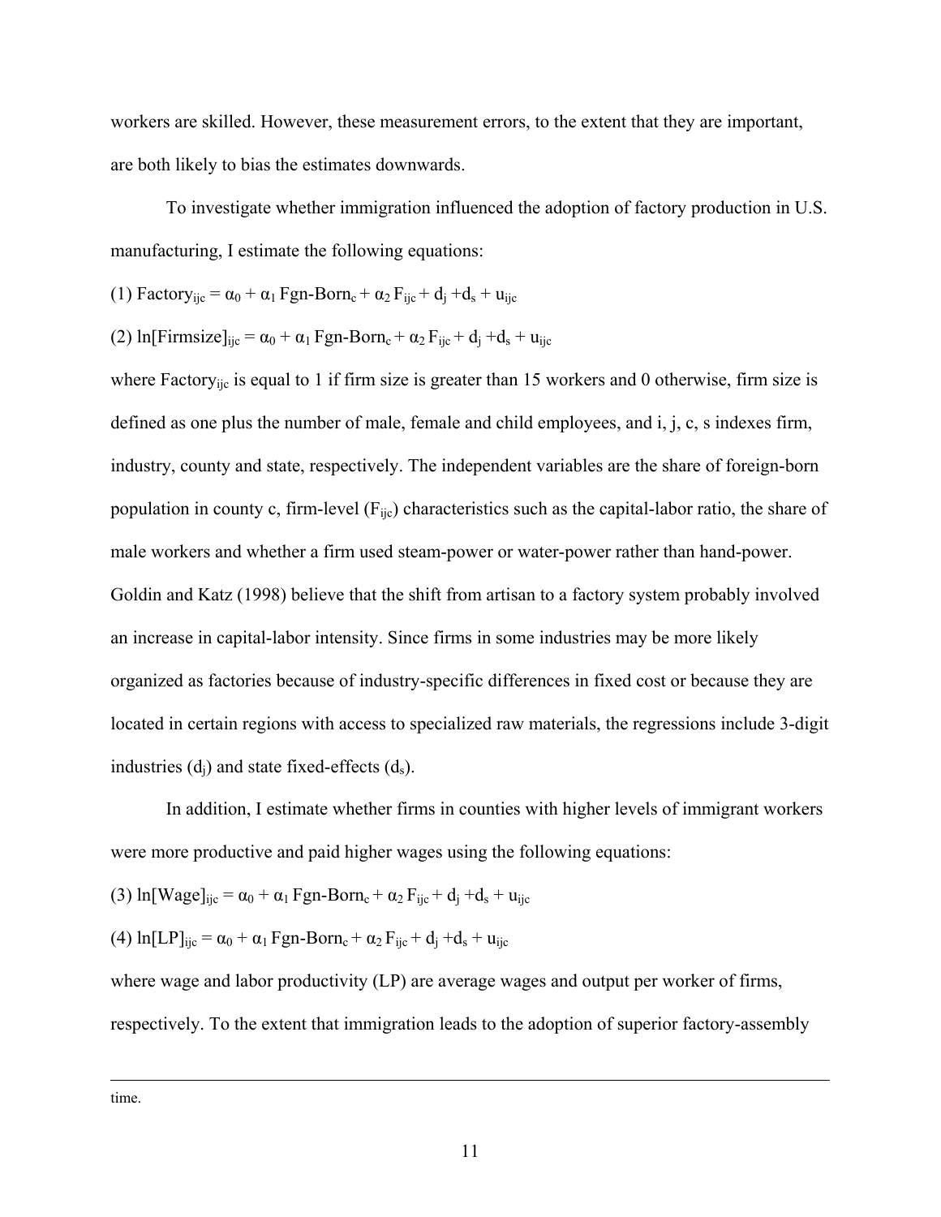workers are skilled. However, these measurement errors, to the extent that they are important, are both likely to bias the estimates downwards.

To investigate whether immigration influenced the adoption of factory production in U.S. manufacturing, I estimate the following equations:

(1) $\text{Factory}_{ijc} = \alpha_0 + \alpha_1 \text{Fgn-Born}_c + \alpha_2 F_{ijc} + d_j + d_s + u_{ijc}$

(2) $\ln[\text{Firmsize}]_{ijc} = \alpha_0 + \alpha_1 \text{Fgn-Born}_c + \alpha_2 F_{ijc} + d_j + d_s + u_{ijc}$

where $\text{Factory}_{ijc}$ is equal to 1 if firm size is greater than 15 workers and 0 otherwise, firm size is defined as one plus the number of male, female and child employees, and i, j, c, s indexes firm, industry, county and state, respectively. The independent variables are the share of foreign-born population in county c, firm-level ($F_{ijc}$) characteristics such as the capital-labor ratio, the share of male workers and whether a firm used steam-power or water-power rather than hand-power. Goldin and Katz (1998) believe that the shift from artisan to a factory system probably involved an increase in capital-labor intensity. Since firms in some industries may be more likely organized as factories because of industry-specific differences in fixed cost or because they are located in certain regions with access to specialized raw materials, the regressions include 3-digit industries ($d_j$) and state fixed-effects ($d_s$).

In addition, I estimate whether firms in counties with higher levels of immigrant workers were more productive and paid higher wages using the following equations:

(3) $\ln[\text{Wage}]_{ijc} = \alpha_0 + \alpha_1 \text{Fgn-Born}_c + \alpha_2 F_{ijc} + d_j + d_s + u_{ijc}$

(4) $\ln[\text{LP}]_{ijc} = \alpha_0 + \alpha_1 \text{Fgn-Born}_c + \alpha_2 F_{ijc} + d_j + d_s + u_{ijc}$

where wage and labor productivity (LP) are average wages and output per worker of firms, respectively. To the extent that immigration leads to the adoption of superior factory-assembly

---

time.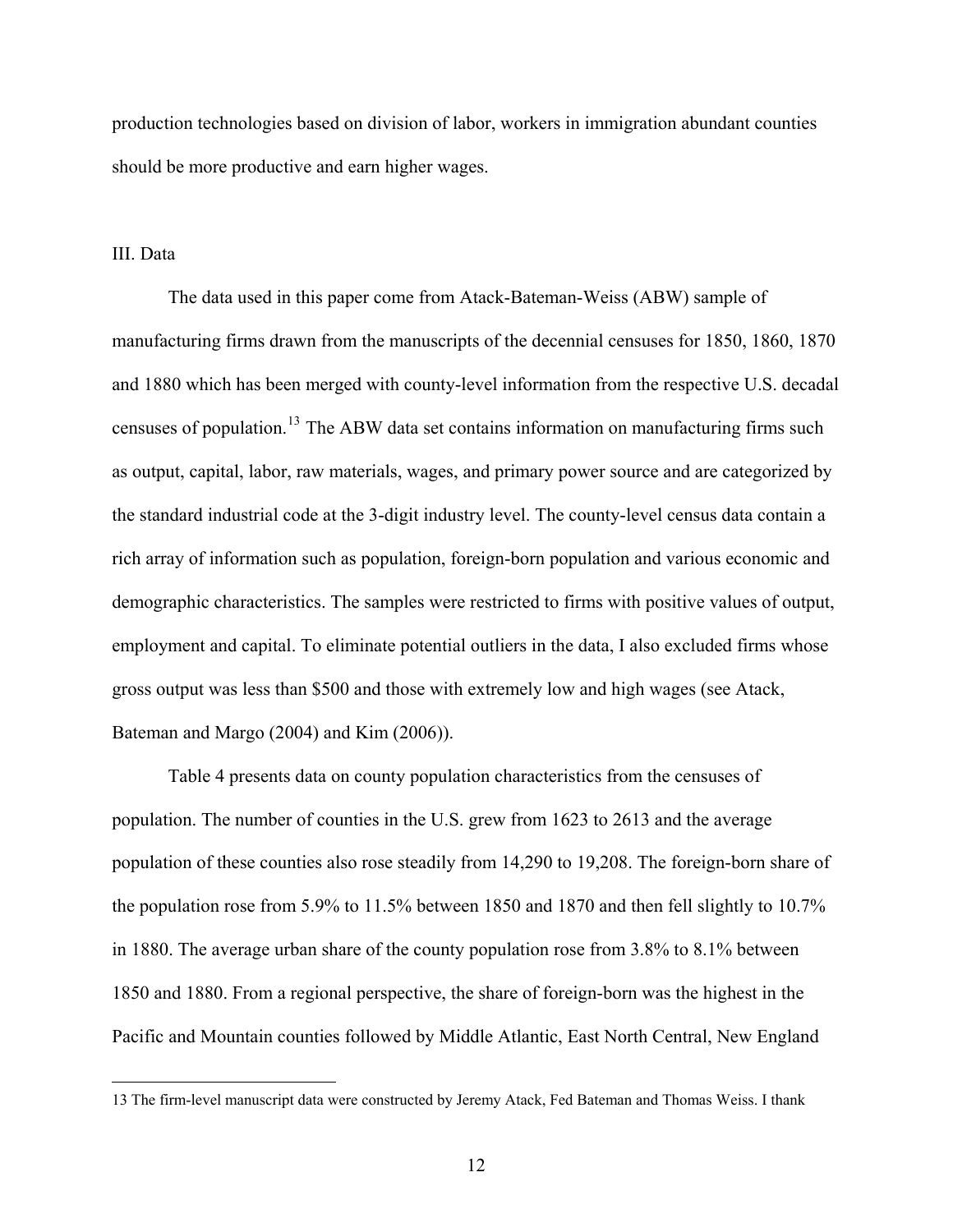production technologies based on division of labor, workers in immigration abundant counties should be more productive and earn higher wages.

## III. Data

The data used in this paper come from Atack-Bateman-Weiss (ABW) sample of manufacturing firms drawn from the manuscripts of the decennial censuses for 1850, 1860, 1870 and 1880 which has been merged with county-level information from the respective U.S. decadal censuses of population.[13] The ABW data set contains information on manufacturing firms such as output, capital, labor, raw materials, wages, and primary power source and are categorized by the standard industrial code at the 3-digit industry level. The county-level census data contain a rich array of information such as population, foreign-born population and various economic and demographic characteristics. The samples were restricted to firms with positive values of output, employment and capital. To eliminate potential outliers in the data, I also excluded firms whose gross output was less than $500 and those with extremely low and high wages (see Atack, Bateman and Margo (2004) and Kim (2006)).

Table 4 presents data on county population characteristics from the censuses of population. The number of counties in the U.S. grew from 1623 to 2613 and the average population of these counties also rose steadily from 14,290 to 19,208. The foreign-born share of the population rose from 5.9% to 11.5% between 1850 and 1870 and then fell slightly to 10.7% in 1880. The average urban share of the county population rose from 3.8% to 8.1% between 1850 and 1880. From a regional perspective, the share of foreign-born was the highest in the Pacific and Mountain counties followed by Middle Atlantic, East North Central, New England

---

13 The firm-level manuscript data were constructed by Jeremy Atack, Fed Bateman and Thomas Weiss. I thank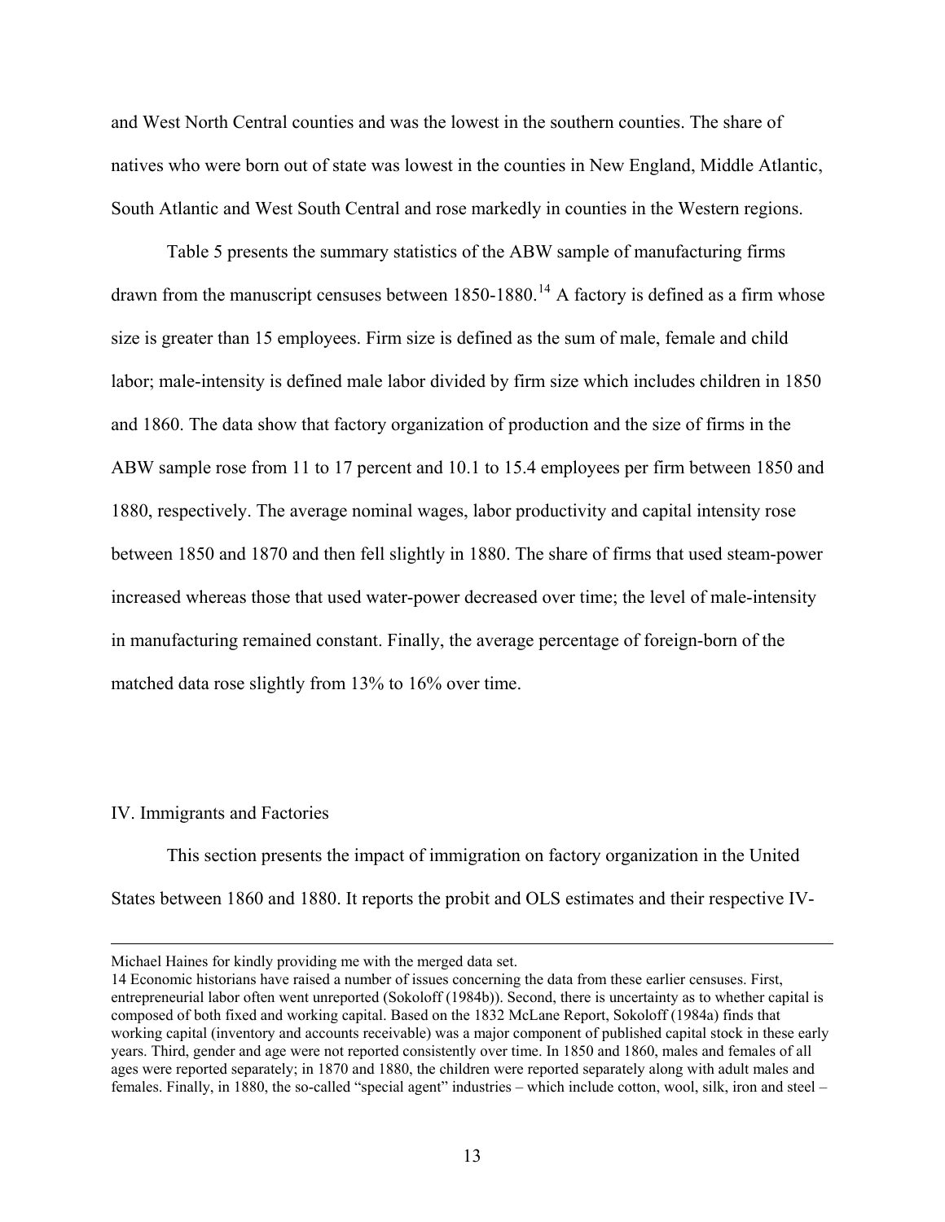and West North Central counties and was the lowest in the southern counties. The share of natives who were born out of state was lowest in the counties in New England, Middle Atlantic, South Atlantic and West South Central and rose markedly in counties in the Western regions.

Table 5 presents the summary statistics of the ABW sample of manufacturing firms drawn from the manuscript censuses between 1850-1880.[14] A factory is defined as a firm whose size is greater than 15 employees. Firm size is defined as the sum of male, female and child labor; male-intensity is defined male labor divided by firm size which includes children in 1850 and 1860. The data show that factory organization of production and the size of firms in the ABW sample rose from 11 to 17 percent and 10.1 to 15.4 employees per firm between 1850 and 1880, respectively. The average nominal wages, labor productivity and capital intensity rose between 1850 and 1870 and then fell slightly in 1880. The share of firms that used steam-power increased whereas those that used water-power decreased over time; the level of male-intensity in manufacturing remained constant. Finally, the average percentage of foreign-born of the matched data rose slightly from 13% to 16% over time.

## IV. Immigrants and Factories

This section presents the impact of immigration on factory organization in the United States between 1860 and 1880. It reports the probit and OLS estimates and their respective IV-

---

Michael Haines for kindly providing me with the merged data set.

14 Economic historians have raised a number of issues concerning the data from these earlier censuses. First, entrepreneurial labor often went unreported (Sokoloff (1984b)). Second, there is uncertainty as to whether capital is composed of both fixed and working capital. Based on the 1832 McLane Report, Sokoloff (1984a) finds that working capital (inventory and accounts receivable) was a major component of published capital stock in these early years. Third, gender and age were not reported consistently over time. In 1850 and 1860, males and females of all ages were reported separately; in 1870 and 1880, the children were reported separately along with adult males and females. Finally, in 1880, the so-called "special agent" industries – which include cotton, wool, silk, iron and steel –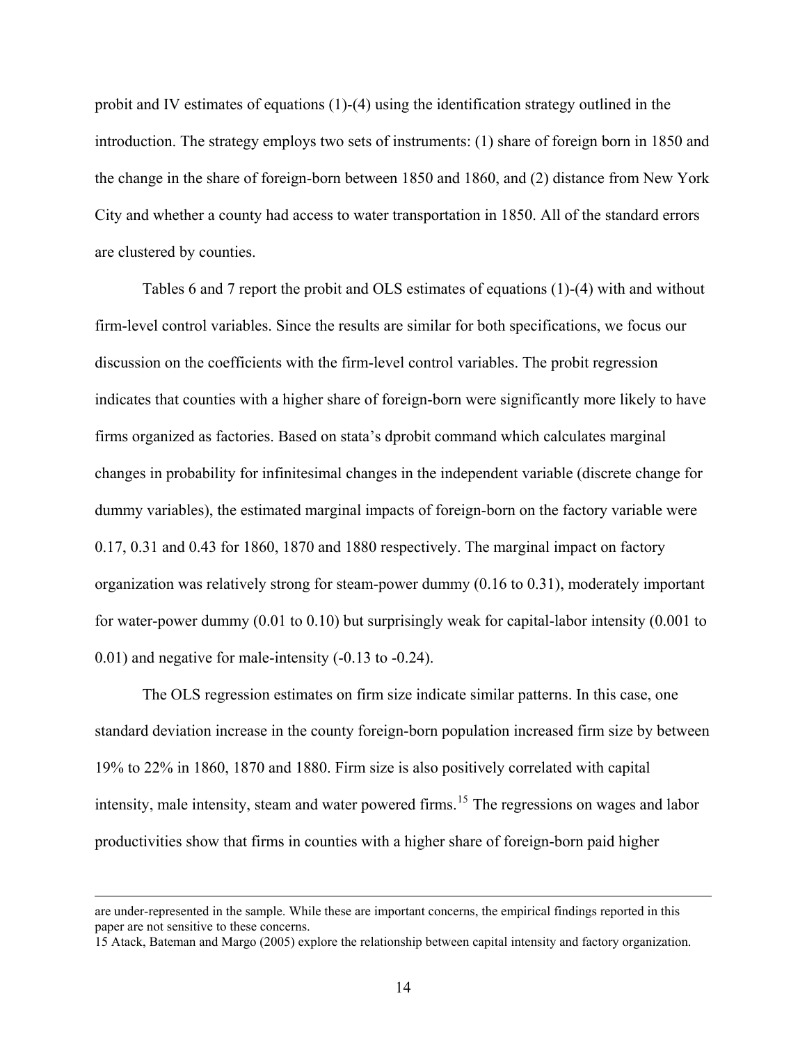probit and IV estimates of equations (1)-(4) using the identification strategy outlined in the introduction. The strategy employs two sets of instruments: (1) share of foreign born in 1850 and the change in the share of foreign-born between 1850 and 1860, and (2) distance from New York City and whether a county had access to water transportation in 1850. All of the standard errors are clustered by counties.

Tables 6 and 7 report the probit and OLS estimates of equations (1)-(4) with and without firm-level control variables. Since the results are similar for both specifications, we focus our discussion on the coefficients with the firm-level control variables. The probit regression indicates that counties with a higher share of foreign-born were significantly more likely to have firms organized as factories. Based on stata's dprobit command which calculates marginal changes in probability for infinitesimal changes in the independent variable (discrete change for dummy variables), the estimated marginal impacts of foreign-born on the factory variable were 0.17, 0.31 and 0.43 for 1860, 1870 and 1880 respectively. The marginal impact on factory organization was relatively strong for steam-power dummy (0.16 to 0.31), moderately important for water-power dummy (0.01 to 0.10) but surprisingly weak for capital-labor intensity (0.001 to 0.01) and negative for male-intensity (-0.13 to -0.24).

The OLS regression estimates on firm size indicate similar patterns. In this case, one standard deviation increase in the county foreign-born population increased firm size by between 19% to 22% in 1860, 1870 and 1880. Firm size is also positively correlated with capital intensity, male intensity, steam and water powered firms.[15] The regressions on wages and labor productivities show that firms in counties with a higher share of foreign-born paid higher

---

are under-represented in the sample. While these are important concerns, the empirical findings reported in this paper are not sensitive to these concerns.

15 Atack, Bateman and Margo (2005) explore the relationship between capital intensity and factory organization.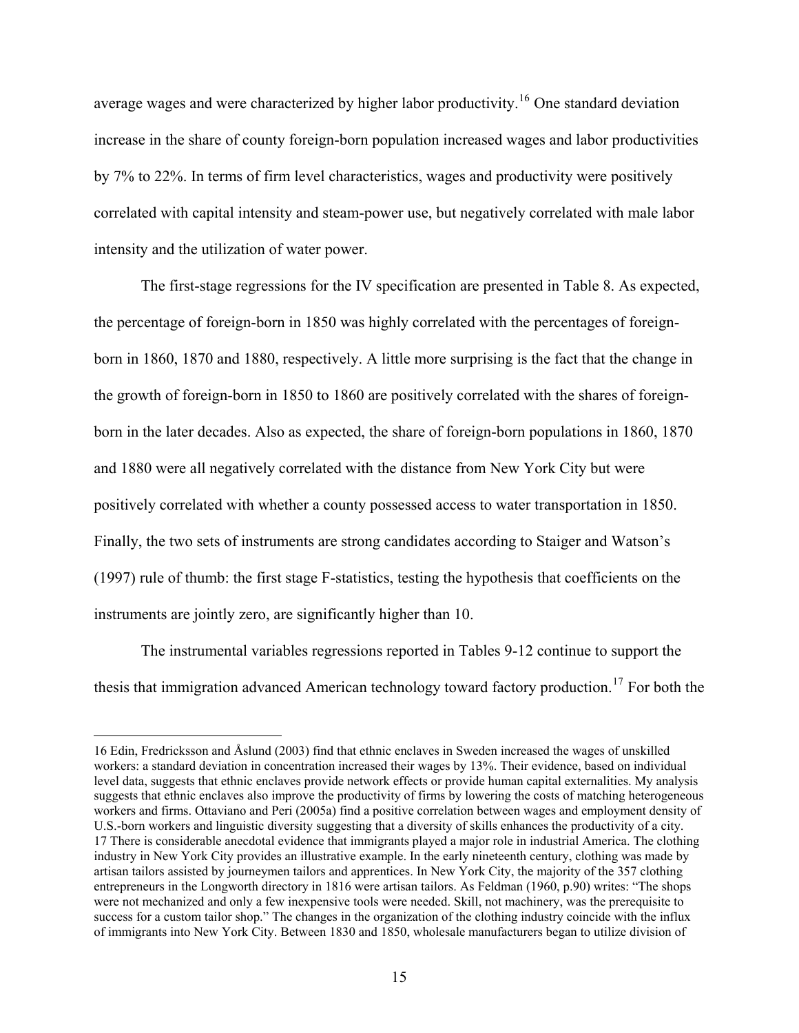average wages and were characterized by higher labor productivity.[16] One standard deviation increase in the share of county foreign-born population increased wages and labor productivities by 7% to 22%. In terms of firm level characteristics, wages and productivity were positively correlated with capital intensity and steam-power use, but negatively correlated with male labor intensity and the utilization of water power.

The first-stage regressions for the IV specification are presented in Table 8. As expected, the percentage of foreign-born in 1850 was highly correlated with the percentages of foreign-born in 1860, 1870 and 1880, respectively. A little more surprising is the fact that the change in the growth of foreign-born in 1850 to 1860 are positively correlated with the shares of foreign-born in the later decades. Also as expected, the share of foreign-born populations in 1860, 1870 and 1880 were all negatively correlated with the distance from New York City but were positively correlated with whether a county possessed access to water transportation in 1850. Finally, the two sets of instruments are strong candidates according to Staiger and Watson's (1997) rule of thumb: the first stage F-statistics, testing the hypothesis that coefficients on the instruments are jointly zero, are significantly higher than 10.

The instrumental variables regressions reported in Tables 9-12 continue to support the thesis that immigration advanced American technology toward factory production.[17] For both the

---

16 Edin, Fredricksson and Åslund (2003) find that ethnic enclaves in Sweden increased the wages of unskilled workers: a standard deviation in concentration increased their wages by 13%. Their evidence, based on individual level data, suggests that ethnic enclaves provide network effects or provide human capital externalities. My analysis suggests that ethnic enclaves also improve the productivity of firms by lowering the costs of matching heterogeneous workers and firms. Ottaviano and Peri (2005a) find a positive correlation between wages and employment density of U.S.-born workers and linguistic diversity suggesting that a diversity of skills enhances the productivity of a city.

17 There is considerable anecdotal evidence that immigrants played a major role in industrial America. The clothing industry in New York City provides an illustrative example. In the early nineteenth century, clothing was made by artisan tailors assisted by journeymen tailors and apprentices. In New York City, the majority of the 357 clothing entrepreneurs in the Longworth directory in 1816 were artisan tailors. As Feldman (1960, p.90) writes: "The shops were not mechanized and only a few inexpensive tools were needed. Skill, not machinery, was the prerequisite to success for a custom tailor shop." The changes in the organization of the clothing industry coincide with the influx of immigrants into New York City. Between 1830 and 1850, wholesale manufacturers began to utilize division of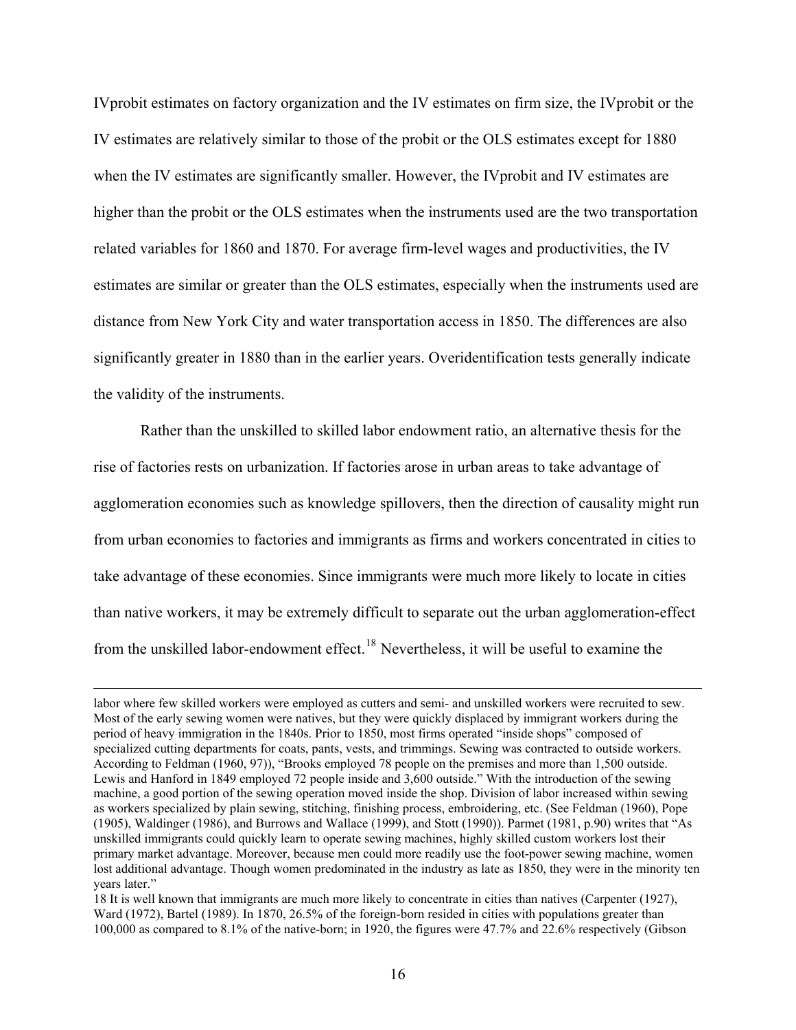IVprobit estimates on factory organization and the IV estimates on firm size, the IVprobit or the IV estimates are relatively similar to those of the probit or the OLS estimates except for 1880 when the IV estimates are significantly smaller. However, the IVprobit and IV estimates are higher than the probit or the OLS estimates when the instruments used are the two transportation related variables for 1860 and 1870. For average firm-level wages and productivities, the IV estimates are similar or greater than the OLS estimates, especially when the instruments used are distance from New York City and water transportation access in 1850. The differences are also significantly greater in 1880 than in the earlier years. Overidentification tests generally indicate the validity of the instruments.

Rather than the unskilled to skilled labor endowment ratio, an alternative thesis for the rise of factories rests on urbanization. If factories arose in urban areas to take advantage of agglomeration economies such as knowledge spillovers, then the direction of causality might run from urban economies to factories and immigrants as firms and workers concentrated in cities to take advantage of these economies. Since immigrants were much more likely to locate in cities than native workers, it may be extremely difficult to separate out the urban agglomeration-effect from the unskilled labor-endowment effect.[18] Nevertheless, it will be useful to examine the

---

labor where few skilled workers were employed as cutters and semi- and unskilled workers were recruited to sew. Most of the early sewing women were natives, but they were quickly displaced by immigrant workers during the period of heavy immigration in the 1840s. Prior to 1850, most firms operated "inside shops" composed of specialized cutting departments for coats, pants, vests, and trimmings. Sewing was contracted to outside workers. According to Feldman (1960, 97)), "Brooks employed 78 people on the premises and more than 1,500 outside. Lewis and Hanford in 1849 employed 72 people inside and 3,600 outside." With the introduction of the sewing machine, a good portion of the sewing operation moved inside the shop. Division of labor increased within sewing as workers specialized by plain sewing, stitching, finishing process, embroidering, etc. (See Feldman (1960), Pope (1905), Waldinger (1986), and Burrows and Wallace (1999), and Stott (1990)). Parmet (1981, p.90) writes that "As unskilled immigrants could quickly learn to operate sewing machines, highly skilled custom workers lost their primary market advantage. Moreover, because men could more readily use the foot-power sewing machine, women lost additional advantage. Though women predominated in the industry as late as 1850, they were in the minority ten years later."

18 It is well known that immigrants are much more likely to concentrate in cities than natives (Carpenter (1927), Ward (1972), Bartel (1989). In 1870, 26.5% of the foreign-born resided in cities with populations greater than 100,000 as compared to 8.1% of the native-born; in 1920, the figures were 47.7% and 22.6% respectively (Gibson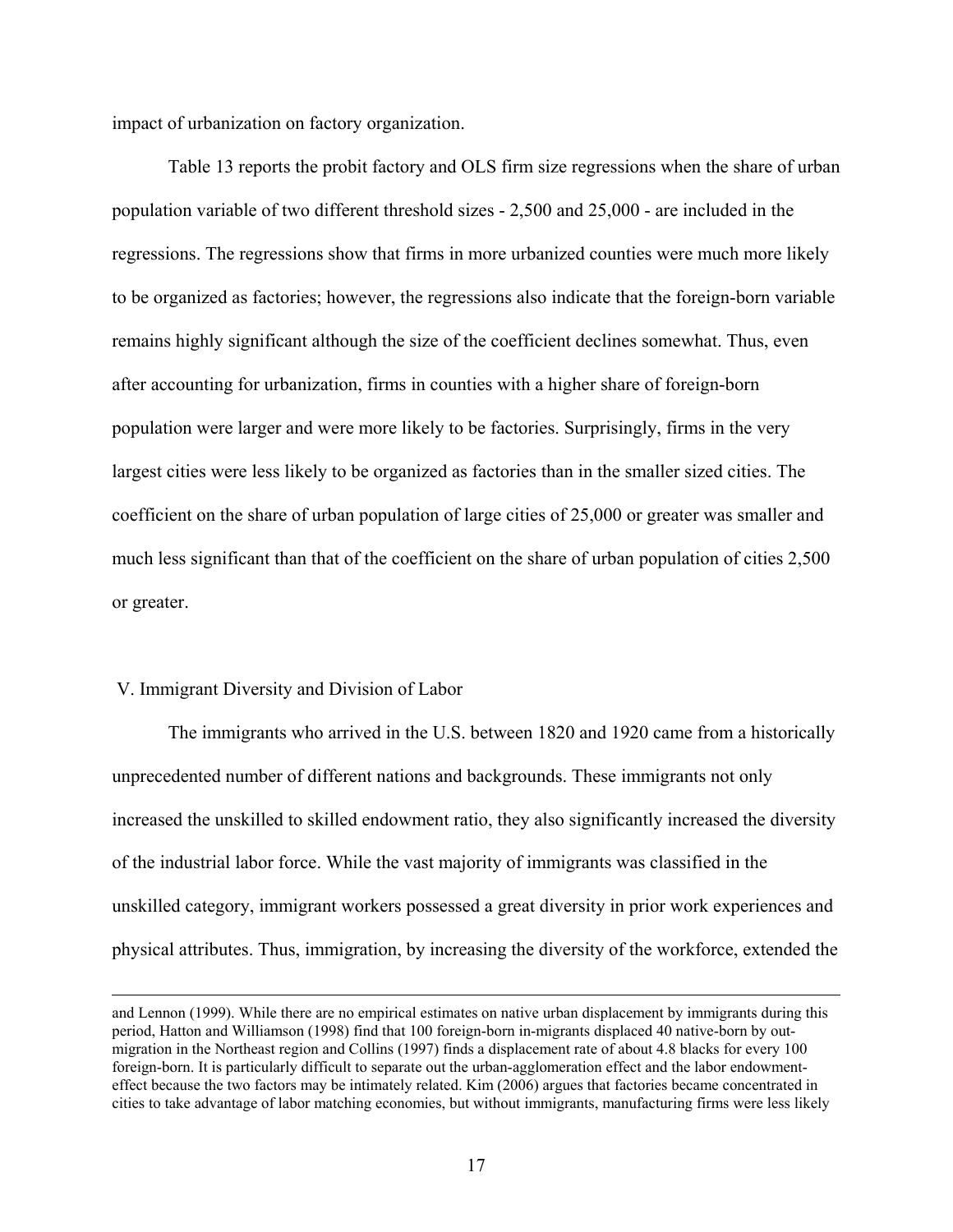impact of urbanization on factory organization.

Table 13 reports the probit factory and OLS firm size regressions when the share of urban population variable of two different threshold sizes - 2,500 and 25,000 - are included in the regressions. The regressions show that firms in more urbanized counties were much more likely to be organized as factories; however, the regressions also indicate that the foreign-born variable remains highly significant although the size of the coefficient declines somewhat. Thus, even after accounting for urbanization, firms in counties with a higher share of foreign-born population were larger and were more likely to be factories. Surprisingly, firms in the very largest cities were less likely to be organized as factories than in the smaller sized cities. The coefficient on the share of urban population of large cities of 25,000 or greater was smaller and much less significant than that of the coefficient on the share of urban population of cities 2,500 or greater.

## V. Immigrant Diversity and Division of Labor

The immigrants who arrived in the U.S. between 1820 and 1920 came from a historically unprecedented number of different nations and backgrounds. These immigrants not only increased the unskilled to skilled endowment ratio, they also significantly increased the diversity of the industrial labor force. While the vast majority of immigrants was classified in the unskilled category, immigrant workers possessed a great diversity in prior work experiences and physical attributes. Thus, immigration, by increasing the diversity of the workforce, extended the

---

and Lennon (1999). While there are no empirical estimates on native urban displacement by immigrants during this period, Hatton and Williamson (1998) find that 100 foreign-born in-migrants displaced 40 native-born by out-migration in the Northeast region and Collins (1997) finds a displacement rate of about 4.8 blacks for every 100 foreign-born. It is particularly difficult to separate out the urban-agglomeration effect and the labor endowment-effect because the two factors may be intimately related. Kim (2006) argues that factories became concentrated in cities to take advantage of labor matching economies, but without immigrants, manufacturing firms were less likely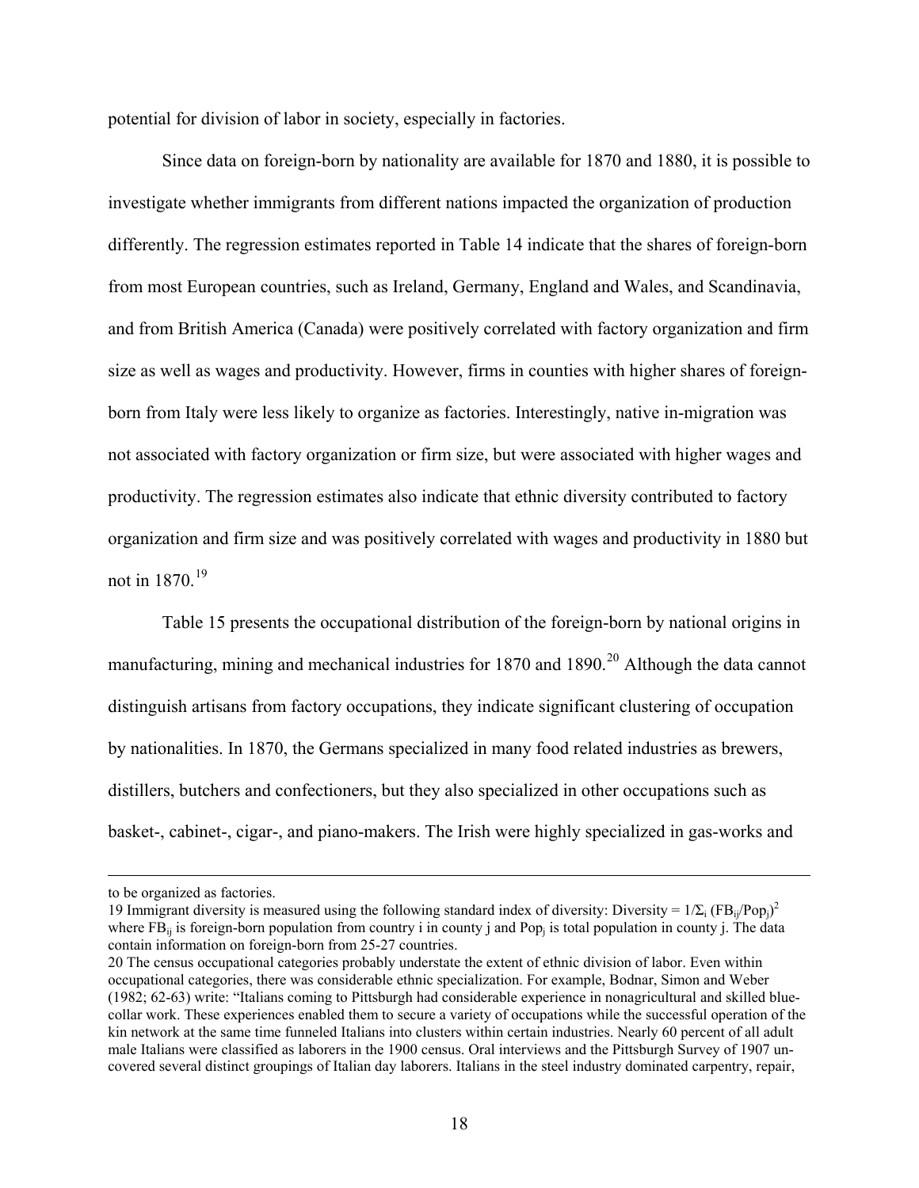potential for division of labor in society, especially in factories.

Since data on foreign-born by nationality are available for 1870 and 1880, it is possible to investigate whether immigrants from different nations impacted the organization of production differently. The regression estimates reported in Table 14 indicate that the shares of foreign-born from most European countries, such as Ireland, Germany, England and Wales, and Scandinavia, and from British America (Canada) were positively correlated with factory organization and firm size as well as wages and productivity. However, firms in counties with higher shares of foreign-born from Italy were less likely to organize as factories. Interestingly, native in-migration was not associated with factory organization or firm size, but were associated with higher wages and productivity. The regression estimates also indicate that ethnic diversity contributed to factory organization and firm size and was positively correlated with wages and productivity in 1880 but not in 1870.[19]

Table 15 presents the occupational distribution of the foreign-born by national origins in manufacturing, mining and mechanical industries for 1870 and 1890.[20] Although the data cannot distinguish artisans from factory occupations, they indicate significant clustering of occupation by nationalities. In 1870, the Germans specialized in many food related industries as brewers, distillers, butchers and confectioners, but they also specialized in other occupations such as basket-, cabinet-, cigar-, and piano-makers. The Irish were highly specialized in gas-works and

---

to be organized as factories.

19 Immigrant diversity is measured using the following standard index of diversity: Diversity = $1/\Sigma_i (FB_{ij}/Pop_j)^2$ where $FB_{ij}$ is foreign-born population from country i in county j and $Pop_j$ is total population in county j. The data contain information on foreign-born from 25-27 countries.

20 The census occupational categories probably understate the extent of ethnic division of labor. Even within occupational categories, there was considerable ethnic specialization. For example, Bodnar, Simon and Weber (1982; 62-63) write: "Italians coming to Pittsburgh had considerable experience in nonagricultural and skilled blue-collar work. These experiences enabled them to secure a variety of occupations while the successful operation of the kin network at the same time funneled Italians into clusters within certain industries. Nearly 60 percent of all adult male Italians were classified as laborers in the 1900 census. Oral interviews and the Pittsburgh Survey of 1907 uncovered several distinct groupings of Italian day laborers. Italians in the steel industry dominated carpentry, repair,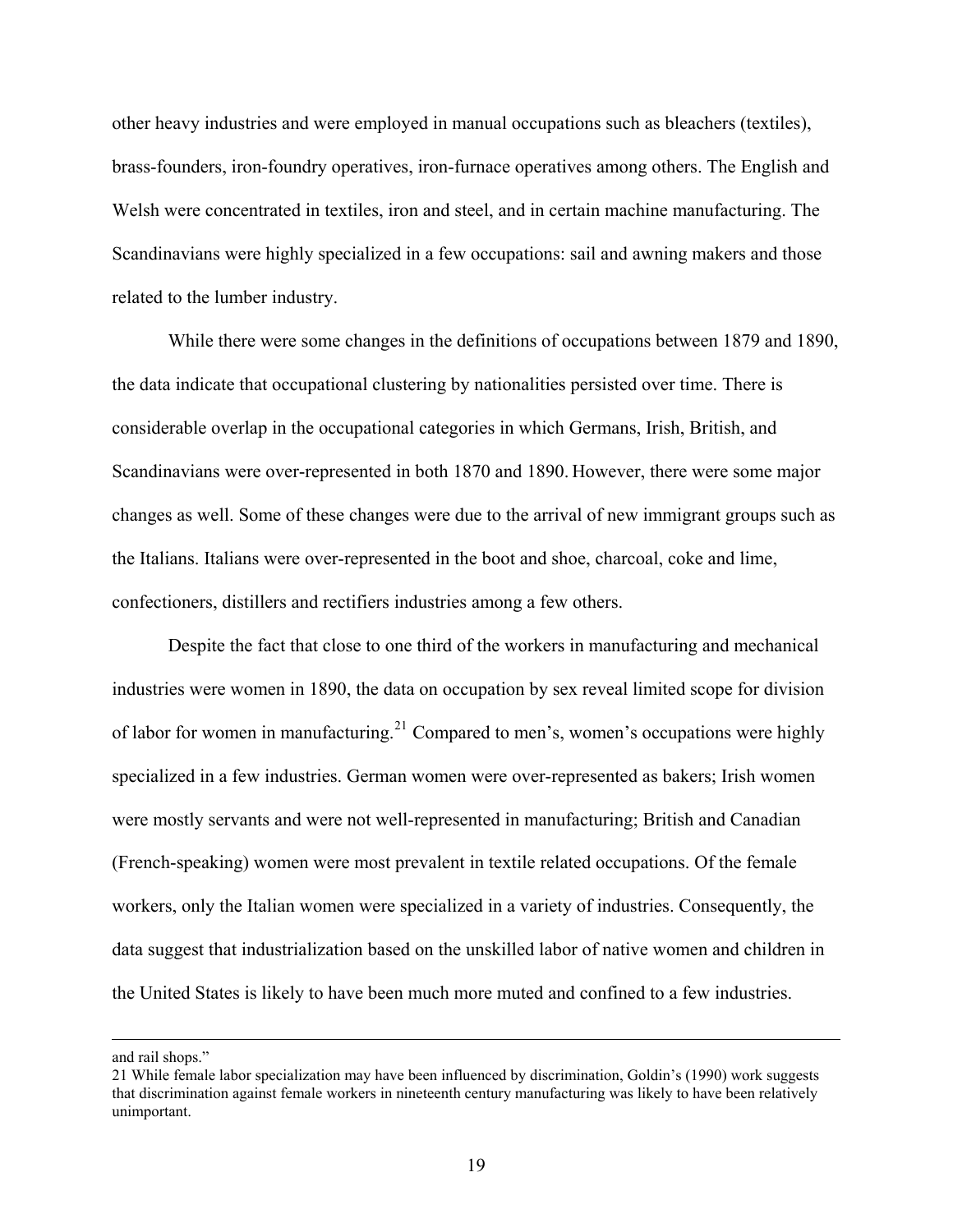other heavy industries and were employed in manual occupations such as bleachers (textiles), brass-founders, iron-foundry operatives, iron-furnace operatives among others. The English and Welsh were concentrated in textiles, iron and steel, and in certain machine manufacturing. The Scandinavians were highly specialized in a few occupations: sail and awning makers and those related to the lumber industry.

While there were some changes in the definitions of occupations between 1879 and 1890, the data indicate that occupational clustering by nationalities persisted over time. There is considerable overlap in the occupational categories in which Germans, Irish, British, and Scandinavians were over-represented in both 1870 and 1890. However, there were some major changes as well. Some of these changes were due to the arrival of new immigrant groups such as the Italians. Italians were over-represented in the boot and shoe, charcoal, coke and lime, confectioners, distillers and rectifiers industries among a few others.

Despite the fact that close to one third of the workers in manufacturing and mechanical industries were women in 1890, the data on occupation by sex reveal limited scope for division of labor for women in manufacturing.[21] Compared to men's, women's occupations were highly specialized in a few industries. German women were over-represented as bakers; Irish women were mostly servants and were not well-represented in manufacturing; British and Canadian (French-speaking) women were most prevalent in textile related occupations. Of the female workers, only the Italian women were specialized in a variety of industries. Consequently, the data suggest that industrialization based on the unskilled labor of native women and children in the United States is likely to have been much more muted and confined to a few industries.

---

and rail shops."

21 While female labor specialization may have been influenced by discrimination, Goldin's (1990) work suggests that discrimination against female workers in nineteenth century manufacturing was likely to have been relatively unimportant.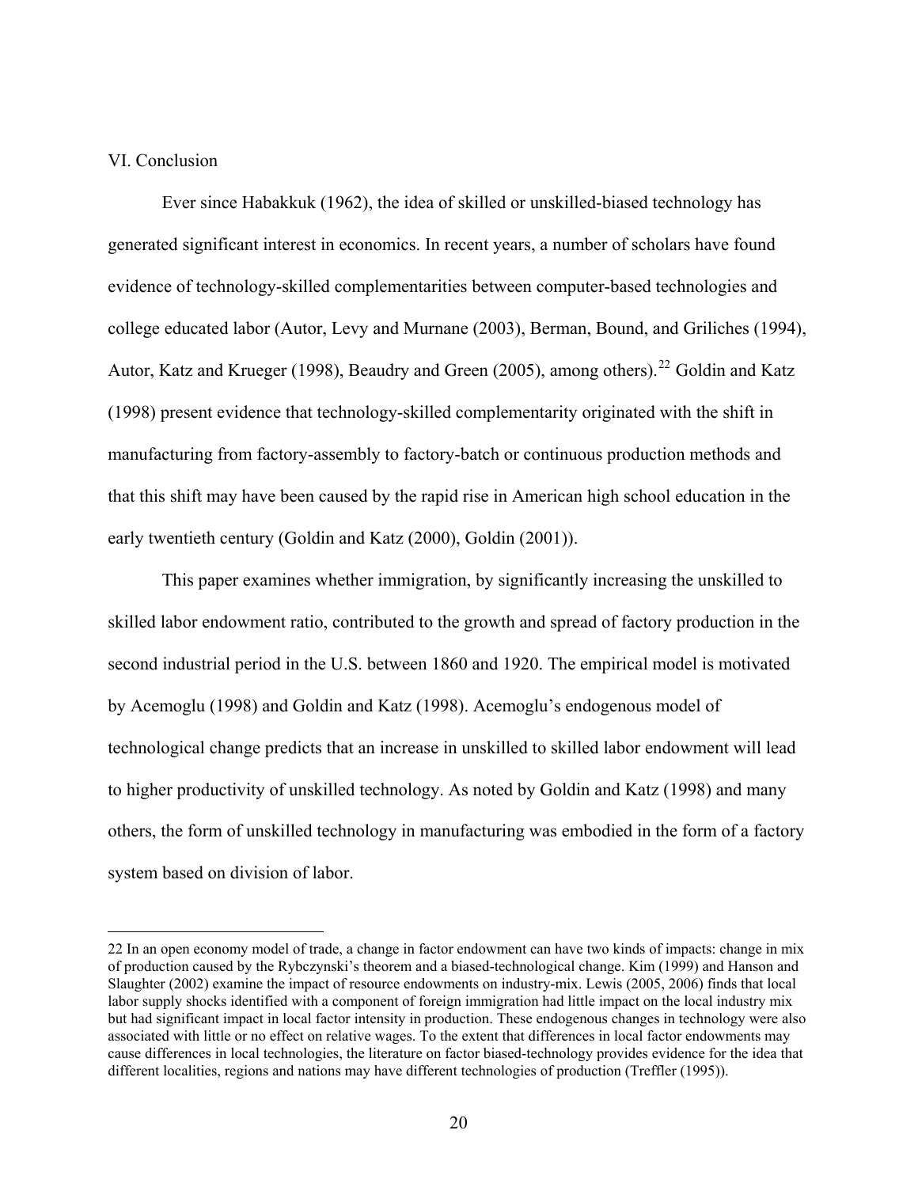## VI. Conclusion

Ever since Habakkuk (1962), the idea of skilled or unskilled-biased technology has generated significant interest in economics. In recent years, a number of scholars have found evidence of technology-skilled complementarities between computer-based technologies and college educated labor (Autor, Levy and Murnane (2003), Berman, Bound, and Griliches (1994), Autor, Katz and Krueger (1998), Beaudry and Green (2005), among others).[22] Goldin and Katz (1998) present evidence that technology-skilled complementarity originated with the shift in manufacturing from factory-assembly to factory-batch or continuous production methods and that this shift may have been caused by the rapid rise in American high school education in the early twentieth century (Goldin and Katz (2000), Goldin (2001)).

This paper examines whether immigration, by significantly increasing the unskilled to skilled labor endowment ratio, contributed to the growth and spread of factory production in the second industrial period in the U.S. between 1860 and 1920. The empirical model is motivated by Acemoglu (1998) and Goldin and Katz (1998). Acemoglu's endogenous model of technological change predicts that an increase in unskilled to skilled labor endowment will lead to higher productivity of unskilled technology. As noted by Goldin and Katz (1998) and many others, the form of unskilled technology in manufacturing was embodied in the form of a factory system based on division of labor.

---

22 In an open economy model of trade, a change in factor endowment can have two kinds of impacts: change in mix of production caused by the Rybczynski's theorem and a biased-technological change. Kim (1999) and Hanson and Slaughter (2002) examine the impact of resource endowments on industry-mix. Lewis (2005, 2006) finds that local labor supply shocks identified with a component of foreign immigration had little impact on the local industry mix but had significant impact in local factor intensity in production. These endogenous changes in technology were also associated with little or no effect on relative wages. To the extent that differences in local factor endowments may cause differences in local technologies, the literature on factor biased-technology provides evidence for the idea that different localities, regions and nations may have different technologies of production (Treffler (1995)).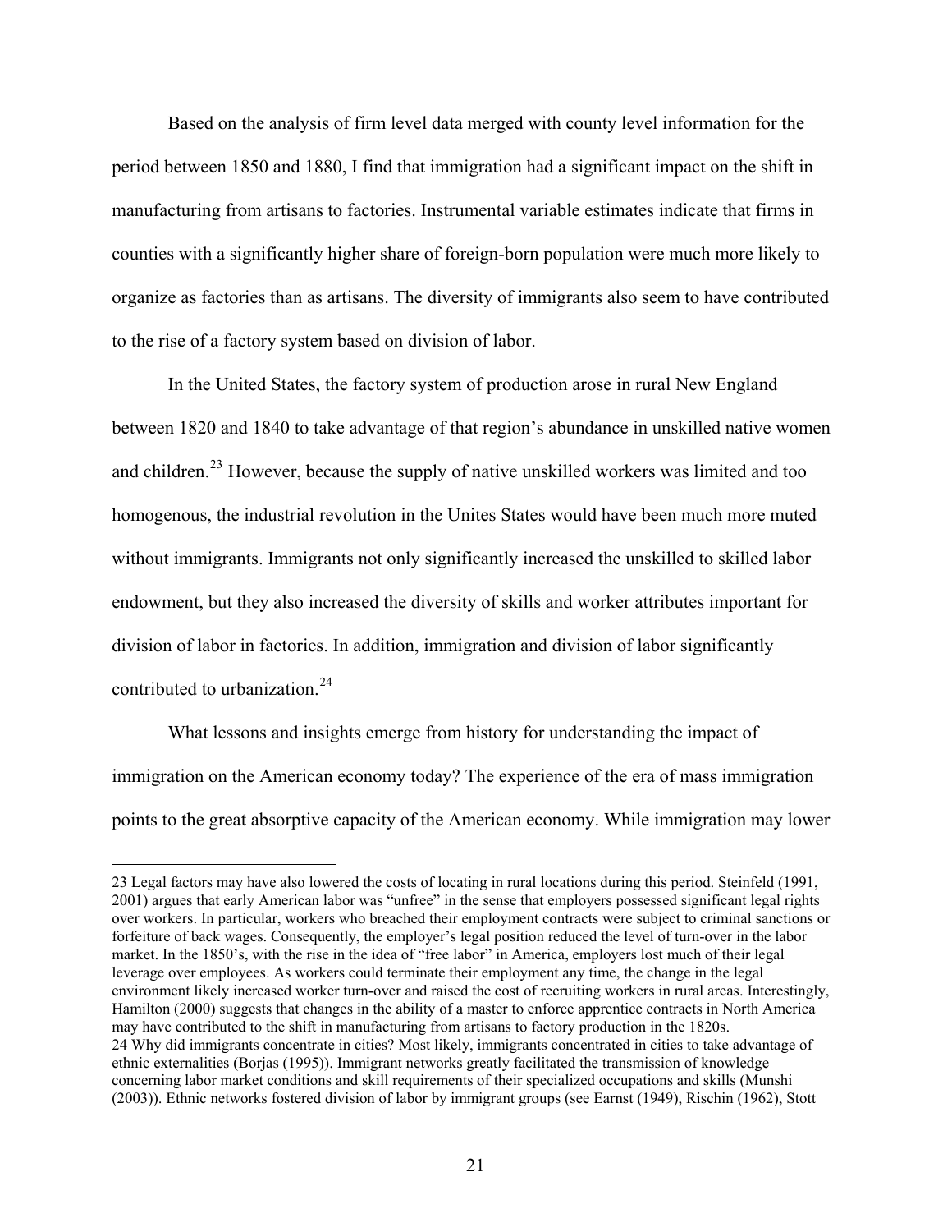Based on the analysis of firm level data merged with county level information for the period between 1850 and 1880, I find that immigration had a significant impact on the shift in manufacturing from artisans to factories. Instrumental variable estimates indicate that firms in counties with a significantly higher share of foreign-born population were much more likely to organize as factories than as artisans. The diversity of immigrants also seem to have contributed to the rise of a factory system based on division of labor.

In the United States, the factory system of production arose in rural New England between 1820 and 1840 to take advantage of that region's abundance in unskilled native women and children.[23] However, because the supply of native unskilled workers was limited and too homogenous, the industrial revolution in the Unites States would have been much more muted without immigrants. Immigrants not only significantly increased the unskilled to skilled labor endowment, but they also increased the diversity of skills and worker attributes important for division of labor in factories. In addition, immigration and division of labor significantly contributed to urbanization.[24]

What lessons and insights emerge from history for understanding the impact of immigration on the American economy today? The experience of the era of mass immigration points to the great absorptive capacity of the American economy. While immigration may lower

---

23 Legal factors may have also lowered the costs of locating in rural locations during this period. Steinfeld (1991, 2001) argues that early American labor was "unfree" in the sense that employers possessed significant legal rights over workers. In particular, workers who breached their employment contracts were subject to criminal sanctions or forfeiture of back wages. Consequently, the employer's legal position reduced the level of turn-over in the labor market. In the 1850's, with the rise in the idea of "free labor" in America, employers lost much of their legal leverage over employees. As workers could terminate their employment any time, the change in the legal environment likely increased worker turn-over and raised the cost of recruiting workers in rural areas. Interestingly, Hamilton (2000) suggests that changes in the ability of a master to enforce apprentice contracts in North America may have contributed to the shift in manufacturing from artisans to factory production in the 1820s.

24 Why did immigrants concentrate in cities? Most likely, immigrants concentrated in cities to take advantage of ethnic externalities (Borjas (1995)). Immigrant networks greatly facilitated the transmission of knowledge concerning labor market conditions and skill requirements of their specialized occupations and skills (Munshi (2003)). Ethnic networks fostered division of labor by immigrant groups (see Earnst (1949), Rischin (1962), Stott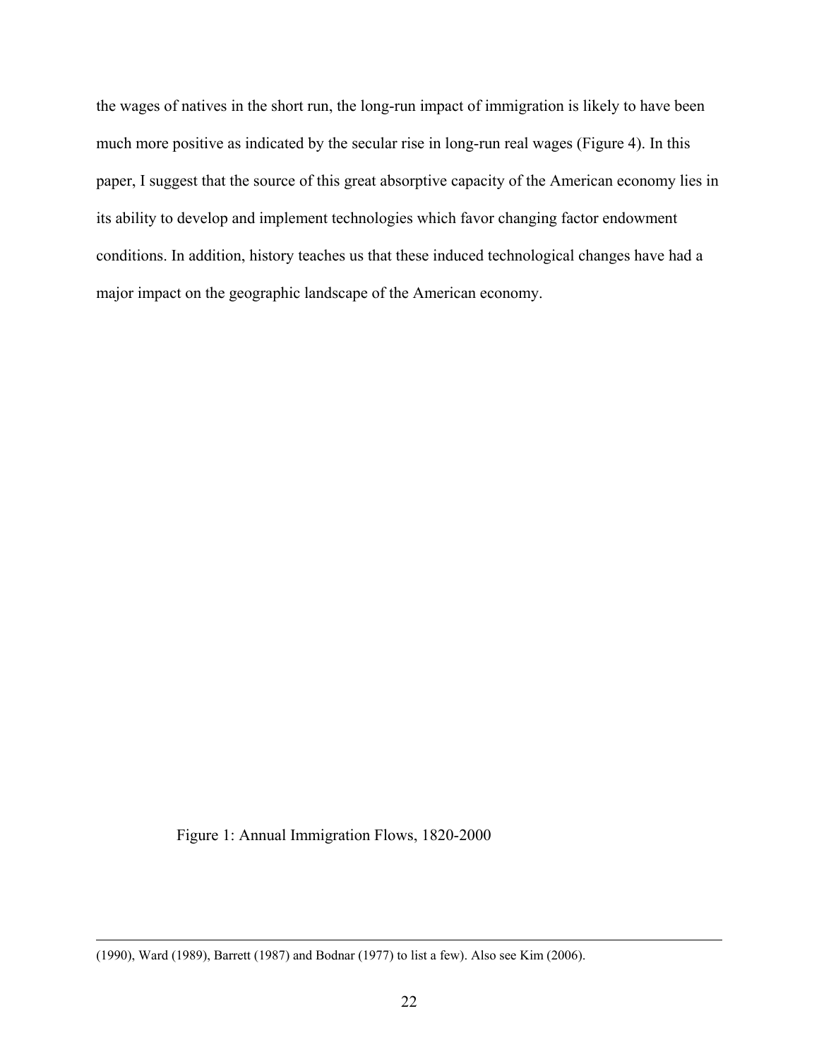the wages of natives in the short run, the long-run impact of immigration is likely to have been much more positive as indicated by the secular rise in long-run real wages (Figure 4). In this paper, I suggest that the source of this great absorptive capacity of the American economy lies in its ability to develop and implement technologies which favor changing factor endowment conditions. In addition, history teaches us that these induced technological changes have had a major impact on the geographic landscape of the American economy.

Figure 1: Annual Immigration Flows, 1820-2000

---

(1990), Ward (1989), Barrett (1987) and Bodnar (1977) to list a few). Also see Kim (2006).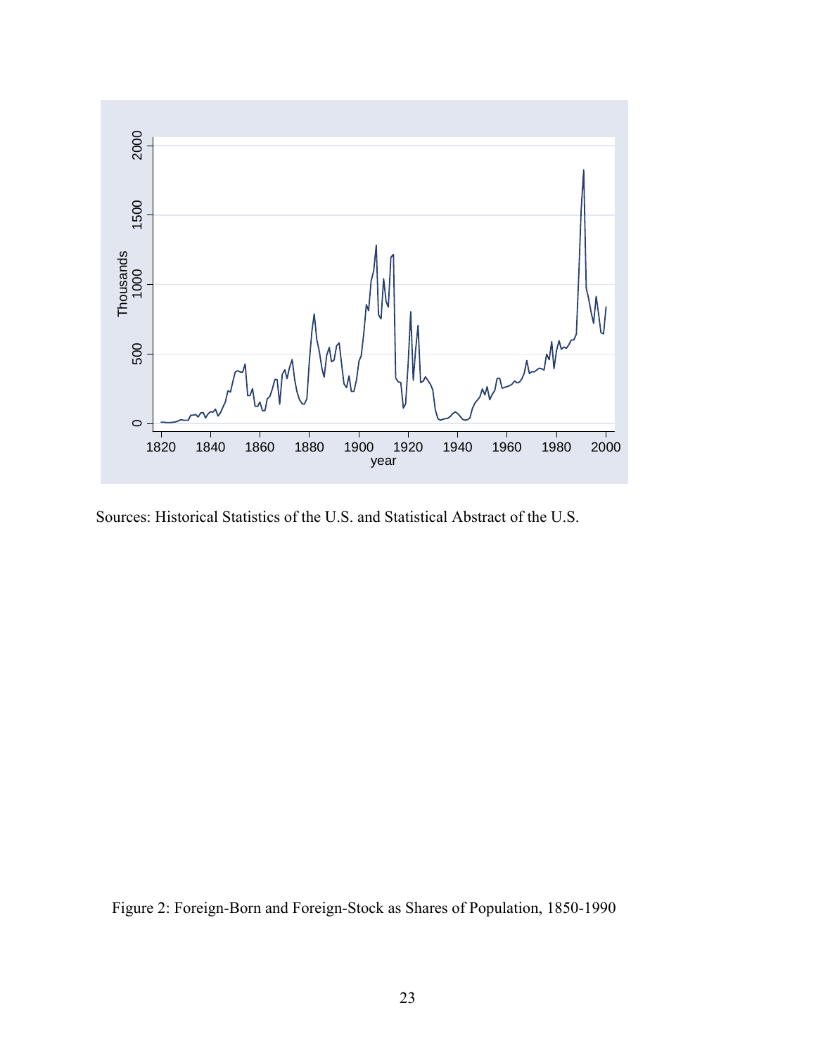Sources: Historical Statistics of the U.S. and Statistical Abstract of the U.S.

Figure 2: Foreign-Born and Foreign-Stock as Shares of Population, 1850-1990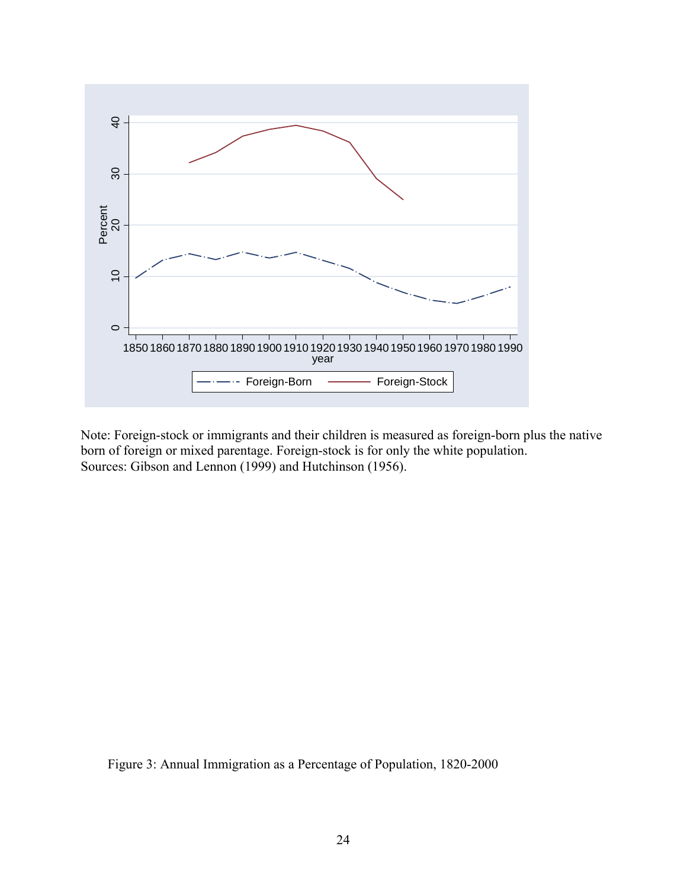Note: Foreign-stock or immigrants and their children is measured as foreign-born plus the native born of foreign or mixed parentage. Foreign-stock is for only the white population.
Sources: Gibson and Lennon (1999) and Hutchinson (1956).

Figure 3: Annual Immigration as a Percentage of Population, 1820-2000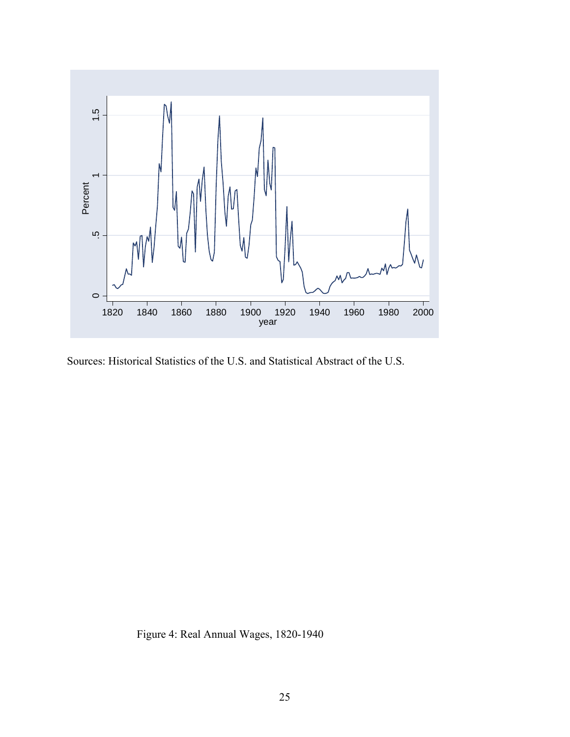Sources: Historical Statistics of the U.S. and Statistical Abstract of the U.S.

Figure 4: Real Annual Wages, 1820-1940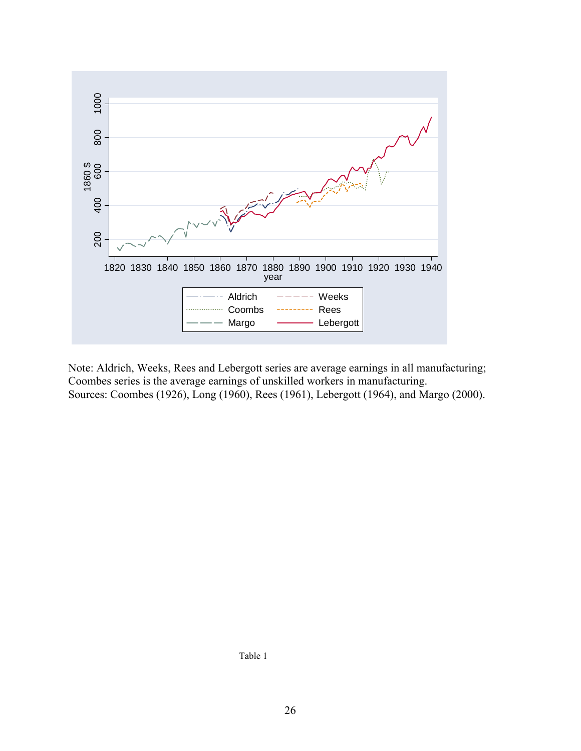Note: Aldrich, Weeks, Rees and Lebergott series are average earnings in all manufacturing; Coombes series is the average earnings of unskilled workers in manufacturing.
Sources: Coombes (1926), Long (1960), Rees (1961), Lebergott (1964), and Margo (2000).

Table 1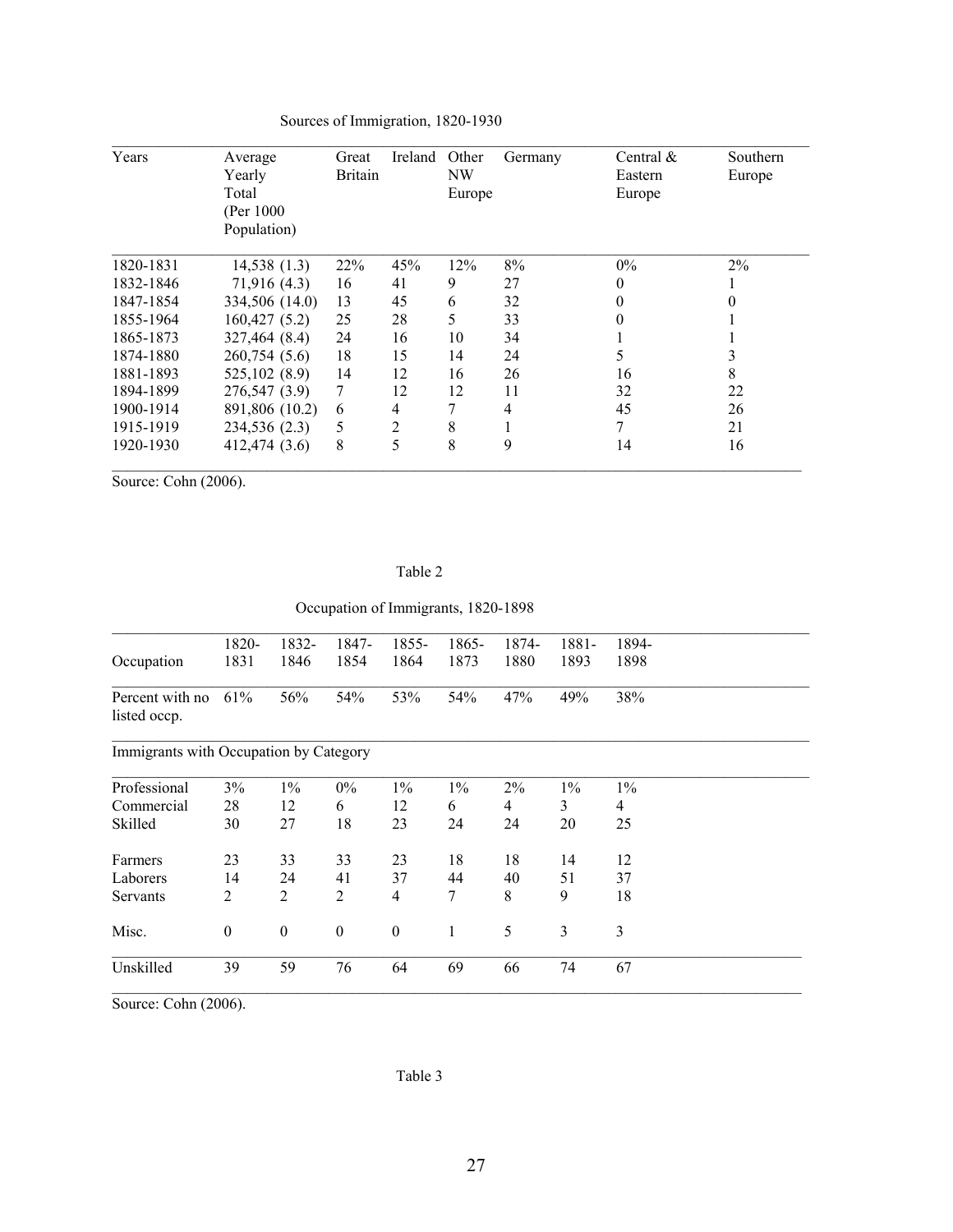Sources of Immigration, 1820-1930

| Years | Average Yearly Total (Per 1000 Population) | Great Britain | Ireland | Other NW Europe | Germany | Central & Eastern Europe | Southern Europe |
|---|---|---|---|---|---|---|---|
| 1820-1831 | 14,538 (1.3) | 22% | 45% | 12% | 8% | 0% | 2% |
| 1832-1846 | 71,916 (4.3) | 16 | 41 | 9 | 27 | 0 | 1 |
| 1847-1854 | 334,506 (14.0) | 13 | 45 | 6 | 32 | 0 | 0 |
| 1855-1964 | 160,427 (5.2) | 25 | 28 | 5 | 33 | 0 | 1 |
| 1865-1873 | 327,464 (8.4) | 24 | 16 | 10 | 34 | 1 | 1 |
| 1874-1880 | 260,754 (5.6) | 18 | 15 | 14 | 24 | 5 | 3 |
| 1881-1893 | 525,102 (8.9) | 14 | 12 | 16 | 26 | 16 | 8 |
| 1894-1899 | 276,547 (3.9) | 7 | 12 | 12 | 11 | 32 | 22 |
| 1900-1914 | 891,806 (10.2) | 6 | 4 | 7 | 4 | 45 | 26 |
| 1915-1919 | 234,536 (2.3) | 5 | 2 | 8 | 1 | 7 | 21 |
| 1920-1930 | 412,474 (3.6) | 8 | 5 | 8 | 9 | 14 | 16 |

Source: Cohn (2006).

Table 2

Occupation of Immigrants, 1820-1898

| Occupation | 1820-1831 | 1832-1846 | 1847-1854 | 1855-1864 | 1865-1873 | 1874-1880 | 1881-1893 | 1894-1898 |
|---|---|---|---|---|---|---|---|---|
| Percent with no listed occp. | 61% | 56% | 54% | 53% | 54% | 47% | 49% | 38% |
| Immigrants with Occupation by Category | | | | | | | | |
| Professional | 3% | 1% | 0% | 1% | 1% | 2% | 1% | 1% |
| Commercial | 28 | 12 | 6 | 12 | 6 | 4 | 3 | 4 |
| Skilled | 30 | 27 | 18 | 23 | 24 | 24 | 20 | 25 |
| Farmers | 23 | 33 | 33 | 23 | 18 | 18 | 14 | 12 |
| Laborers | 14 | 24 | 41 | 37 | 44 | 40 | 51 | 37 |
| Servants | 2 | 2 | 2 | 4 | 7 | 8 | 9 | 18 |
| Misc. | 0 | 0 | 0 | 0 | 1 | 5 | 3 | 3 |
| Unskilled | 39 | 59 | 76 | 64 | 69 | 66 | 74 | 67 |

Source: Cohn (2006).

Table 3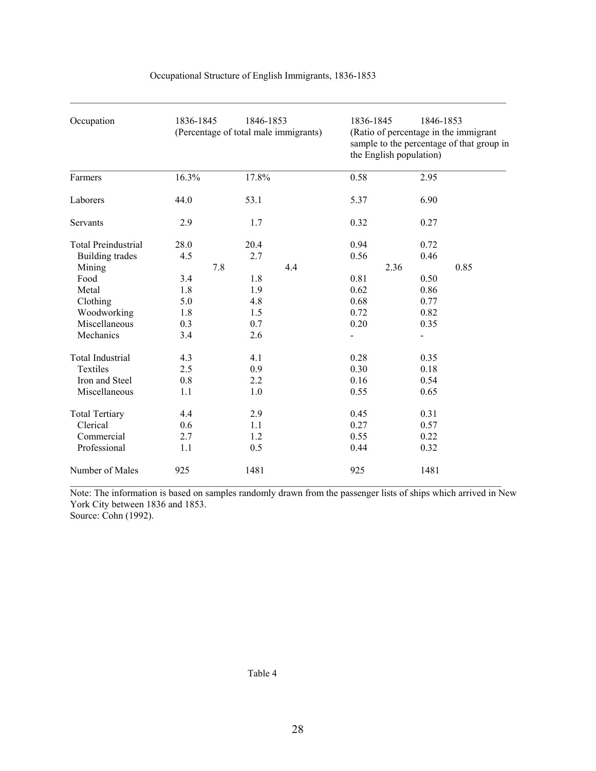Occupational Structure of English Immigrants, 1836-1853

| Occupation | 1836-1845 | 1846-1853 | 1836-1845 | 1846-1853 |
|---|---|---|---|---|
| | (Percentage of total male immigrants) | | (Ratio of percentage in the immigrant sample to the percentage of that group in the English population) | |
| Farmers | 16.3% | 17.8% | 0.58 | 2.95 |
| Laborers | 44.0 | 53.1 | 5.37 | 6.90 |
| Servants | 2.9 | 1.7 | 0.32 | 0.27 |
| Total Preindustrial | 28.0 | 20.4 | 0.94 | 0.72 |
| Building trades | 4.5 | 2.7 | 0.56 | 0.46 |
| Mining | 7.8 | 4.4 | 2.36 | 0.85 |
| Food | 3.4 | 1.8 | 0.81 | 0.50 |
| Metal | 1.8 | 1.9 | 0.62 | 0.86 |
| Clothing | 5.0 | 4.8 | 0.68 | 0.77 |
| Woodworking | 1.8 | 1.5 | 0.72 | 0.82 |
| Miscellaneous | 0.3 | 0.7 | 0.20 | 0.35 |
| Mechanics | 3.4 | 2.6 | - | - |
| Total Industrial | 4.3 | 4.1 | 0.28 | 0.35 |
| Textiles | 2.5 | 0.9 | 0.30 | 0.18 |
| Iron and Steel | 0.8 | 2.2 | 0.16 | 0.54 |
| Miscellaneous | 1.1 | 1.0 | 0.55 | 0.65 |
| Total Tertiary | 4.4 | 2.9 | 0.45 | 0.31 |
| Clerical | 0.6 | 1.1 | 0.27 | 0.57 |
| Commercial | 2.7 | 1.2 | 0.55 | 0.22 |
| Professional | 1.1 | 0.5 | 0.44 | 0.32 |
| Number of Males | 925 | 1481 | 925 | 1481 |

Note: The information is based on samples randomly drawn from the passenger lists of ships which arrived in New York City between 1836 and 1853.
Source: Cohn (1992).

Table 4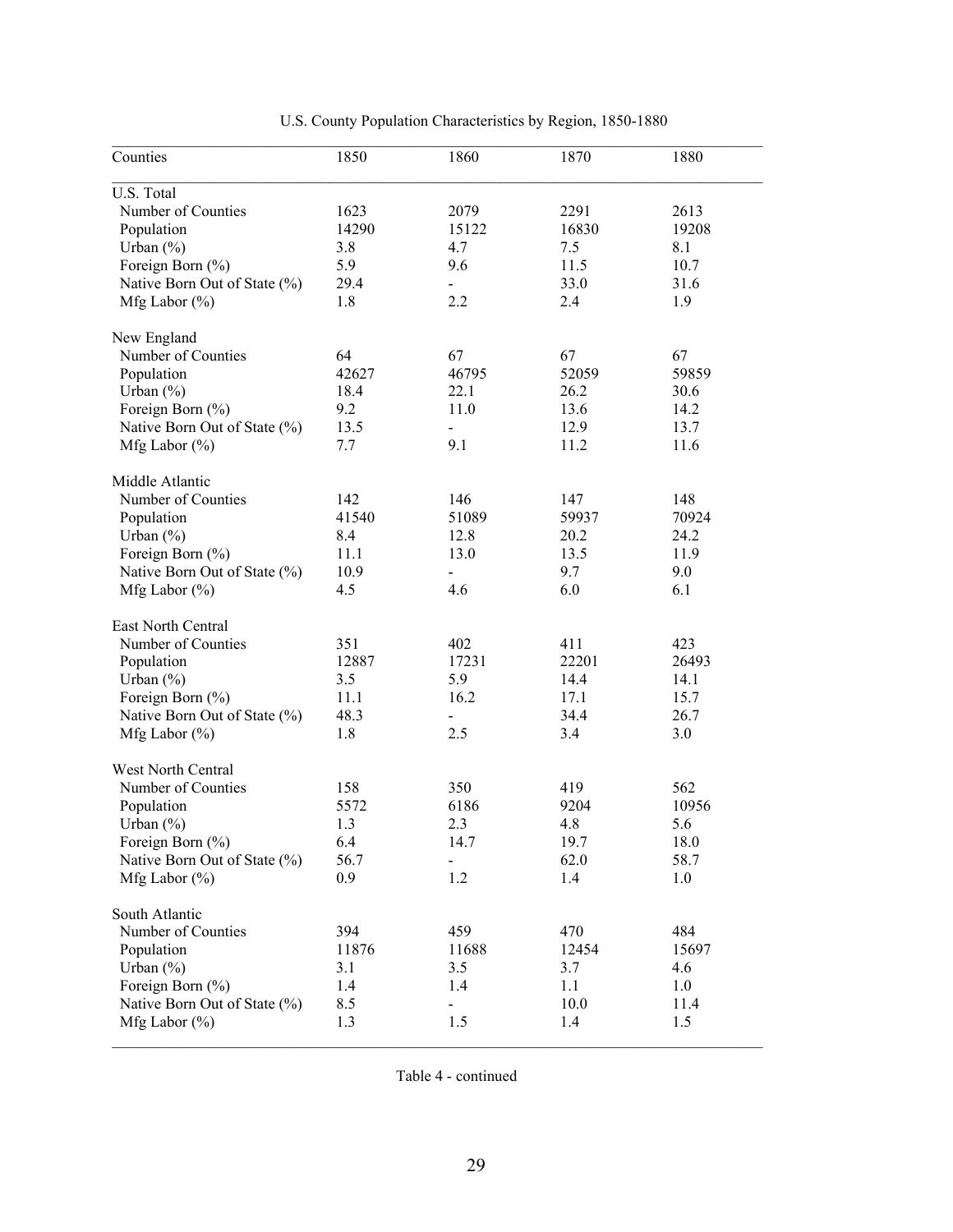U.S. County Population Characteristics by Region, 1850-1880

| Counties | 1850 | 1860 | 1870 | 1880 |
|---|---|---|---|---|
| U.S. Total | | | | |
| Number of Counties | 1623 | 2079 | 2291 | 2613 |
| Population | 14290 | 15122 | 16830 | 19208 |
| Urban (%) | 3.8 | 4.7 | 7.5 | 8.1 |
| Foreign Born (%) | 5.9 | 9.6 | 11.5 | 10.7 |
| Native Born Out of State (%) | 29.4 | - | 33.0 | 31.6 |
| Mfg Labor (%) | 1.8 | 2.2 | 2.4 | 1.9 |
| New England | | | | |
| Number of Counties | 64 | 67 | 67 | 67 |
| Population | 42627 | 46795 | 52059 | 59859 |
| Urban (%) | 18.4 | 22.1 | 26.2 | 30.6 |
| Foreign Born (%) | 9.2 | 11.0 | 13.6 | 14.2 |
| Native Born Out of State (%) | 13.5 | - | 12.9 | 13.7 |
| Mfg Labor (%) | 7.7 | 9.1 | 11.2 | 11.6 |
| Middle Atlantic | | | | |
| Number of Counties | 142 | 146 | 147 | 148 |
| Population | 41540 | 51089 | 59937 | 70924 |
| Urban (%) | 8.4 | 12.8 | 20.2 | 24.2 |
| Foreign Born (%) | 11.1 | 13.0 | 13.5 | 11.9 |
| Native Born Out of State (%) | 10.9 | - | 9.7 | 9.0 |
| Mfg Labor (%) | 4.5 | 4.6 | 6.0 | 6.1 |
| East North Central | | | | |
| Number of Counties | 351 | 402 | 411 | 423 |
| Population | 12887 | 17231 | 22201 | 26493 |
| Urban (%) | 3.5 | 5.9 | 14.4 | 14.1 |
| Foreign Born (%) | 11.1 | 16.2 | 17.1 | 15.7 |
| Native Born Out of State (%) | 48.3 | - | 34.4 | 26.7 |
| Mfg Labor (%) | 1.8 | 2.5 | 3.4 | 3.0 |
| West North Central | | | | |
| Number of Counties | 158 | 350 | 419 | 562 |
| Population | 5572 | 6186 | 9204 | 10956 |
| Urban (%) | 1.3 | 2.3 | 4.8 | 5.6 |
| Foreign Born (%) | 6.4 | 14.7 | 19.7 | 18.0 |
| Native Born Out of State (%) | 56.7 | - | 62.0 | 58.7 |
| Mfg Labor (%) | 0.9 | 1.2 | 1.4 | 1.0 |
| South Atlantic | | | | |
| Number of Counties | 394 | 459 | 470 | 484 |
| Population | 11876 | 11688 | 12454 | 15697 |
| Urban (%) | 3.1 | 3.5 | 3.7 | 4.6 |
| Foreign Born (%) | 1.4 | 1.4 | 1.1 | 1.0 |
| Native Born Out of State (%) | 8.5 | - | 10.0 | 11.4 |
| Mfg Labor (%) | 1.3 | 1.5 | 1.4 | 1.5 |

Table 4 - continued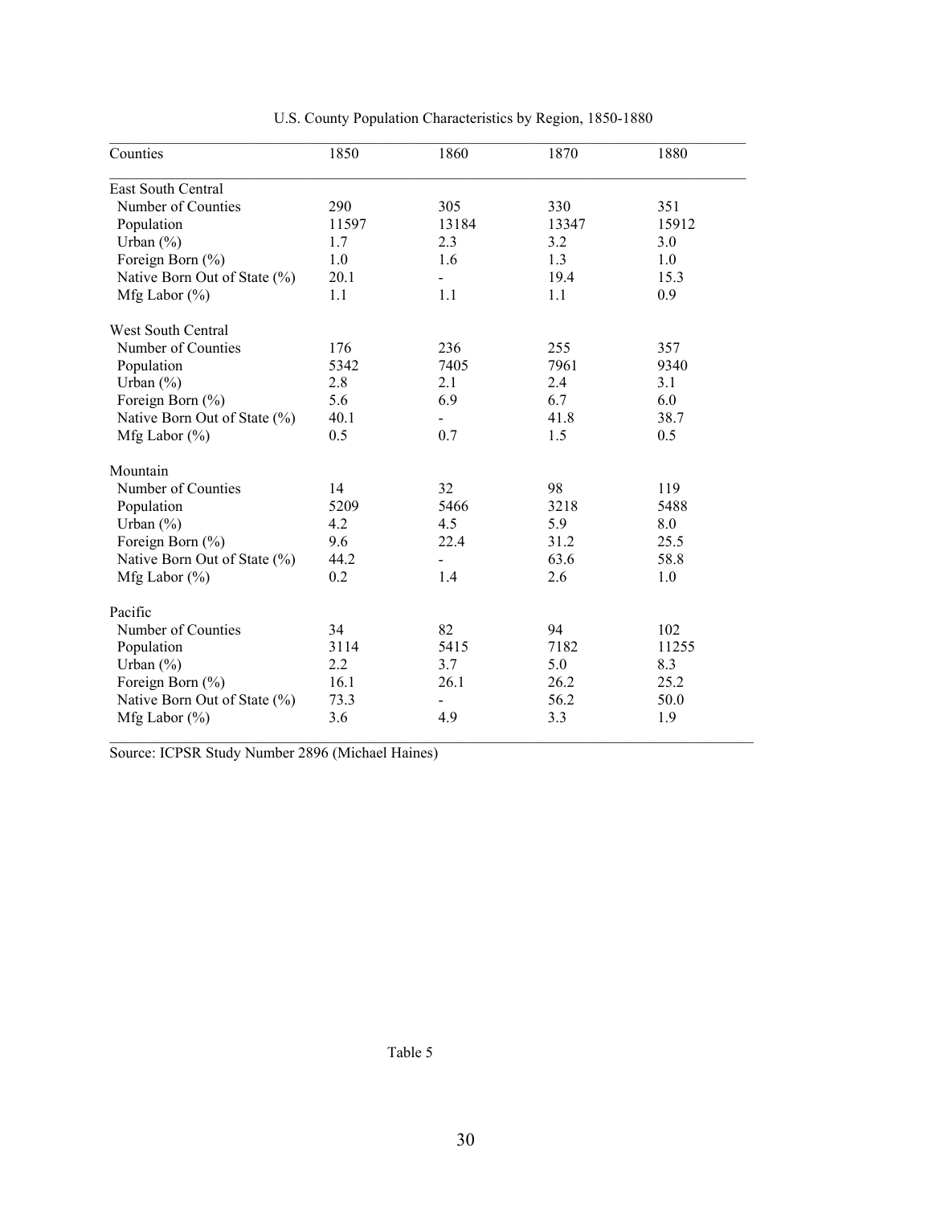U.S. County Population Characteristics by Region, 1850-1880

| Counties | 1850 | 1860 | 1870 | 1880 |
|---|---|---|---|---|
| East South Central | | | | |
| Number of Counties | 290 | 305 | 330 | 351 |
| Population | 11597 | 13184 | 13347 | 15912 |
| Urban (%) | 1.7 | 2.3 | 3.2 | 3.0 |
| Foreign Born (%) | 1.0 | 1.6 | 1.3 | 1.0 |
| Native Born Out of State (%) | 20.1 | - | 19.4 | 15.3 |
| Mfg Labor (%) | 1.1 | 1.1 | 1.1 | 0.9 |
| West South Central | | | | |
| Number of Counties | 176 | 236 | 255 | 357 |
| Population | 5342 | 7405 | 7961 | 9340 |
| Urban (%) | 2.8 | 2.1 | 2.4 | 3.1 |
| Foreign Born (%) | 5.6 | 6.9 | 6.7 | 6.0 |
| Native Born Out of State (%) | 40.1 | - | 41.8 | 38.7 |
| Mfg Labor (%) | 0.5 | 0.7 | 1.5 | 0.5 |
| Mountain | | | | |
| Number of Counties | 14 | 32 | 98 | 119 |
| Population | 5209 | 5466 | 3218 | 5488 |
| Urban (%) | 4.2 | 4.5 | 5.9 | 8.0 |
| Foreign Born (%) | 9.6 | 22.4 | 31.2 | 25.5 |
| Native Born Out of State (%) | 44.2 | - | 63.6 | 58.8 |
| Mfg Labor (%) | 0.2 | 1.4 | 2.6 | 1.0 |
| Pacific | | | | |
| Number of Counties | 34 | 82 | 94 | 102 |
| Population | 3114 | 5415 | 7182 | 11255 |
| Urban (%) | 2.2 | 3.7 | 5.0 | 8.3 |
| Foreign Born (%) | 16.1 | 26.1 | 26.2 | 25.2 |
| Native Born Out of State (%) | 73.3 | - | 56.2 | 50.0 |
| Mfg Labor (%) | 3.6 | 4.9 | 3.3 | 1.9 |

Source: ICPSR Study Number 2896 (Michael Haines)

Table 5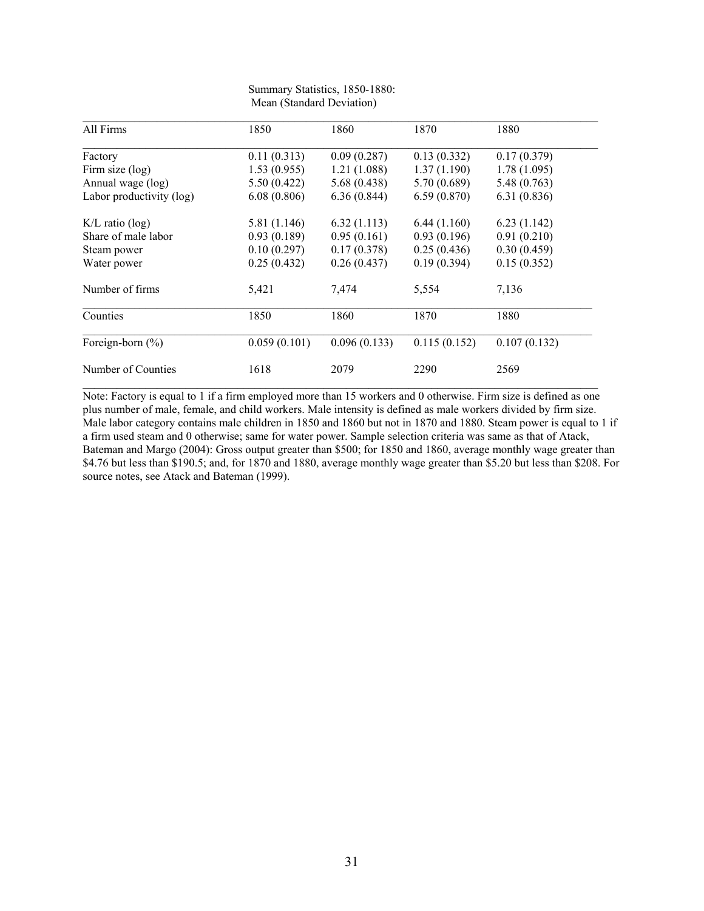Summary Statistics, 1850-1880:
Mean (Standard Deviation)

| All Firms | 1850 | 1860 | 1870 | 1880 |
|---|---|---|---|---|
| Factory | 0.11 (0.313) | 0.09 (0.287) | 0.13 (0.332) | 0.17 (0.379) |
| Firm size (log) | 1.53 (0.955) | 1.21 (1.088) | 1.37 (1.190) | 1.78 (1.095) |
| Annual wage (log) | 5.50 (0.422) | 5.68 (0.438) | 5.70 (0.689) | 5.48 (0.763) |
| Labor productivity (log) | 6.08 (0.806) | 6.36 (0.844) | 6.59 (0.870) | 6.31 (0.836) |
| K/L ratio (log) | 5.81 (1.146) | 6.32 (1.113) | 6.44 (1.160) | 6.23 (1.142) |
| Share of male labor | 0.93 (0.189) | 0.95 (0.161) | 0.93 (0.196) | 0.91 (0.210) |
| Steam power | 0.10 (0.297) | 0.17 (0.378) | 0.25 (0.436) | 0.30 (0.459) |
| Water power | 0.25 (0.432) | 0.26 (0.437) | 0.19 (0.394) | 0.15 (0.352) |
| Number of firms | 5,421 | 7,474 | 5,554 | 7,136 |
| **Counties** | **1850** | **1860** | **1870** | **1880** |
| Foreign-born (%) | 0.059 (0.101) | 0.096 (0.133) | 0.115 (0.152) | 0.107 (0.132) |
| Number of Counties | 1618 | 2079 | 2290 | 2569 |

Note: Factory is equal to 1 if a firm employed more than 15 workers and 0 otherwise. Firm size is defined as one plus number of male, female, and child workers. Male intensity is defined as male workers divided by firm size. Male labor category contains male children in 1850 and 1860 but not in 1870 and 1880. Steam power is equal to 1 if a firm used steam and 0 otherwise; same for water power. Sample selection criteria was same as that of Atack, Bateman and Margo (2004): Gross output greater than $500; for 1850 and 1860, average monthly wage greater than $4.76 but less than $190.5; and, for 1870 and 1880, average monthly wage greater than $5.20 but less than $208. For source notes, see Atack and Bateman (1999).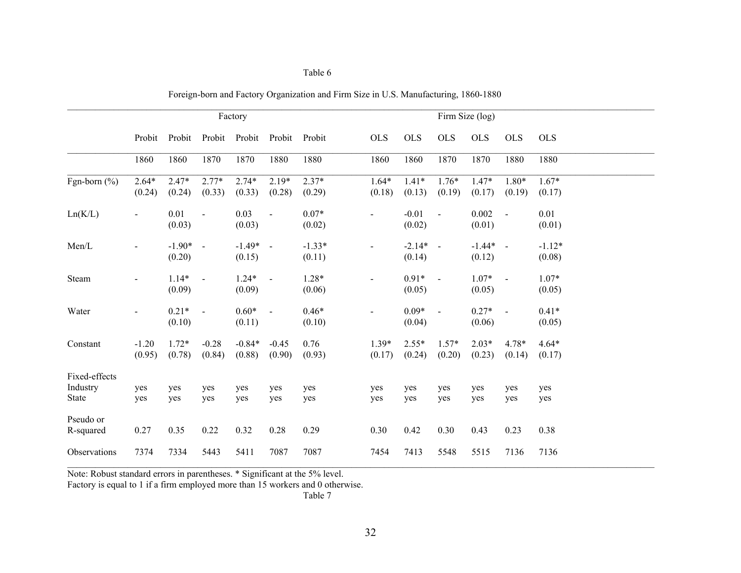Table 6

Foreign-born and Factory Organization and Firm Size in U.S. Manufacturing, 1860-1880

| | Factory | | | | | | Firm Size (log) | | | | | |
|---|---|---|---|---|---|---|---|---|---|---|---|---|
| | Probit | Probit | Probit | Probit | Probit | Probit | OLS | OLS | OLS | OLS | OLS | OLS |
| | 1860 | 1860 | 1870 | 1870 | 1880 | 1880 | 1860 | 1860 | 1870 | 1870 | 1880 | 1880 |
| Fgn-born (%) | 2.64*<br>(0.24) | 2.47*<br>(0.24) | 2.77*<br>(0.33) | 2.74*<br>(0.33) | 2.19*<br>(0.28) | 2.37*<br>(0.29) | 1.64*<br>(0.18) | 1.41*<br>(0.13) | 1.76*<br>(0.19) | 1.47*<br>(0.17) | 1.80*<br>(0.19) | 1.67*<br>(0.17) |
| Ln(K/L) | - | 0.01<br>(0.03) | - | 0.03<br>(0.03) | - | 0.07*<br>(0.02) | - | -0.01<br>(0.02) | - | 0.002<br>(0.01) | - | 0.01<br>(0.01) |
| Men/L | - | -1.90*<br>(0.20) | - | -1.49*<br>(0.15) | - | -1.33*<br>(0.11) | - | -2.14*<br>(0.14) | - | -1.44*<br>(0.12) | - | -1.12*<br>(0.08) |
| Steam | - | 1.14*<br>(0.09) | - | 1.24*<br>(0.09) | - | 1.28*<br>(0.06) | - | 0.91*<br>(0.05) | - | 1.07*<br>(0.05) | - | 1.07*<br>(0.05) |
| Water | - | 0.21*<br>(0.10) | - | 0.60*<br>(0.11) | - | 0.46*<br>(0.10) | - | 0.09*<br>(0.04) | - | 0.27*<br>(0.06) | - | 0.41*<br>(0.05) |
| Constant | -1.20<br>(0.95) | 1.72*<br>(0.78) | -0.28<br>(0.84) | -0.84*<br>(0.88) | -0.45<br>(0.90) | 0.76<br>(0.93) | 1.39*<br>(0.17) | 2.55*<br>(0.24) | 1.57*<br>(0.20) | 2.03*<br>(0.23) | 4.78*<br>(0.14) | 4.64*<br>(0.17) |
| Fixed-effects | | | | | | | | | | | | |
| Industry | yes | yes | yes | yes | yes | yes | yes | yes | yes | yes | yes | yes |
| State | yes | yes | yes | yes | yes | yes | yes | yes | yes | yes | yes | yes |
| Pseudo or R-squared | 0.27 | 0.35 | 0.22 | 0.32 | 0.28 | 0.29 | 0.30 | 0.42 | 0.30 | 0.43 | 0.23 | 0.38 |
| Observations | 7374 | 7334 | 5443 | 5411 | 7087 | 7087 | 7454 | 7413 | 5548 | 5515 | 7136 | 7136 |

Note: Robust standard errors in parentheses. * Significant at the 5% level.
Factory is equal to 1 if a firm employed more than 15 workers and 0 otherwise.

Table 7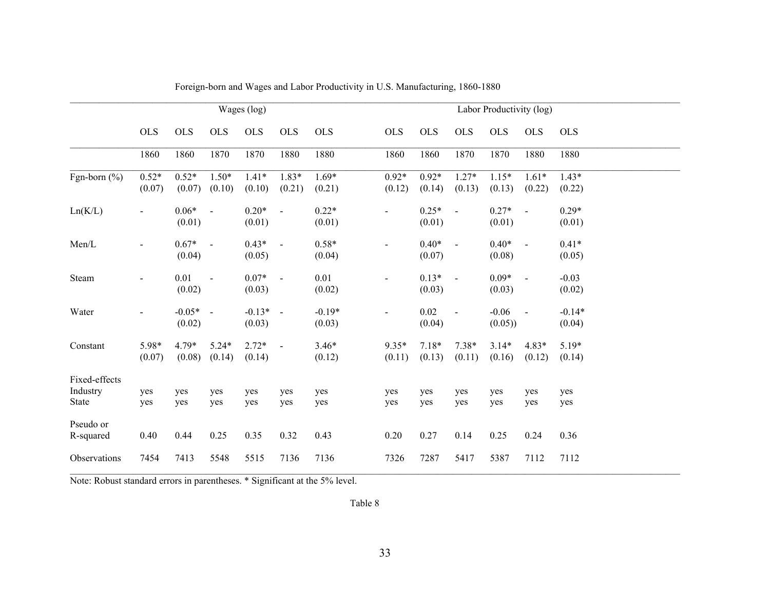Foreign-born and Wages and Labor Productivity in U.S. Manufacturing, 1860-1880

| | Wages (log) | | | | | | Labor Productivity (log) | | | | | |
|---|---|---|---|---|---|---|---|---|---|---|---|---|
| | OLS | OLS | OLS | OLS | OLS | OLS | OLS | OLS | OLS | OLS | OLS | OLS |
| | 1860 | 1860 | 1870 | 1870 | 1880 | 1880 | 1860 | 1860 | 1870 | 1870 | 1880 | 1880 |
| Fgn-born (%) | 0.52* (0.07) | 0.52* (0.07) | 1.50* (0.10) | 1.41* (0.10) | 1.83* (0.21) | 1.69* (0.21) | 0.92* (0.12) | 0.92* (0.14) | 1.27* (0.13) | 1.15* (0.13) | 1.61* (0.22) | 1.43* (0.22) |
| Ln(K/L) | - | 0.06* (0.01) | - | 0.20* (0.01) | - | 0.22* (0.01) | - | 0.25* (0.01) | - | 0.27* (0.01) | - | 0.29* (0.01) |
| Men/L | - | 0.67* (0.04) | - | 0.43* (0.05) | - | 0.58* (0.04) | - | 0.40* (0.07) | - | 0.40* (0.08) | - | 0.41* (0.05) |
| Steam | - | 0.01 (0.02) | - | 0.07* (0.03) | - | 0.01 (0.02) | - | 0.13* (0.03) | - | 0.09* (0.03) | - | -0.03 (0.02) |
| Water | - | -0.05* (0.02) | - | -0.13* (0.03) | - | -0.19* (0.03) | - | 0.02 (0.04) | - | -0.06 (0.05)) | - | -0.14* (0.04) |
| Constant | 5.98* (0.07) | 4.79* (0.08) | 5.24* (0.14) | 2.72* (0.14) | - | 3.46* (0.12) | 9.35* (0.11) | 7.18* (0.13) | 7.38* (0.11) | 3.14* (0.16) | 4.83* (0.12) | 5.19* (0.14) |
| Fixed-effects | | | | | | | | | | | | |
| Industry | yes | yes | yes | yes | yes | yes | yes | yes | yes | yes | yes | yes |
| State | yes | yes | yes | yes | yes | yes | yes | yes | yes | yes | yes | yes |
| Pseudo or R-squared | 0.40 | 0.44 | 0.25 | 0.35 | 0.32 | 0.43 | 0.20 | 0.27 | 0.14 | 0.25 | 0.24 | 0.36 |
| Observations | 7454 | 7413 | 5548 | 5515 | 7136 | 7136 | 7326 | 7287 | 5417 | 5387 | 7112 | 7112 |

Note: Robust standard errors in parentheses. * Significant at the 5% level.

Table 8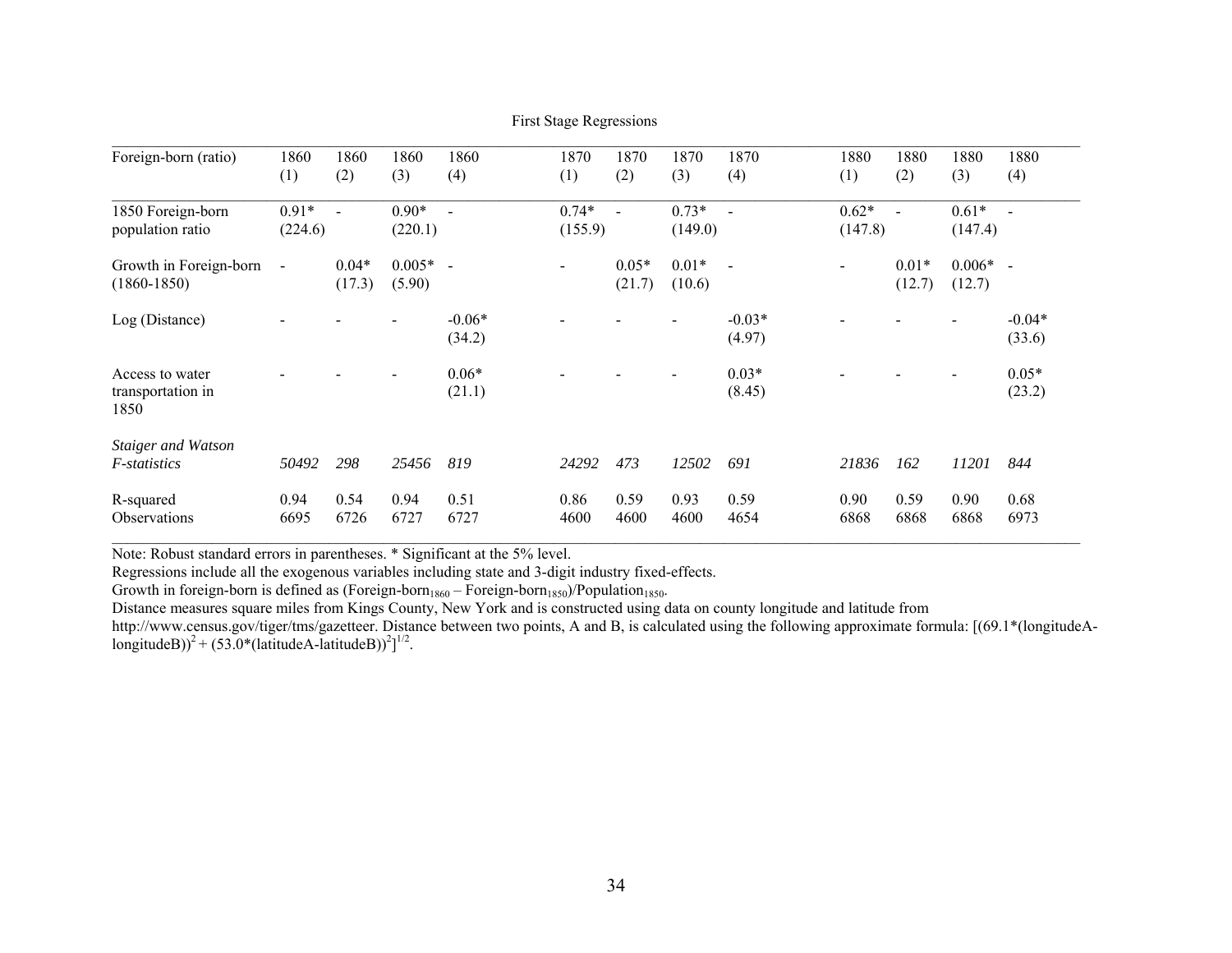First Stage Regressions

| Foreign-born (ratio) | 1860 (1) | 1860 (2) | 1860 (3) | 1860 (4) | 1870 (1) | 1870 (2) | 1870 (3) | 1870 (4) | 1880 (1) | 1880 (2) | 1880 (3) | 1880 (4) |
|---|---|---|---|---|---|---|---|---|---|---|---|---|
| 1850 Foreign-born population ratio | 0.91* (224.6) | - | 0.90* (220.1) | - | 0.74* (155.9) | - | 0.73* (149.0) | - | 0.62* (147.8) | - | 0.61* (147.4) | - |
| Growth in Foreign-born (1860-1850) | - | 0.04* (17.3) | 0.005* (5.90) | - | - | 0.05* (21.7) | 0.01* (10.6) | - | - | 0.01* (12.7) | 0.006* (12.7) | - |
| Log (Distance) | - | - | - | -0.06* (34.2) | - | - | - | -0.03* (4.97) | - | - | - | -0.04* (33.6) |
| Access to water transportation in 1850 | - | - | - | 0.06* (21.1) | - | - | - | 0.03* (8.45) | - | - | - | 0.05* (23.2) |
| *Staiger and Watson F-statistics* | *50492* | *298* | *25456* | *819* | *24292* | *473* | *12502* | *691* | *21836* | *162* | *11201* | *844* |
| R-squared | 0.94 | 0.54 | 0.94 | 0.51 | 0.86 | 0.59 | 0.93 | 0.59 | 0.90 | 0.59 | 0.90 | 0.68 |
| Observations | 6695 | 6726 | 6727 | 6727 | 4600 | 4600 | 4600 | 4654 | 6868 | 6868 | 6868 | 6973 |

Note: Robust standard errors in parentheses. * Significant at the 5% level.

Regressions include all the exogenous variables including state and 3-digit industry fixed-effects.

Growth in foreign-born is defined as $(\text{Foreign-born}_{1860} - \text{Foreign-born}_{1850})/\text{Population}_{1850}$.

Distance measures square miles from Kings County, New York and is constructed using data on county longitude and latitude from http://www.census.gov/tiger/tms/gazetteer. Distance between two points, A and B, is calculated using the following approximate formula: $[(69.1*(\text{longitudeA}-\text{longitudeB}))^2 + (53.0*(\text{latitudeA}-\text{latitudeB}))^2]^{1/2}$.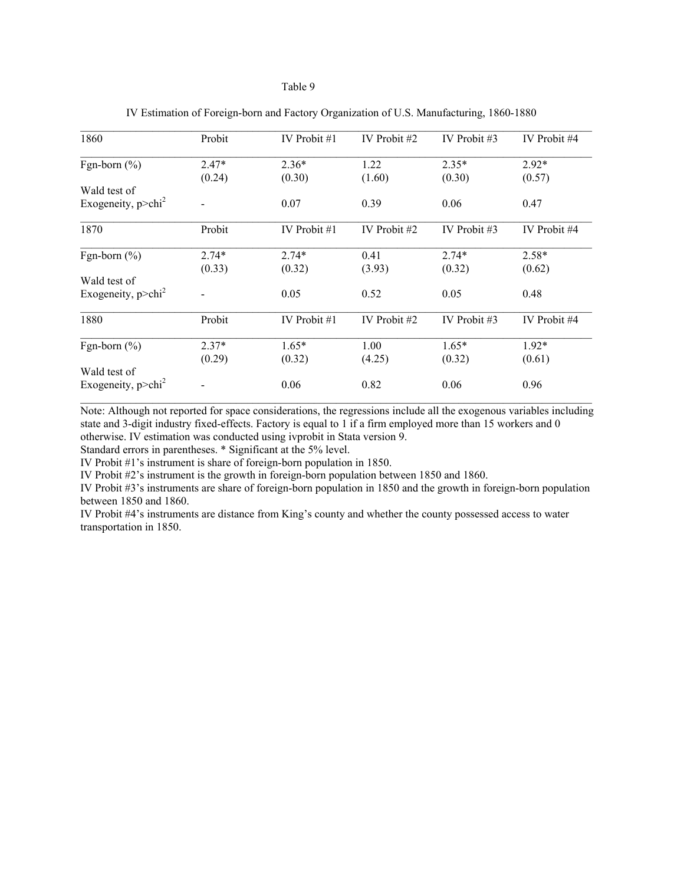Table 9

IV Estimation of Foreign-born and Factory Organization of U.S. Manufacturing, 1860-1880

| 1860 | Probit | IV Probit #1 | IV Probit #2 | IV Probit #3 | IV Probit #4 |
|---|---|---|---|---|---|
| Fgn-born (%) | 2.47* | 2.36* | 1.22 | 2.35* | 2.92* |
| | (0.24) | (0.30) | (1.60) | (0.30) | (0.57) |
| Wald test of Exogeneity, p>chi$^2$ | - | 0.07 | 0.39 | 0.06 | 0.47 |
| **1870** | **Probit** | **IV Probit #1** | **IV Probit #2** | **IV Probit #3** | **IV Probit #4** |
| Fgn-born (%) | 2.74* | 2.74* | 0.41 | 2.74* | 2.58* |
| | (0.33) | (0.32) | (3.93) | (0.32) | (0.62) |
| Wald test of Exogeneity, p>chi$^2$ | - | 0.05 | 0.52 | 0.05 | 0.48 |
| **1880** | **Probit** | **IV Probit #1** | **IV Probit #2** | **IV Probit #3** | **IV Probit #4** |
| Fgn-born (%) | 2.37* | 1.65* | 1.00 | 1.65* | 1.92* |
| | (0.29) | (0.32) | (4.25) | (0.32) | (0.61) |
| Wald test of Exogeneity, p>chi$^2$ | - | 0.06 | 0.82 | 0.06 | 0.96 |

Note: Although not reported for space considerations, the regressions include all the exogenous variables including state and 3-digit industry fixed-effects. Factory is equal to 1 if a firm employed more than 15 workers and 0 otherwise. IV estimation was conducted using ivprobit in Stata version 9.

Standard errors in parentheses. * Significant at the 5% level.

IV Probit #1's instrument is share of foreign-born population in 1850.

IV Probit #2's instrument is the growth in foreign-born population between 1850 and 1860.

IV Probit #3's instruments are share of foreign-born population in 1850 and the growth in foreign-born population between 1850 and 1860.

IV Probit #4's instruments are distance from King's county and whether the county possessed access to water transportation in 1850.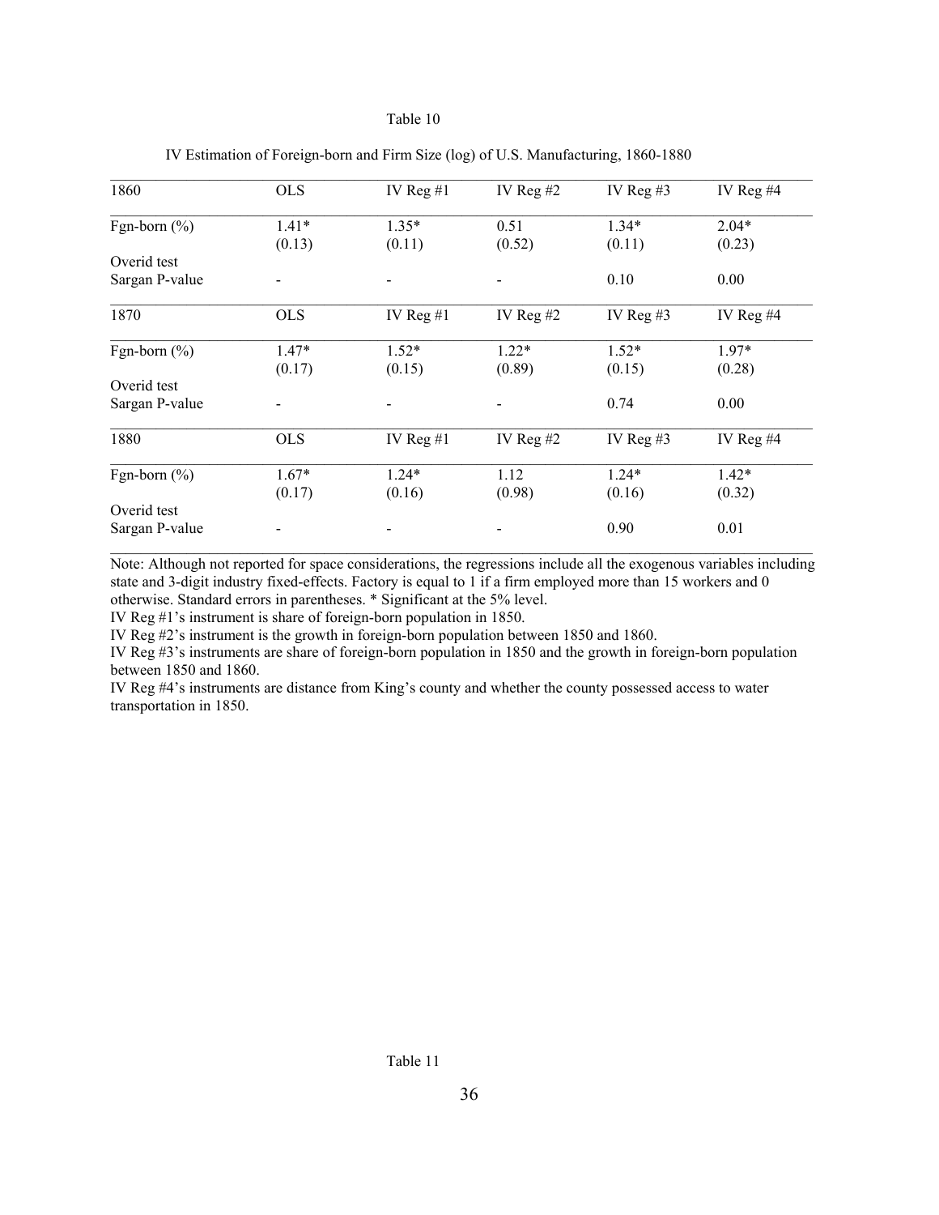Table 10

IV Estimation of Foreign-born and Firm Size (log) of U.S. Manufacturing, 1860-1880

| 1860 | OLS | IV Reg #1 | IV Reg #2 | IV Reg #3 | IV Reg #4 |
|---|---|---|---|---|---|
| Fgn-born (%) | 1.41* | 1.35* | 0.51 | 1.34* | 2.04* |
| | (0.13) | (0.11) | (0.52) | (0.11) | (0.23) |
| Overid test | | | | | |
| Sargan P-value | - | - | - | 0.10 | 0.00 |
| **1870** | **OLS** | **IV Reg #1** | **IV Reg #2** | **IV Reg #3** | **IV Reg #4** |
| Fgn-born (%) | 1.47* | 1.52* | 1.22* | 1.52* | 1.97* |
| | (0.17) | (0.15) | (0.89) | (0.15) | (0.28) |
| Overid test | | | | | |
| Sargan P-value | - | - | - | 0.74 | 0.00 |
| **1880** | **OLS** | **IV Reg #1** | **IV Reg #2** | **IV Reg #3** | **IV Reg #4** |
| Fgn-born (%) | 1.67* | 1.24* | 1.12 | 1.24* | 1.42* |
| | (0.17) | (0.16) | (0.98) | (0.16) | (0.32) |
| Overid test | | | | | |
| Sargan P-value | - | - | - | 0.90 | 0.01 |

Note: Although not reported for space considerations, the regressions include all the exogenous variables including state and 3-digit industry fixed-effects. Factory is equal to 1 if a firm employed more than 15 workers and 0 otherwise. Standard errors in parentheses. * Significant at the 5% level.

IV Reg #1's instrument is share of foreign-born population in 1850.

IV Reg #2's instrument is the growth in foreign-born population between 1850 and 1860.

IV Reg #3's instruments are share of foreign-born population in 1850 and the growth in foreign-born population between 1850 and 1860.

IV Reg #4's instruments are distance from King's county and whether the county possessed access to water transportation in 1850.

Table 11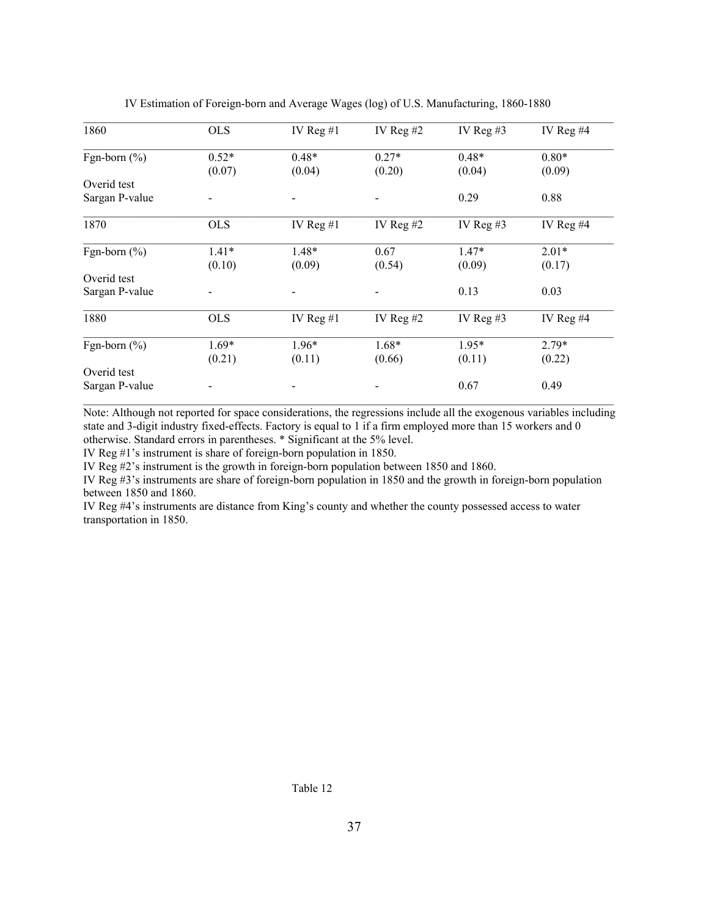IV Estimation of Foreign-born and Average Wages (log) of U.S. Manufacturing, 1860-1880

| 1860 | OLS | IV Reg #1 | IV Reg #2 | IV Reg #3 | IV Reg #4 |
|---|---|---|---|---|---|
| Fgn-born (%) | 0.52* | 0.48* | 0.27* | 0.48* | 0.80* |
| | (0.07) | (0.04) | (0.20) | (0.04) | (0.09) |
| Overid test | | | | | |
| Sargan P-value | - | - | - | 0.29 | 0.88 |
| **1870** | **OLS** | **IV Reg #1** | **IV Reg #2** | **IV Reg #3** | **IV Reg #4** |
| Fgn-born (%) | 1.41* | 1.48* | 0.67 | 1.47* | 2.01* |
| | (0.10) | (0.09) | (0.54) | (0.09) | (0.17) |
| Overid test | | | | | |
| Sargan P-value | - | - | - | 0.13 | 0.03 |
| **1880** | **OLS** | **IV Reg #1** | **IV Reg #2** | **IV Reg #3** | **IV Reg #4** |
| Fgn-born (%) | 1.69* | 1.96* | 1.68* | 1.95* | 2.79* |
| | (0.21) | (0.11) | (0.66) | (0.11) | (0.22) |
| Overid test | | | | | |
| Sargan P-value | - | - | - | 0.67 | 0.49 |

Note: Although not reported for space considerations, the regressions include all the exogenous variables including state and 3-digit industry fixed-effects. Factory is equal to 1 if a firm employed more than 15 workers and 0 otherwise. Standard errors in parentheses. * Significant at the 5% level.
IV Reg #1's instrument is share of foreign-born population in 1850.
IV Reg #2's instrument is the growth in foreign-born population between 1850 and 1860.
IV Reg #3's instruments are share of foreign-born population in 1850 and the growth in foreign-born population between 1850 and 1860.
IV Reg #4's instruments are distance from King's county and whether the county possessed access to water transportation in 1850.

Table 12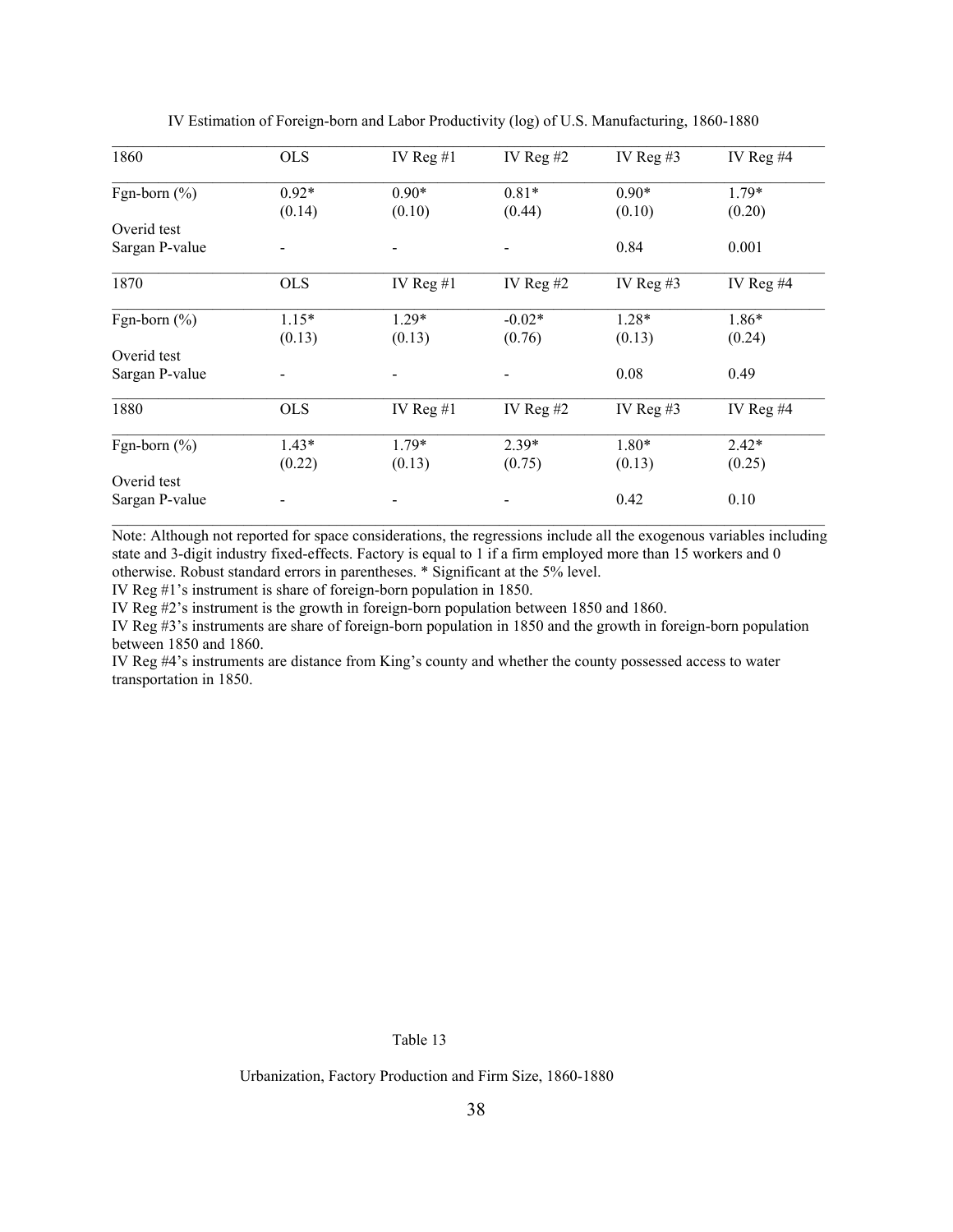IV Estimation of Foreign-born and Labor Productivity (log) of U.S. Manufacturing, 1860-1880

| 1860 | OLS | IV Reg #1 | IV Reg #2 | IV Reg #3 | IV Reg #4 |
|---|---|---|---|---|---|
| Fgn-born (%) | 0.92* | 0.90* | 0.81* | 0.90* | 1.79* |
| | (0.14) | (0.10) | (0.44) | (0.10) | (0.20) |
| Overid test | | | | | |
| Sargan P-value | - | - | - | 0.84 | 0.001 |
| **1870** | **OLS** | **IV Reg #1** | **IV Reg #2** | **IV Reg #3** | **IV Reg #4** |
| Fgn-born (%) | 1.15* | 1.29* | -0.02* | 1.28* | 1.86* |
| | (0.13) | (0.13) | (0.76) | (0.13) | (0.24) |
| Overid test | | | | | |
| Sargan P-value | - | - | - | 0.08 | 0.49 |
| **1880** | **OLS** | **IV Reg #1** | **IV Reg #2** | **IV Reg #3** | **IV Reg #4** |
| Fgn-born (%) | 1.43* | 1.79* | 2.39* | 1.80* | 2.42* |
| | (0.22) | (0.13) | (0.75) | (0.13) | (0.25) |
| Overid test | | | | | |
| Sargan P-value | - | - | - | 0.42 | 0.10 |

Note: Although not reported for space considerations, the regressions include all the exogenous variables including state and 3-digit industry fixed-effects. Factory is equal to 1 if a firm employed more than 15 workers and 0 otherwise. Robust standard errors in parentheses. * Significant at the 5% level.

IV Reg #1's instrument is share of foreign-born population in 1850.

IV Reg #2's instrument is the growth in foreign-born population between 1850 and 1860.

IV Reg #3's instruments are share of foreign-born population in 1850 and the growth in foreign-born population between 1850 and 1860.

IV Reg #4's instruments are distance from King's county and whether the county possessed access to water transportation in 1850.

Table 13

Urbanization, Factory Production and Firm Size, 1860-1880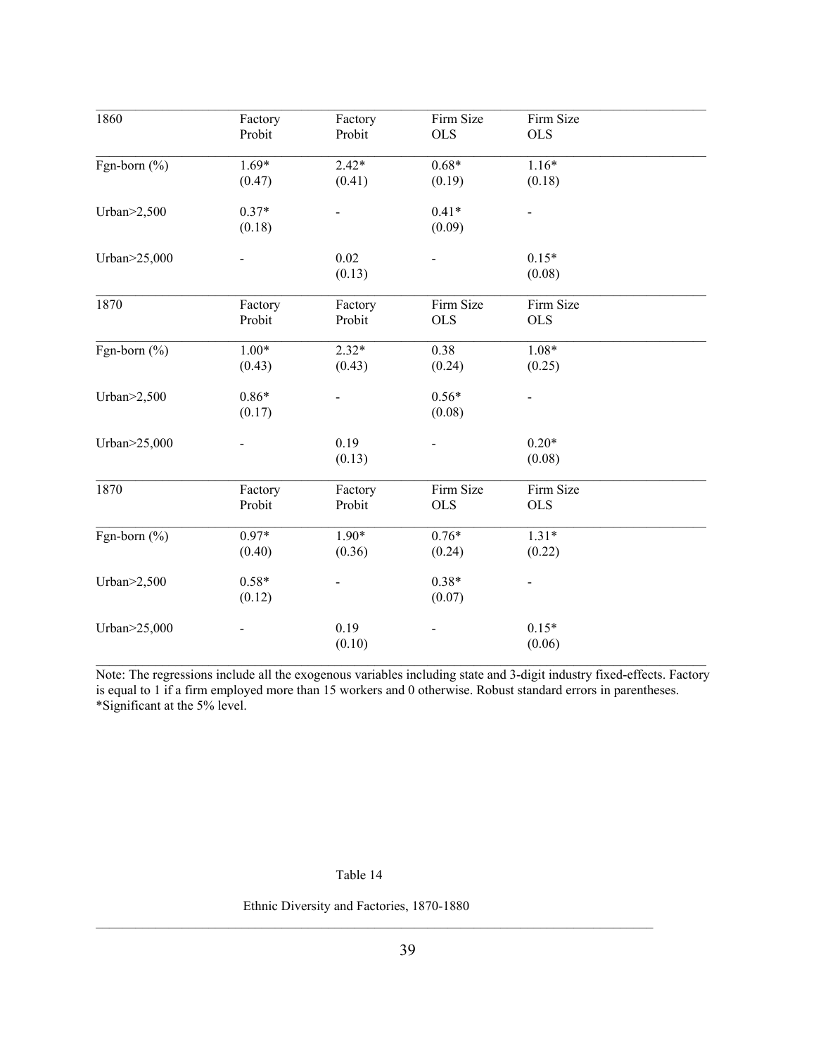| 1860 | Factory Probit | Factory Probit | Firm Size OLS | Firm Size OLS |
|---|---|---|---|---|
| Fgn-born (%) | 1.69* | 2.42* | 0.68* | 1.16* |
| | (0.47) | (0.41) | (0.19) | (0.18) |
| Urban>2,500 | 0.37* | - | 0.41* | - |
| | (0.18) | | (0.09) | |
| Urban>25,000 | - | 0.02 | - | 0.15* |
| | | (0.13) | | (0.08) |
| **1870** | **Factory Probit** | **Factory Probit** | **Firm Size OLS** | **Firm Size OLS** |
| Fgn-born (%) | 1.00* | 2.32* | 0.38 | 1.08* |
| | (0.43) | (0.43) | (0.24) | (0.25) |
| Urban>2,500 | 0.86* | - | 0.56* | - |
| | (0.17) | | (0.08) | |
| Urban>25,000 | - | 0.19 | - | 0.20* |
| | | (0.13) | | (0.08) |
| **1870** | **Factory Probit** | **Factory Probit** | **Firm Size OLS** | **Firm Size OLS** |
| Fgn-born (%) | 0.97* | 1.90* | 0.76* | 1.31* |
| | (0.40) | (0.36) | (0.24) | (0.22) |
| Urban>2,500 | 0.58* | - | 0.38* | - |
| | (0.12) | | (0.07) | |
| Urban>25,000 | - | 0.19 | - | 0.15* |
| | | (0.10) | | (0.06) |

Note: The regressions include all the exogenous variables including state and 3-digit industry fixed-effects. Factory is equal to 1 if a firm employed more than 15 workers and 0 otherwise. Robust standard errors in parentheses. *Significant at the 5% level.

Table 14

Ethnic Diversity and Factories, 1870-1880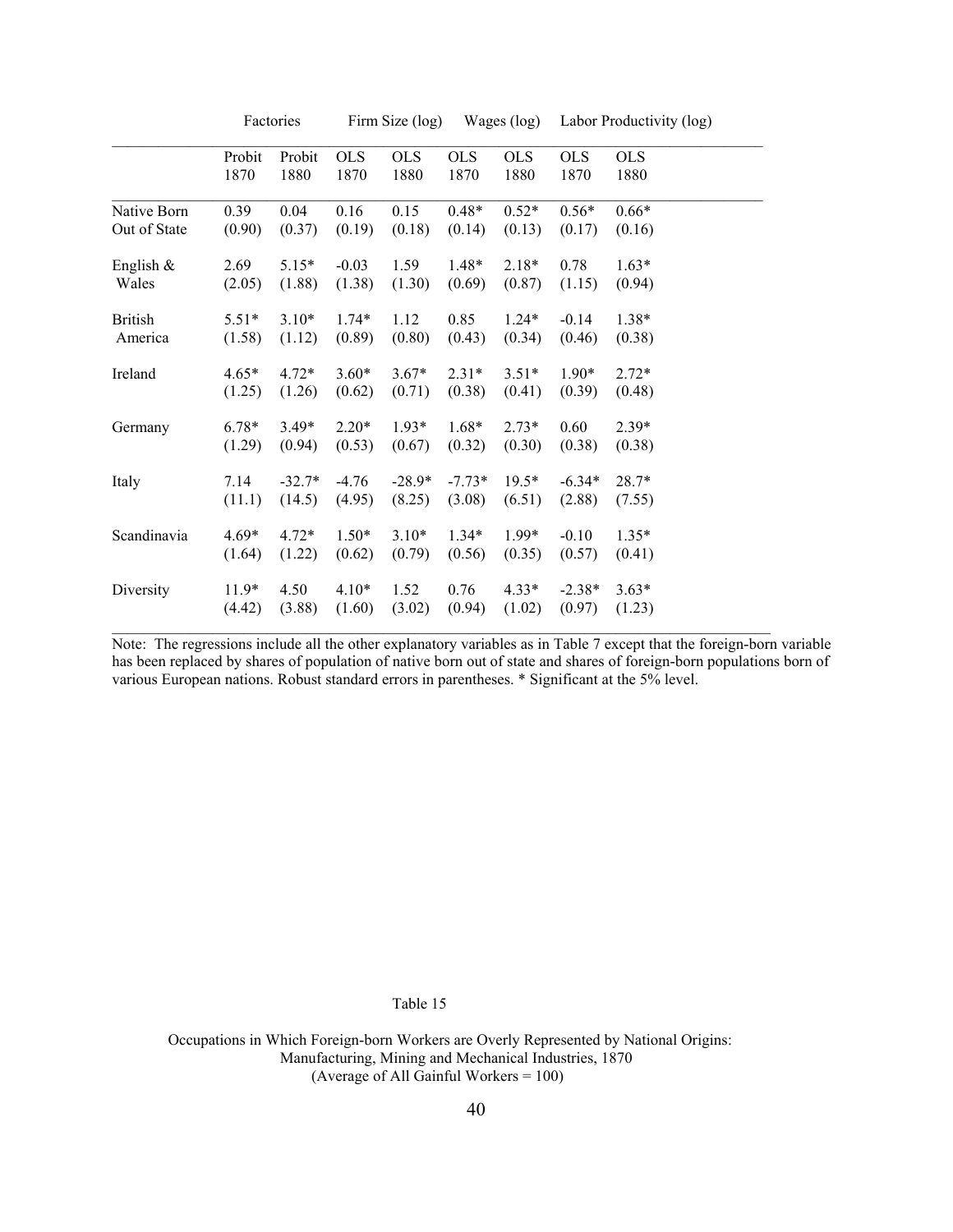| | Factories | | Firm Size (log) | | Wages (log) | | Labor Productivity (log) | |
|---|---|---|---|---|---|---|---|---|
| | Probit 1870 | Probit 1880 | OLS 1870 | OLS 1880 | OLS 1870 | OLS 1880 | OLS 1870 | OLS 1880 |
| Native Born Out of State | 0.39 (0.90) | 0.04 (0.37) | 0.16 (0.19) | 0.15 (0.18) | 0.48* (0.14) | 0.52* (0.13) | 0.56* (0.17) | 0.66* (0.16) |
| English & Wales | 2.69 (2.05) | 5.15* (1.88) | -0.03 (1.38) | 1.59 (1.30) | 1.48* (0.69) | 2.18* (0.87) | 0.78 (1.15) | 1.63* (0.94) |
| British America | 5.51* (1.58) | 3.10* (1.12) | 1.74* (0.89) | 1.12 (0.80) | 0.85 (0.43) | 1.24* (0.34) | -0.14 (0.46) | 1.38* (0.38) |
| Ireland | 4.65* (1.25) | 4.72* (1.26) | 3.60* (0.62) | 3.67* (0.71) | 2.31* (0.38) | 3.51* (0.41) | 1.90* (0.39) | 2.72* (0.48) |
| Germany | 6.78* (1.29) | 3.49* (0.94) | 2.20* (0.53) | 1.93* (0.67) | 1.68* (0.32) | 2.73* (0.30) | 0.60 (0.38) | 2.39* (0.38) |
| Italy | 7.14 (11.1) | -32.7* (14.5) | -4.76 (4.95) | -28.9* (8.25) | -7.73* (3.08) | 19.5* (6.51) | -6.34* (2.88) | 28.7* (7.55) |
| Scandinavia | 4.69* (1.64) | 4.72* (1.22) | 1.50* (0.62) | 3.10* (0.79) | 1.34* (0.56) | 1.99* (0.35) | -0.10 (0.57) | 1.35* (0.41) |
| Diversity | 11.9* (4.42) | 4.50 (3.88) | 4.10* (1.60) | 1.52 (3.02) | 0.76 (0.94) | 4.33* (1.02) | -2.38* (0.97) | 3.63* (1.23) |

Note: The regressions include all the other explanatory variables as in Table 7 except that the foreign-born variable has been replaced by shares of population of native born out of state and shares of foreign-born populations born of various European nations. Robust standard errors in parentheses. * Significant at the 5% level.

Table 15

Occupations in Which Foreign-born Workers are Overly Represented by National Origins: Manufacturing, Mining and Mechanical Industries, 1870
(Average of All Gainful Workers = 100)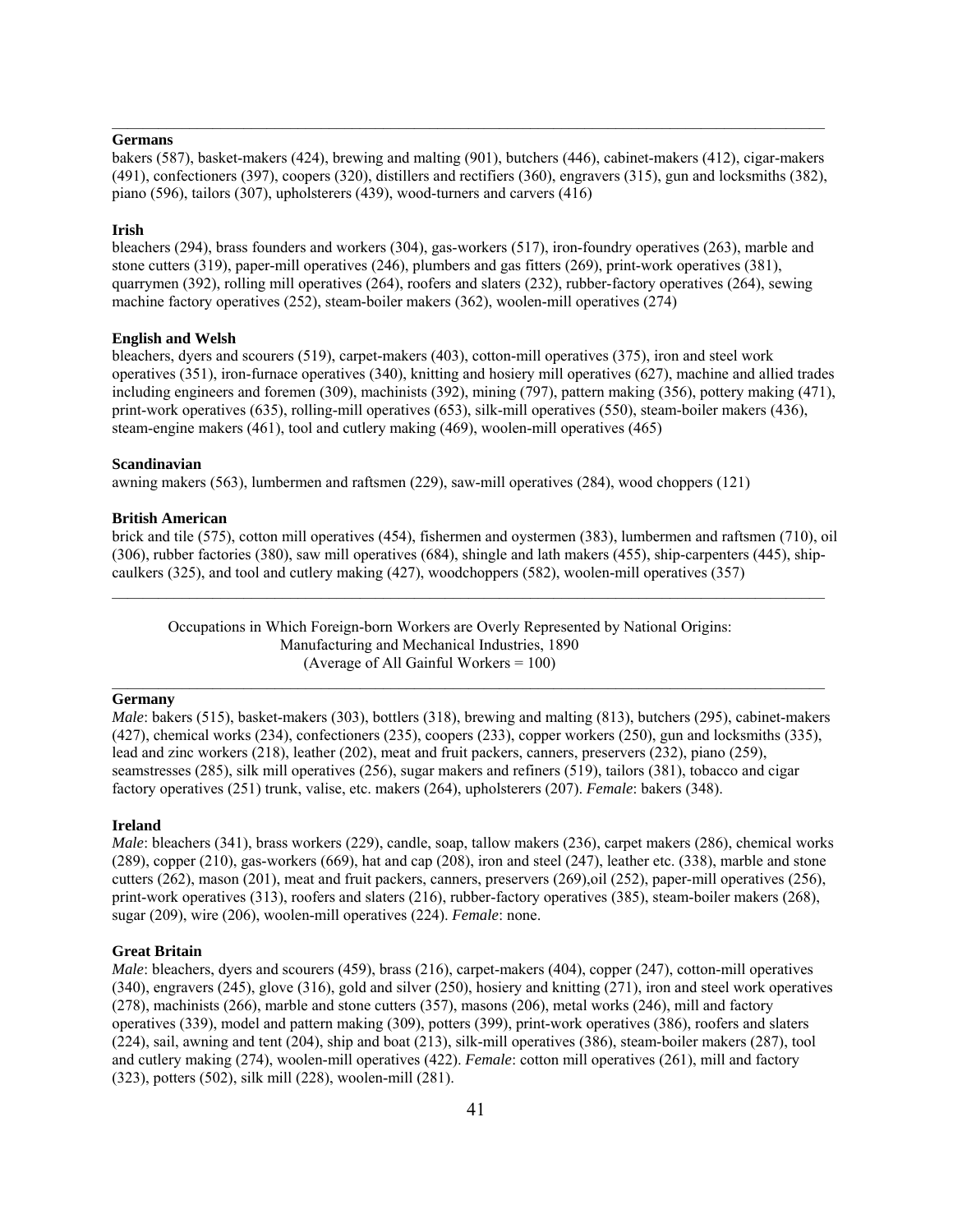---

**Germans**

bakers (587), basket-makers (424), brewing and malting (901), butchers (446), cabinet-makers (412), cigar-makers (491), confectioners (397), coopers (320), distillers and rectifiers (360), engravers (315), gun and locksmiths (382), piano (596), tailors (307), upholsterers (439), wood-turners and carvers (416)

**Irish**

bleachers (294), brass founders and workers (304), gas-workers (517), iron-foundry operatives (263), marble and stone cutters (319), paper-mill operatives (246), plumbers and gas fitters (269), print-work operatives (381), quarrymen (392), rolling mill operatives (264), roofers and slaters (232), rubber-factory operatives (264), sewing machine factory operatives (252), steam-boiler makers (362), woolen-mill operatives (274)

**English and Welsh**

bleachers, dyers and scourers (519), carpet-makers (403), cotton-mill operatives (375), iron and steel work operatives (351), iron-furnace operatives (340), knitting and hosiery mill operatives (627), machine and allied trades including engineers and foremen (309), machinists (392), mining (797), pattern making (356), pottery making (471), print-work operatives (635), rolling-mill operatives (653), silk-mill operatives (550), steam-boiler makers (436), steam-engine makers (461), tool and cutlery making (469), woolen-mill operatives (465)

**Scandinavian**

awning makers (563), lumbermen and raftsmen (229), saw-mill operatives (284), wood choppers (121)

**British American**

brick and tile (575), cotton mill operatives (454), fishermen and oystermen (383), lumbermen and raftsmen (710), oil (306), rubber factories (380), saw mill operatives (684), shingle and lath makers (455), ship-carpenters (445), ship-caulkers (325), and tool and cutlery making (427), woodchoppers (582), woolen-mill operatives (357)

---

Occupations in Which Foreign-born Workers are Overly Represented by National Origins:
Manufacturing and Mechanical Industries, 1890
(Average of All Gainful Workers = 100)

---

**Germany**

*Male*: bakers (515), basket-makers (303), bottlers (318), brewing and malting (813), butchers (295), cabinet-makers (427), chemical works (234), confectioners (235), coopers (233), copper workers (250), gun and locksmiths (335), lead and zinc workers (218), leather (202), meat and fruit packers, canners, preservers (232), piano (259), seamstresses (285), silk mill operatives (256), sugar makers and refiners (519), tailors (381), tobacco and cigar factory operatives (251) trunk, valise, etc. makers (264), upholsterers (207). *Female*: bakers (348).

**Ireland**

*Male*: bleachers (341), brass workers (229), candle, soap, tallow makers (236), carpet makers (286), chemical works (289), copper (210), gas-workers (669), hat and cap (208), iron and steel (247), leather etc. (338), marble and stone cutters (262), mason (201), meat and fruit packers, canners, preservers (269),oil (252), paper-mill operatives (256), print-work operatives (313), roofers and slaters (216), rubber-factory operatives (385), steam-boiler makers (268), sugar (209), wire (206), woolen-mill operatives (224). *Female*: none.

**Great Britain**

*Male*: bleachers, dyers and scourers (459), brass (216), carpet-makers (404), copper (247), cotton-mill operatives (340), engravers (245), glove (316), gold and silver (250), hosiery and knitting (271), iron and steel work operatives (278), machinists (266), marble and stone cutters (357), masons (206), metal works (246), mill and factory operatives (339), model and pattern making (309), potters (399), print-work operatives (386), roofers and slaters (224), sail, awning and tent (204), ship and boat (213), silk-mill operatives (386), steam-boiler makers (287), tool and cutlery making (274), woolen-mill operatives (422). *Female*: cotton mill operatives (261), mill and factory (323), potters (502), silk mill (228), woolen-mill (281).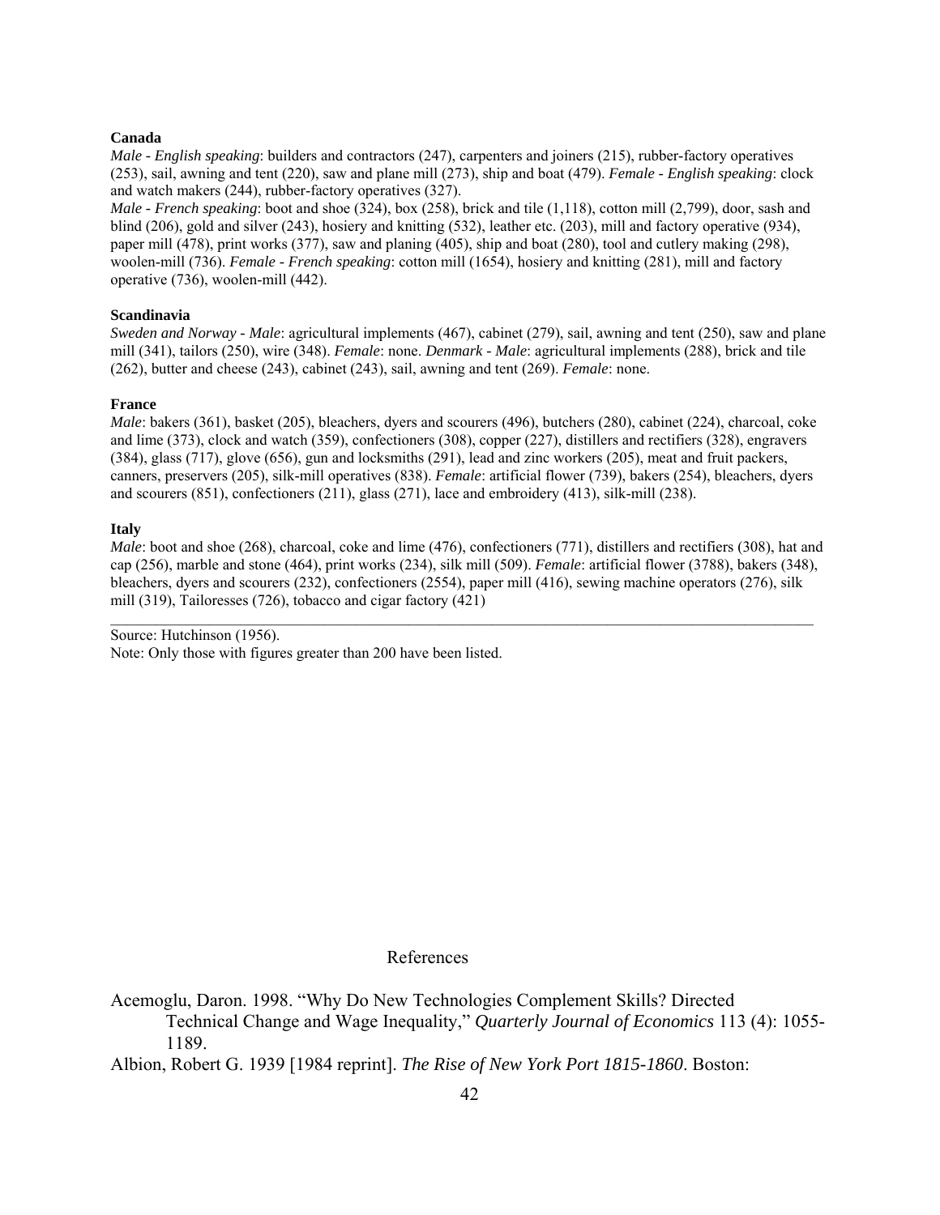**Canada**

*Male - English speaking*: builders and contractors (247), carpenters and joiners (215), rubber-factory operatives (253), sail, awning and tent (220), saw and plane mill (273), ship and boat (479). *Female - English speaking*: clock and watch makers (244), rubber-factory operatives (327).

*Male - French speaking*: boot and shoe (324), box (258), brick and tile (1,118), cotton mill (2,799), door, sash and blind (206), gold and silver (243), hosiery and knitting (532), leather etc. (203), mill and factory operative (934), paper mill (478), print works (377), saw and planing (405), ship and boat (280), tool and cutlery making (298), woolen-mill (736). *Female - French speaking*: cotton mill (1654), hosiery and knitting (281), mill and factory operative (736), woolen-mill (442).

**Scandinavia**

*Sweden and Norway - Male*: agricultural implements (467), cabinet (279), sail, awning and tent (250), saw and plane mill (341), tailors (250), wire (348). *Female*: none. *Denmark - Male*: agricultural implements (288), brick and tile (262), butter and cheese (243), cabinet (243), sail, awning and tent (269). *Female*: none.

**France**

*Male*: bakers (361), basket (205), bleachers, dyers and scourers (496), butchers (280), cabinet (224), charcoal, coke and lime (373), clock and watch (359), confectioners (308), copper (227), distillers and rectifiers (328), engravers (384), glass (717), glove (656), gun and locksmiths (291), lead and zinc workers (205), meat and fruit packers, canners, preservers (205), silk-mill operatives (838). *Female*: artificial flower (739), bakers (254), bleachers, dyers and scourers (851), confectioners (211), glass (271), lace and embroidery (413), silk-mill (238).

**Italy**

*Male*: boot and shoe (268), charcoal, coke and lime (476), confectioners (771), distillers and rectifiers (308), hat and cap (256), marble and stone (464), print works (234), silk mill (509). *Female*: artificial flower (3788), bakers (348), bleachers, dyers and scourers (232), confectioners (2554), paper mill (416), sewing machine operators (276), silk mill (319), Tailoresses (726), tobacco and cigar factory (421)

---

Source: Hutchinson (1956).

Note: Only those with figures greater than 200 have been listed.

## References

Acemoglu, Daron. 1998. "Why Do New Technologies Complement Skills? Directed Technical Change and Wage Inequality," *Quarterly Journal of Economics* 113 (4): 1055-1189.

Albion, Robert G. 1939 [1984 reprint]. *The Rise of New York Port 1815-1860*. Boston: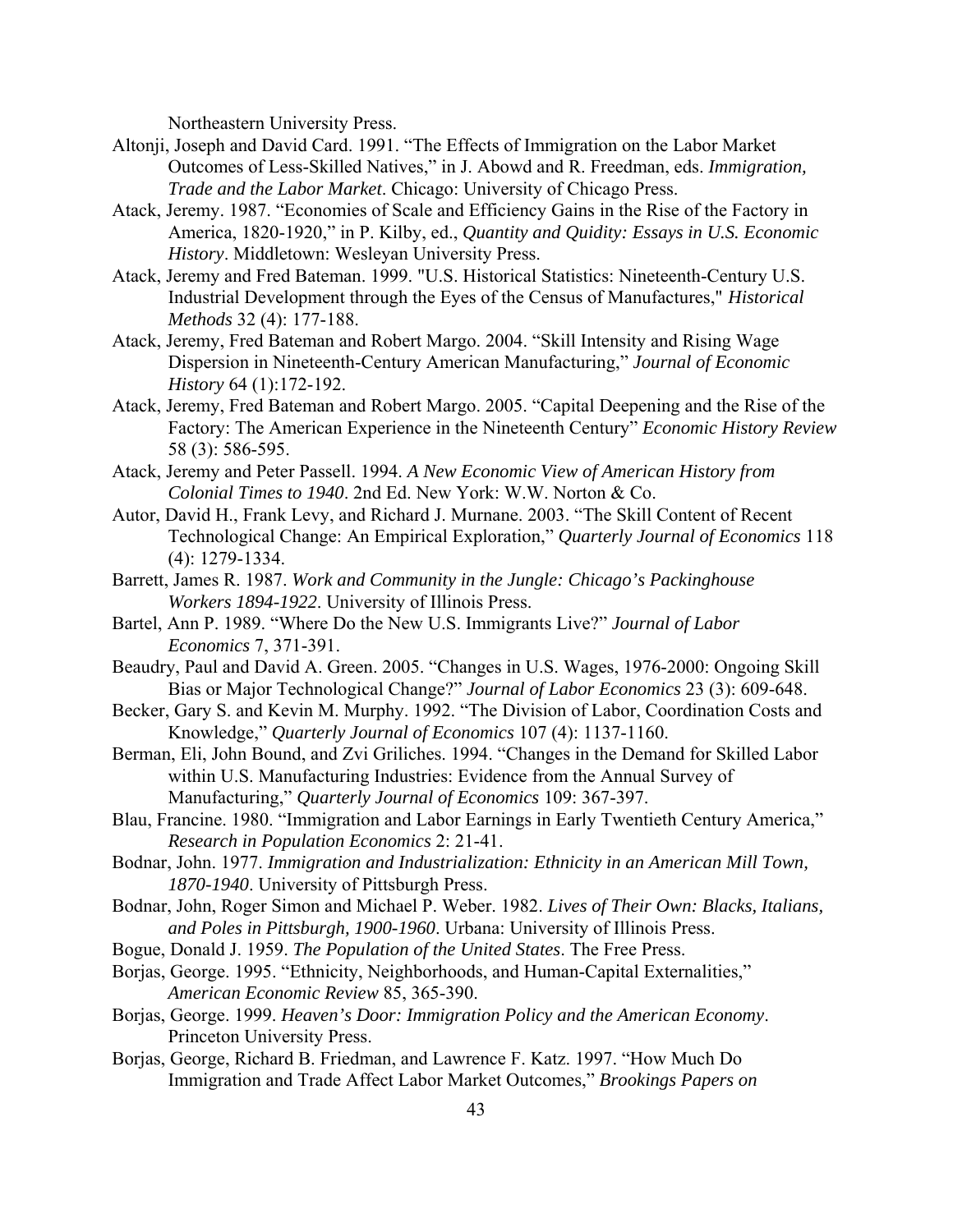Northeastern University Press.

Altonji, Joseph and David Card. 1991. "The Effects of Immigration on the Labor Market Outcomes of Less-Skilled Natives," in J. Abowd and R. Freedman, eds. *Immigration, Trade and the Labor Market*. Chicago: University of Chicago Press.

Atack, Jeremy. 1987. "Economies of Scale and Efficiency Gains in the Rise of the Factory in America, 1820-1920," in P. Kilby, ed., *Quantity and Quidity: Essays in U.S. Economic History*. Middletown: Wesleyan University Press.

Atack, Jeremy and Fred Bateman. 1999. "U.S. Historical Statistics: Nineteenth-Century U.S. Industrial Development through the Eyes of the Census of Manufactures," *Historical Methods* 32 (4): 177-188.

Atack, Jeremy, Fred Bateman and Robert Margo. 2004. "Skill Intensity and Rising Wage Dispersion in Nineteenth-Century American Manufacturing," *Journal of Economic History* 64 (1):172-192.

Atack, Jeremy, Fred Bateman and Robert Margo. 2005. "Capital Deepening and the Rise of the Factory: The American Experience in the Nineteenth Century" *Economic History Review* 58 (3): 586-595.

Atack, Jeremy and Peter Passell. 1994. *A New Economic View of American History from Colonial Times to 1940*. 2nd Ed. New York: W.W. Norton & Co.

Autor, David H., Frank Levy, and Richard J. Murnane. 2003. "The Skill Content of Recent Technological Change: An Empirical Exploration," *Quarterly Journal of Economics* 118 (4): 1279-1334.

Barrett, James R. 1987. *Work and Community in the Jungle: Chicago's Packinghouse Workers 1894-1922*. University of Illinois Press.

Bartel, Ann P. 1989. "Where Do the New U.S. Immigrants Live?" *Journal of Labor Economics* 7, 371-391.

Beaudry, Paul and David A. Green. 2005. "Changes in U.S. Wages, 1976-2000: Ongoing Skill Bias or Major Technological Change?" *Journal of Labor Economics* 23 (3): 609-648.

Becker, Gary S. and Kevin M. Murphy. 1992. "The Division of Labor, Coordination Costs and Knowledge," *Quarterly Journal of Economics* 107 (4): 1137-1160.

Berman, Eli, John Bound, and Zvi Griliches. 1994. "Changes in the Demand for Skilled Labor within U.S. Manufacturing Industries: Evidence from the Annual Survey of Manufacturing," *Quarterly Journal of Economics* 109: 367-397.

Blau, Francine. 1980. "Immigration and Labor Earnings in Early Twentieth Century America," *Research in Population Economics* 2: 21-41.

Bodnar, John. 1977. *Immigration and Industrialization: Ethnicity in an American Mill Town, 1870-1940*. University of Pittsburgh Press.

Bodnar, John, Roger Simon and Michael P. Weber. 1982. *Lives of Their Own: Blacks, Italians, and Poles in Pittsburgh, 1900-1960*. Urbana: University of Illinois Press.

Bogue, Donald J. 1959. *The Population of the United States*. The Free Press.

Borjas, George. 1995. "Ethnicity, Neighborhoods, and Human-Capital Externalities," *American Economic Review* 85, 365-390.

Borjas, George. 1999. *Heaven's Door: Immigration Policy and the American Economy*. Princeton University Press.

Borjas, George, Richard B. Friedman, and Lawrence F. Katz. 1997. "How Much Do Immigration and Trade Affect Labor Market Outcomes," *Brookings Papers on*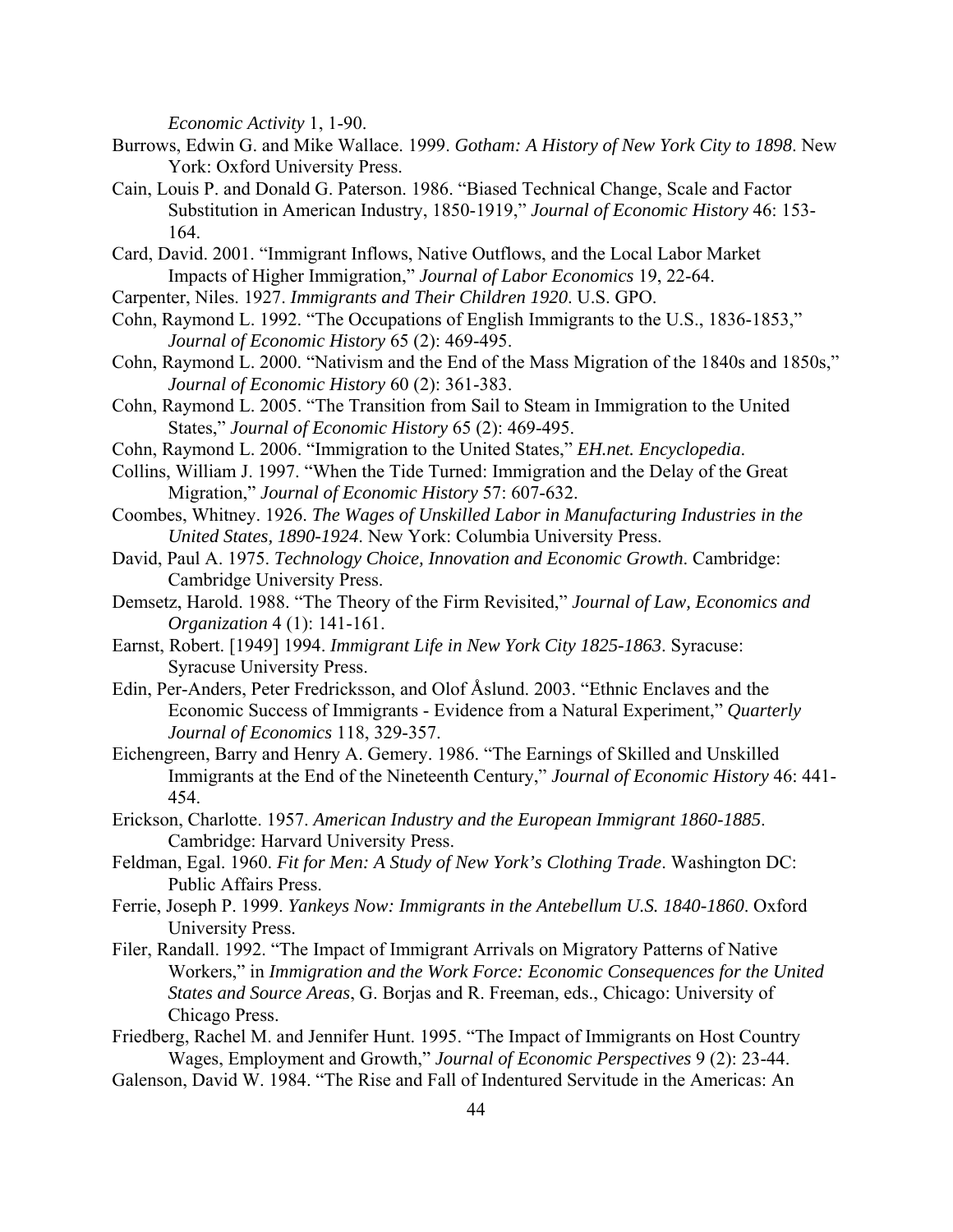*Economic Activity* 1, 1-90.

Burrows, Edwin G. and Mike Wallace. 1999. *Gotham: A History of New York City to 1898*. New York: Oxford University Press.

Cain, Louis P. and Donald G. Paterson. 1986. "Biased Technical Change, Scale and Factor Substitution in American Industry, 1850-1919," *Journal of Economic History* 46: 153-164.

Card, David. 2001. "Immigrant Inflows, Native Outflows, and the Local Labor Market Impacts of Higher Immigration," *Journal of Labor Economics* 19, 22-64.

Carpenter, Niles. 1927. *Immigrants and Their Children 1920*. U.S. GPO.

Cohn, Raymond L. 1992. "The Occupations of English Immigrants to the U.S., 1836-1853," *Journal of Economic History* 65 (2): 469-495.

Cohn, Raymond L. 2000. "Nativism and the End of the Mass Migration of the 1840s and 1850s," *Journal of Economic History* 60 (2): 361-383.

Cohn, Raymond L. 2005. "The Transition from Sail to Steam in Immigration to the United States," *Journal of Economic History* 65 (2): 469-495.

Cohn, Raymond L. 2006. "Immigration to the United States," *EH.net. Encyclopedia*.

Collins, William J. 1997. "When the Tide Turned: Immigration and the Delay of the Great Migration," *Journal of Economic History* 57: 607-632.

Coombes, Whitney. 1926. *The Wages of Unskilled Labor in Manufacturing Industries in the United States, 1890-1924*. New York: Columbia University Press.

David, Paul A. 1975. *Technology Choice, Innovation and Economic Growth*. Cambridge: Cambridge University Press.

Demsetz, Harold. 1988. "The Theory of the Firm Revisited," *Journal of Law, Economics and Organization* 4 (1): 141-161.

Earnst, Robert. [1949] 1994. *Immigrant Life in New York City 1825-1863*. Syracuse: Syracuse University Press.

Edin, Per-Anders, Peter Fredricksson, and Olof Åslund. 2003. "Ethnic Enclaves and the Economic Success of Immigrants - Evidence from a Natural Experiment," *Quarterly Journal of Economics* 118, 329-357.

Eichengreen, Barry and Henry A. Gemery. 1986. "The Earnings of Skilled and Unskilled Immigrants at the End of the Nineteenth Century," *Journal of Economic History* 46: 441-454.

Erickson, Charlotte. 1957. *American Industry and the European Immigrant 1860-1885*. Cambridge: Harvard University Press.

Feldman, Egal. 1960. *Fit for Men: A Study of New York's Clothing Trade*. Washington DC: Public Affairs Press.

Ferrie, Joseph P. 1999. *Yankeys Now: Immigrants in the Antebellum U.S. 1840-1860*. Oxford University Press.

Filer, Randall. 1992. "The Impact of Immigrant Arrivals on Migratory Patterns of Native Workers," in *Immigration and the Work Force: Economic Consequences for the United States and Source Areas*, G. Borjas and R. Freeman, eds., Chicago: University of Chicago Press.

Friedberg, Rachel M. and Jennifer Hunt. 1995. "The Impact of Immigrants on Host Country Wages, Employment and Growth," *Journal of Economic Perspectives* 9 (2): 23-44.

Galenson, David W. 1984. "The Rise and Fall of Indentured Servitude in the Americas: An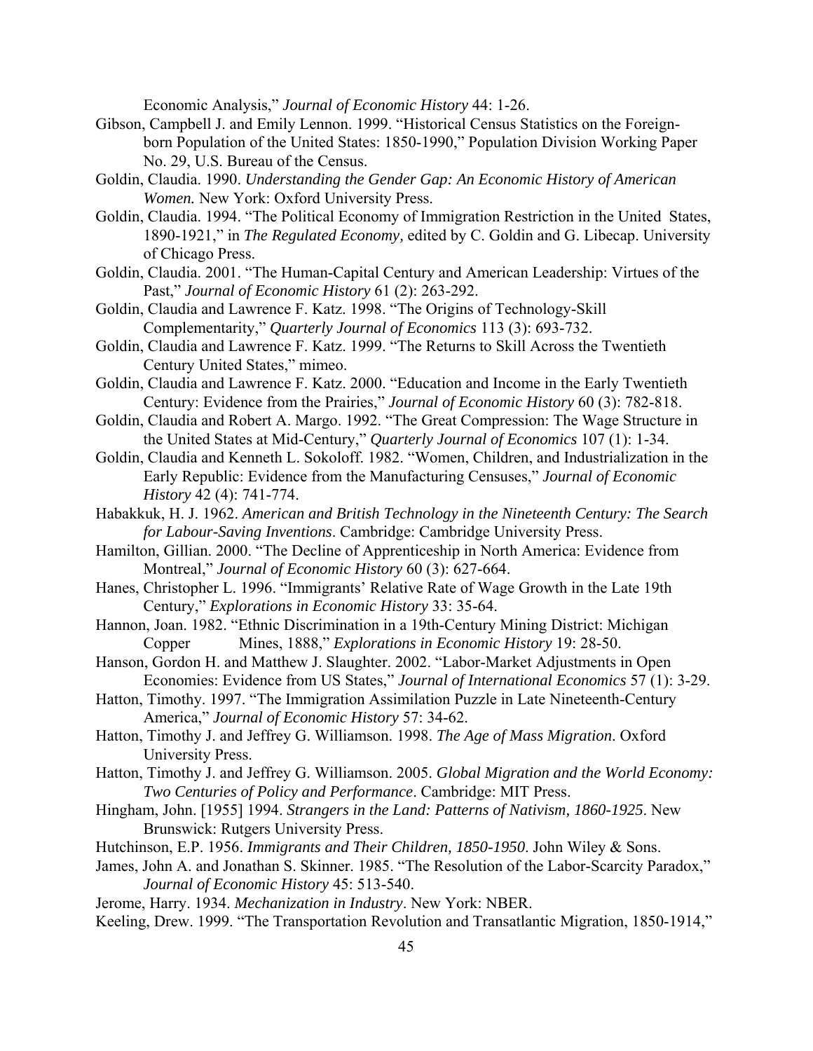Economic Analysis," *Journal of Economic History* 44: 1-26.

Gibson, Campbell J. and Emily Lennon. 1999. "Historical Census Statistics on the Foreign-born Population of the United States: 1850-1990," Population Division Working Paper No. 29, U.S. Bureau of the Census.

Goldin, Claudia. 1990. *Understanding the Gender Gap: An Economic History of American Women.* New York: Oxford University Press.

Goldin, Claudia. 1994. "The Political Economy of Immigration Restriction in the United States, 1890-1921," in *The Regulated Economy,* edited by C. Goldin and G. Libecap. University of Chicago Press.

Goldin, Claudia. 2001. "The Human-Capital Century and American Leadership: Virtues of the Past," *Journal of Economic History* 61 (2): 263-292.

Goldin, Claudia and Lawrence F. Katz. 1998. "The Origins of Technology-Skill Complementarity," *Quarterly Journal of Economics* 113 (3): 693-732.

Goldin, Claudia and Lawrence F. Katz. 1999. "The Returns to Skill Across the Twentieth Century United States," mimeo.

Goldin, Claudia and Lawrence F. Katz. 2000. "Education and Income in the Early Twentieth Century: Evidence from the Prairies," *Journal of Economic History* 60 (3): 782-818.

Goldin, Claudia and Robert A. Margo. 1992. "The Great Compression: The Wage Structure in the United States at Mid-Century," *Quarterly Journal of Economics* 107 (1): 1-34.

Goldin, Claudia and Kenneth L. Sokoloff. 1982. "Women, Children, and Industrialization in the Early Republic: Evidence from the Manufacturing Censuses," *Journal of Economic History* 42 (4): 741-774.

Habakkuk, H. J. 1962. *American and British Technology in the Nineteenth Century: The Search for Labour-Saving Inventions*. Cambridge: Cambridge University Press.

Hamilton, Gillian. 2000. "The Decline of Apprenticeship in North America: Evidence from Montreal," *Journal of Economic History* 60 (3): 627-664.

Hanes, Christopher L. 1996. "Immigrants' Relative Rate of Wage Growth in the Late 19th Century," *Explorations in Economic History* 33: 35-64.

Hannon, Joan. 1982. "Ethnic Discrimination in a 19th-Century Mining District: Michigan Copper Mines, 1888," *Explorations in Economic History* 19: 28-50.

Hanson, Gordon H. and Matthew J. Slaughter. 2002. "Labor-Market Adjustments in Open Economies: Evidence from US States," *Journal of International Economics* 57 (1): 3-29.

Hatton, Timothy. 1997. "The Immigration Assimilation Puzzle in Late Nineteenth-Century America," *Journal of Economic History* 57: 34-62.

Hatton, Timothy J. and Jeffrey G. Williamson. 1998. *The Age of Mass Migration*. Oxford University Press.

Hatton, Timothy J. and Jeffrey G. Williamson. 2005. *Global Migration and the World Economy: Two Centuries of Policy and Performance*. Cambridge: MIT Press.

Hingham, John. [1955] 1994. *Strangers in the Land: Patterns of Nativism, 1860-1925*. New Brunswick: Rutgers University Press.

Hutchinson, E.P. 1956. *Immigrants and Their Children, 1850-1950*. John Wiley & Sons.

James, John A. and Jonathan S. Skinner. 1985. "The Resolution of the Labor-Scarcity Paradox," *Journal of Economic History* 45: 513-540.

Jerome, Harry. 1934. *Mechanization in Industry*. New York: NBER.

Keeling, Drew. 1999. "The Transportation Revolution and Transatlantic Migration, 1850-1914,"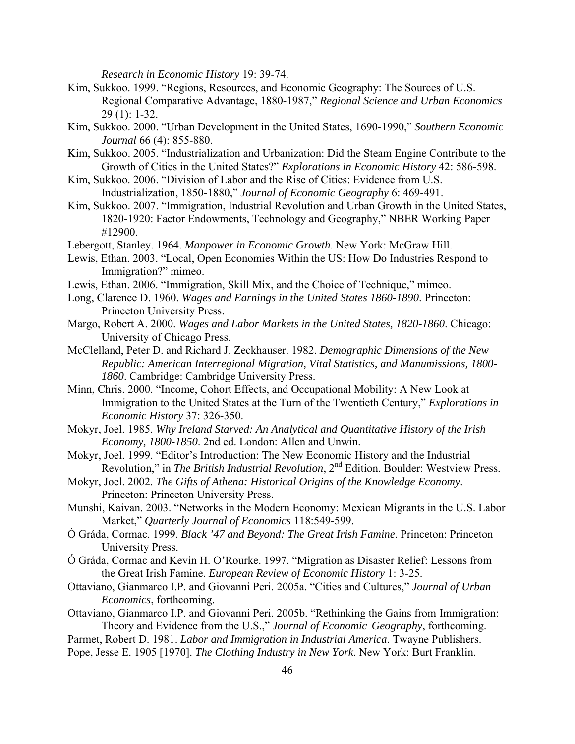*Research in Economic History* 19: 39-74.

Kim, Sukkoo. 1999. "Regions, Resources, and Economic Geography: The Sources of U.S. Regional Comparative Advantage, 1880-1987," *Regional Science and Urban Economics* 29 (1): 1-32.

Kim, Sukkoo. 2000. "Urban Development in the United States, 1690-1990," *Southern Economic Journal* 66 (4): 855-880.

Kim, Sukkoo. 2005. "Industrialization and Urbanization: Did the Steam Engine Contribute to the Growth of Cities in the United States?" *Explorations in Economic History* 42: 586-598.

Kim, Sukkoo. 2006. "Division of Labor and the Rise of Cities: Evidence from U.S. Industrialization, 1850-1880," *Journal of Economic Geography* 6: 469-491.

Kim, Sukkoo. 2007. "Immigration, Industrial Revolution and Urban Growth in the United States, 1820-1920: Factor Endowments, Technology and Geography," NBER Working Paper #12900.

Lebergott, Stanley. 1964. *Manpower in Economic Growth*. New York: McGraw Hill.

Lewis, Ethan. 2003. "Local, Open Economies Within the US: How Do Industries Respond to Immigration?" mimeo.

Lewis, Ethan. 2006. "Immigration, Skill Mix, and the Choice of Technique," mimeo.

Long, Clarence D. 1960. *Wages and Earnings in the United States 1860-1890*. Princeton: Princeton University Press.

Margo, Robert A. 2000. *Wages and Labor Markets in the United States, 1820-1860*. Chicago: University of Chicago Press.

McClelland, Peter D. and Richard J. Zeckhauser. 1982. *Demographic Dimensions of the New Republic: American Interregional Migration, Vital Statistics, and Manumissions, 1800-1860*. Cambridge: Cambridge University Press.

Minn, Chris. 2000. "Income, Cohort Effects, and Occupational Mobility: A New Look at Immigration to the United States at the Turn of the Twentieth Century," *Explorations in Economic History* 37: 326-350.

Mokyr, Joel. 1985. *Why Ireland Starved: An Analytical and Quantitative History of the Irish Economy, 1800-1850*. 2nd ed. London: Allen and Unwin.

Mokyr, Joel. 1999. "Editor's Introduction: The New Economic History and the Industrial Revolution," in *The British Industrial Revolution*, 2nd Edition. Boulder: Westview Press.

Mokyr, Joel. 2002. *The Gifts of Athena: Historical Origins of the Knowledge Economy*. Princeton: Princeton University Press.

Munshi, Kaivan. 2003. "Networks in the Modern Economy: Mexican Migrants in the U.S. Labor Market," *Quarterly Journal of Economics* 118:549-599.

Ó Gráda, Cormac. 1999. *Black '47 and Beyond: The Great Irish Famine*. Princeton: Princeton University Press.

Ó Gráda, Cormac and Kevin H. O'Rourke. 1997. "Migration as Disaster Relief: Lessons from the Great Irish Famine. *European Review of Economic History* 1: 3-25.

Ottaviano, Gianmarco I.P. and Giovanni Peri. 2005a. "Cities and Cultures," *Journal of Urban Economics*, forthcoming.

Ottaviano, Gianmarco I.P. and Giovanni Peri. 2005b. "Rethinking the Gains from Immigration: Theory and Evidence from the U.S.," *Journal of Economic Geography*, forthcoming.

Parmet, Robert D. 1981. *Labor and Immigration in Industrial America*. Twayne Publishers.

Pope, Jesse E. 1905 [1970]. *The Clothing Industry in New York*. New York: Burt Franklin.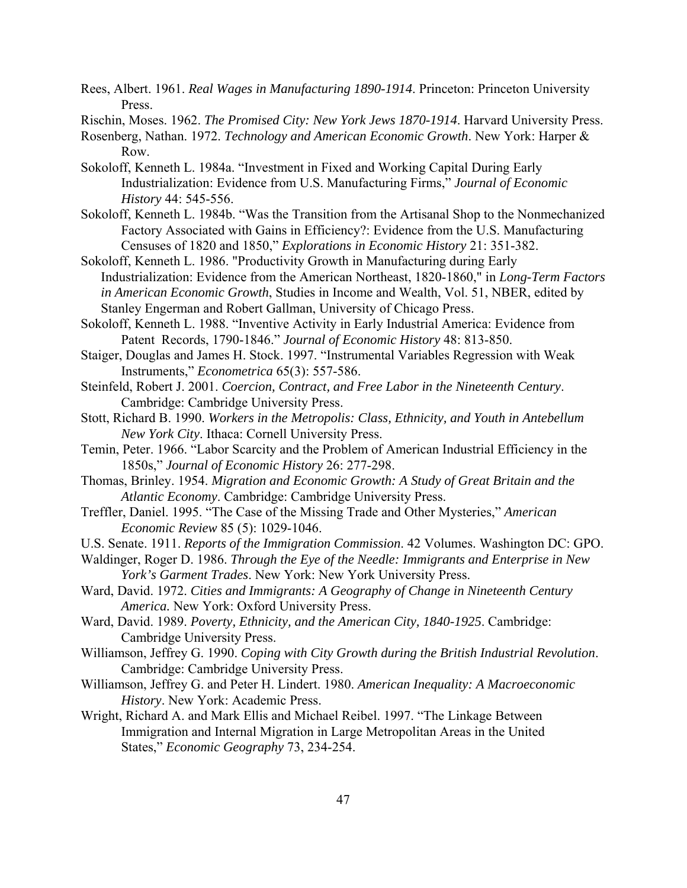Rees, Albert. 1961. *Real Wages in Manufacturing 1890-1914*. Princeton: Princeton University Press.

Rischin, Moses. 1962. *The Promised City: New York Jews 1870-1914*. Harvard University Press.

Rosenberg, Nathan. 1972. *Technology and American Economic Growth*. New York: Harper & Row.

Sokoloff, Kenneth L. 1984a. "Investment in Fixed and Working Capital During Early Industrialization: Evidence from U.S. Manufacturing Firms," *Journal of Economic History* 44: 545-556.

Sokoloff, Kenneth L. 1984b. "Was the Transition from the Artisanal Shop to the Nonmechanized Factory Associated with Gains in Efficiency?: Evidence from the U.S. Manufacturing Censuses of 1820 and 1850," *Explorations in Economic History* 21: 351-382.

Sokoloff, Kenneth L. 1986. "Productivity Growth in Manufacturing during Early Industrialization: Evidence from the American Northeast, 1820-1860," in *Long-Term Factors in American Economic Growth*, Studies in Income and Wealth, Vol. 51, NBER, edited by Stanley Engerman and Robert Gallman, University of Chicago Press.

Sokoloff, Kenneth L. 1988. "Inventive Activity in Early Industrial America: Evidence from Patent Records, 1790-1846." *Journal of Economic History* 48: 813-850.

Staiger, Douglas and James H. Stock. 1997. "Instrumental Variables Regression with Weak Instruments," *Econometrica* 65(3): 557-586.

Steinfeld, Robert J. 2001. *Coercion, Contract, and Free Labor in the Nineteenth Century*. Cambridge: Cambridge University Press.

Stott, Richard B. 1990. *Workers in the Metropolis: Class, Ethnicity, and Youth in Antebellum New York City*. Ithaca: Cornell University Press.

Temin, Peter. 1966. "Labor Scarcity and the Problem of American Industrial Efficiency in the 1850s," *Journal of Economic History* 26: 277-298.

Thomas, Brinley. 1954. *Migration and Economic Growth: A Study of Great Britain and the Atlantic Economy*. Cambridge: Cambridge University Press.

Treffler, Daniel. 1995. "The Case of the Missing Trade and Other Mysteries," *American Economic Review* 85 (5): 1029-1046.

U.S. Senate. 1911. *Reports of the Immigration Commission*. 42 Volumes. Washington DC: GPO.

Waldinger, Roger D. 1986. *Through the Eye of the Needle: Immigrants and Enterprise in New York's Garment Trades*. New York: New York University Press.

Ward, David. 1972. *Cities and Immigrants: A Geography of Change in Nineteenth Century America.* New York: Oxford University Press.

Ward, David. 1989. *Poverty, Ethnicity, and the American City, 1840-1925*. Cambridge: Cambridge University Press.

Williamson, Jeffrey G. 1990. *Coping with City Growth during the British Industrial Revolution*. Cambridge: Cambridge University Press.

Williamson, Jeffrey G. and Peter H. Lindert. 1980. *American Inequality: A Macroeconomic History*. New York: Academic Press.

Wright, Richard A. and Mark Ellis and Michael Reibel. 1997. "The Linkage Between Immigration and Internal Migration in Large Metropolitan Areas in the United States," *Economic Geography* 73, 234-254.